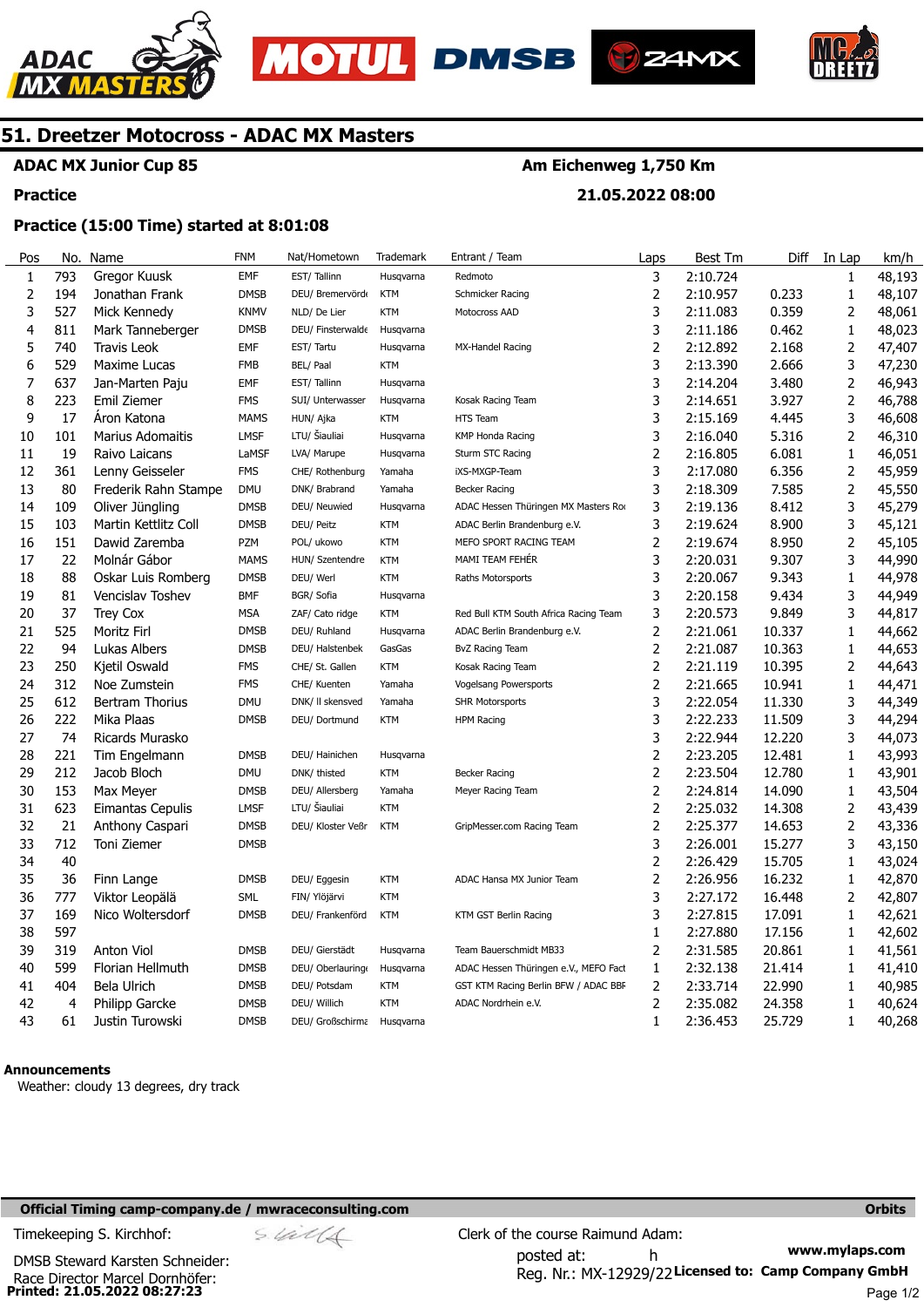# 51. Dreetzer Motocross - ADAC MX Masters

**ADAC MX Junior Cup 85** | **Am Eichenweg 1,750 Km**

**Practice** | **21.05.2022 08:00**

**Practice (15:00 Time) started at 8:01:08**

| Pos | No. | Name | FNM | Nat/Hometown | Trademark | Entrant / Team | Laps | Best Tm | Diff | In Lap | km/h |
|---|---|---|---|---|---|---|---|---|---|---|---|
| 1 | 793 | Gregor Kuusk | EMF | EST/ Tallinn | Husqvarna | Redmoto | 3 | 2:10.724 | | 1 | 48,193 |
| 2 | 194 | Jonathan Frank | DMSB | DEU/ Bremervörde | KTM | Schmicker Racing | 2 | 2:10.957 | 0.233 | 1 | 48,107 |
| 3 | 527 | Mick Kennedy | KNMV | NLD/ De Lier | KTM | Motocross AAD | 3 | 2:11.083 | 0.359 | 2 | 48,061 |
| 4 | 811 | Mark Tanneberger | DMSB | DEU/ Finsterwalde | Husqvarna | | 3 | 2:11.186 | 0.462 | 1 | 48,023 |
| 5 | 740 | Travis Leok | EMF | EST/ Tartu | Husqvarna | MX-Handel Racing | 2 | 2:12.892 | 2.168 | 2 | 47,407 |
| 6 | 529 | Maxime Lucas | FMB | BEL/ Paal | KTM | | 3 | 2:13.390 | 2.666 | 3 | 47,230 |
| 7 | 637 | Jan-Marten Paju | EMF | EST/ Tallinn | Husqvarna | | 3 | 2:14.204 | 3.480 | 2 | 46,943 |
| 8 | 223 | Emil Ziemer | FMS | SUI/ Unterwasser | Husqvarna | Kosak Racing Team | 3 | 2:14.651 | 3.927 | 2 | 46,788 |
| 9 | 17 | Áron Katona | MAMS | HUN/ Ajka | KTM | HTS Team | 3 | 2:15.169 | 4.445 | 3 | 46,608 |
| 10 | 101 | Marius Adomaitis | LMSF | LTU/ Šiauliai | Husqvarna | KMP Honda Racing | 3 | 2:16.040 | 5.316 | 2 | 46,310 |
| 11 | 19 | Raivo Laicans | LaMSF | LVA/ Marupe | Husqvarna | Sturm STC Racing | 2 | 2:16.805 | 6.081 | 1 | 46,051 |
| 12 | 361 | Lenny Geisseler | FMS | CHE/ Rothenburg | Yamaha | iXS-MXGP-Team | 3 | 2:17.080 | 6.356 | 2 | 45,959 |
| 13 | 80 | Frederik Rahn Stampe | DMU | DNK/ Brabrand | Yamaha | Becker Racing | 3 | 2:18.309 | 7.585 | 2 | 45,550 |
| 14 | 109 | Oliver Jüngling | DMSB | DEU/ Neuwied | Husqvarna | ADAC Hessen Thüringen MX Masters Ro | 3 | 2:19.136 | 8.412 | 3 | 45,279 |
| 15 | 103 | Martin Kettlitz Coll | DMSB | DEU/ Peitz | KTM | ADAC Berlin Brandenburg e.V. | 3 | 2:19.624 | 8.900 | 3 | 45,121 |
| 16 | 151 | Dawid Zaremba | PZM | POL/ ukowo | KTM | MEFO SPORT RACING TEAM | 2 | 2:19.674 | 8.950 | 2 | 45,105 |
| 17 | 22 | Molnár Gábor | MAMS | HUN/ Szentendre | KTM | MAMI TEAM FEHÉR | 3 | 2:20.031 | 9.307 | 3 | 44,990 |
| 18 | 88 | Oskar Luis Romberg | DMSB | DEU/ Werl | KTM | Raths Motorsports | 3 | 2:20.067 | 9.343 | 1 | 44,978 |
| 19 | 81 | Vencislav Toshev | BMF | BGR/ Sofia | Husqvarna | | 3 | 2:20.158 | 9.434 | 3 | 44,949 |
| 20 | 37 | Trey Cox | MSA | ZAF/ Cato ridge | KTM | Red Bull KTM South Africa Racing Team | 3 | 2:20.573 | 9.849 | 3 | 44,817 |
| 21 | 525 | Moritz Firl | DMSB | DEU/ Ruhland | Husqvarna | ADAC Berlin Brandenburg e.V. | 2 | 2:21.061 | 10.337 | 1 | 44,662 |
| 22 | 94 | Lukas Albers | DMSB | DEU/ Halstenbek | GasGas | BvZ Racing Team | 2 | 2:21.087 | 10.363 | 1 | 44,653 |
| 23 | 250 | Kjetil Oswald | FMS | CHE/ St. Gallen | KTM | Kosak Racing Team | 2 | 2:21.119 | 10.395 | 2 | 44,643 |
| 24 | 312 | Noe Zumstein | FMS | CHE/ Kuenten | Yamaha | Vogelsang Powersports | 2 | 2:21.665 | 10.941 | 1 | 44,471 |
| 25 | 612 | Bertram Thorius | DMU | DNK/ Il skensved | Yamaha | SHR Motorsports | 3 | 2:22.054 | 11.330 | 3 | 44,349 |
| 26 | 222 | Mika Plaas | DMSB | DEU/ Dortmund | KTM | HPM Racing | 3 | 2:22.233 | 11.509 | 3 | 44,294 |
| 27 | 74 | Ricards Murasko | | | | | 3 | 2:22.944 | 12.220 | 3 | 44,073 |
| 28 | 221 | Tim Engelmann | DMSB | DEU/ Hainichen | Husqvarna | | 2 | 2:23.205 | 12.481 | 1 | 43,993 |
| 29 | 212 | Jacob Bloch | DMU | DNK/ thisted | KTM | Becker Racing | 2 | 2:23.504 | 12.780 | 1 | 43,901 |
| 30 | 153 | Max Meyer | DMSB | DEU/ Allersberg | Yamaha | Meyer Racing Team | 2 | 2:24.814 | 14.090 | 1 | 43,504 |
| 31 | 623 | Eimantas Cepulis | LMSF | LTU/ Šiauliai | KTM | | 2 | 2:25.032 | 14.308 | 2 | 43,439 |
| 32 | 21 | Anthony Caspari | DMSB | DEU/ Kloster Veßr | KTM | GripMesser.com Racing Team | 2 | 2:25.377 | 14.653 | 2 | 43,336 |
| 33 | 712 | Toni Ziemer | DMSB | | | | 3 | 2:26.001 | 15.277 | 3 | 43,150 |
| 34 | 40 | | | | | | 2 | 2:26.429 | 15.705 | 1 | 43,024 |
| 35 | 36 | Finn Lange | DMSB | DEU/ Eggesin | KTM | ADAC Hansa MX Junior Team | 2 | 2:26.956 | 16.232 | 1 | 42,870 |
| 36 | 777 | Viktor Leopälä | SML | FIN/ Ylöjärvi | KTM | | 3 | 2:27.172 | 16.448 | 2 | 42,807 |
| 37 | 169 | Nico Woltersdorf | DMSB | DEU/ Frankenförd | KTM | KTM GST Berlin Racing | 3 | 2:27.815 | 17.091 | 1 | 42,621 |
| 38 | 597 | | | | | | 1 | 2:27.880 | 17.156 | 1 | 42,602 |
| 39 | 319 | Anton Viol | DMSB | DEU/ Gierstädt | Husqvarna | Team Bauerschmidt MB33 | 2 | 2:31.585 | 20.861 | 1 | 41,561 |
| 40 | 599 | Florian Hellmuth | DMSB | DEU/ Oberlauringe | Husqvarna | ADAC Hessen Thüringen e.V., MEFO Fact | 1 | 2:32.138 | 21.414 | 1 | 41,410 |
| 41 | 404 | Bela Ulrich | DMSB | DEU/ Potsdam | KTM | GST KTM Racing Berlin BFW / ADAC BBR | 2 | 2:33.714 | 22.990 | 1 | 40,985 |
| 42 | 4 | Philipp Garcke | DMSB | DEU/ Willich | KTM | ADAC Nordrhein e.V. | 2 | 2:35.082 | 24.358 | 1 | 40,624 |
| 43 | 61 | Justin Turowski | DMSB | DEU/ Großschirma | Husqvarna | | 1 | 2:36.453 | 25.729 | 1 | 40,268 |

**Announcements**

Weather: cloudy 13 degrees, dry track

**Official Timing camp-company.de / mwraceconsulting.com** | **Orbits**

Timekeeping S. Kirchhof:

Clerk of the course Raimund Adam:

DMSB Steward Karsten Schneider:

posted at: h

Race Director Marcel Dornhöfer:

Reg. Nr.: MX-12929/22

**www.mylaps.com**

**Licensed to: Camp Company GmbH**

**Printed: 21.05.2022 08:27:23**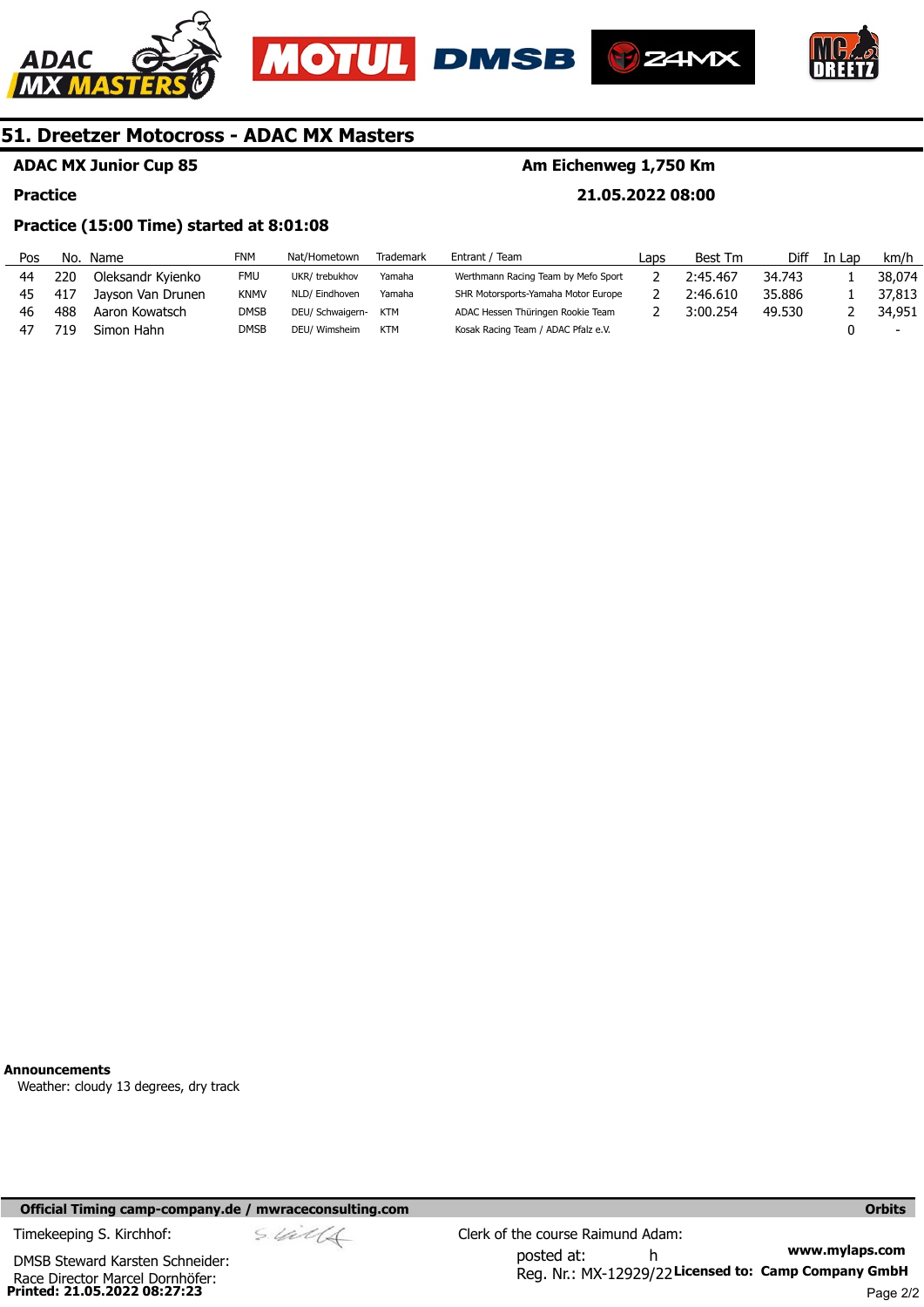## 51. Dreetzer Motocross - ADAC MX Masters

**ADAC MX Junior Cup 85** — **Am Eichenweg 1,750 Km**

**Practice** — **21.05.2022 08:00**

**Practice (15:00 Time) started at 8:01:08**

| Pos | No. | Name | FNM | Nat/Hometown | Trademark | Entrant / Team | Laps | Best Tm | Diff | In Lap | km/h |
|---|---|---|---|---|---|---|---|---|---|---|---|
| 44 | 220 | Oleksandr Kyienko | FMU | UKR/ trebukhov | Yamaha | Werthmann Racing Team by Mefo Sport | 2 | 2:45.467 | 34.743 | 1 | 38,074 |
| 45 | 417 | Jayson Van Drunen | KNMV | NLD/ Eindhoven | Yamaha | SHR Motorsports-Yamaha Motor Europe | 2 | 2:46.610 | 35.886 | 1 | 37,813 |
| 46 | 488 | Aaron Kowatsch | DMSB | DEU/ Schwaigern- | KTM | ADAC Hessen Thüringen Rookie Team | 2 | 3:00.254 | 49.530 | 2 | 34,951 |
| 47 | 719 | Simon Hahn | DMSB | DEU/ Wimsheim | KTM | Kosak Racing Team / ADAC Pfalz e.V. | | | | 0 | - |

**Announcements**

Weather: cloudy 13 degrees, dry track

**Official Timing camp-company.de / mwraceconsulting.com** — **Orbits**

Timekeeping S. Kirchhof:

DMSB Steward Karsten Schneider:

Race Director Marcel Dornhöfer:

Clerk of the course Raimund Adam:

posted at: h

Reg. Nr.: MX-12929/22

www.mylaps.com

**Licensed to: Camp Company GmbH**

**Printed: 21.05.2022 08:27:23**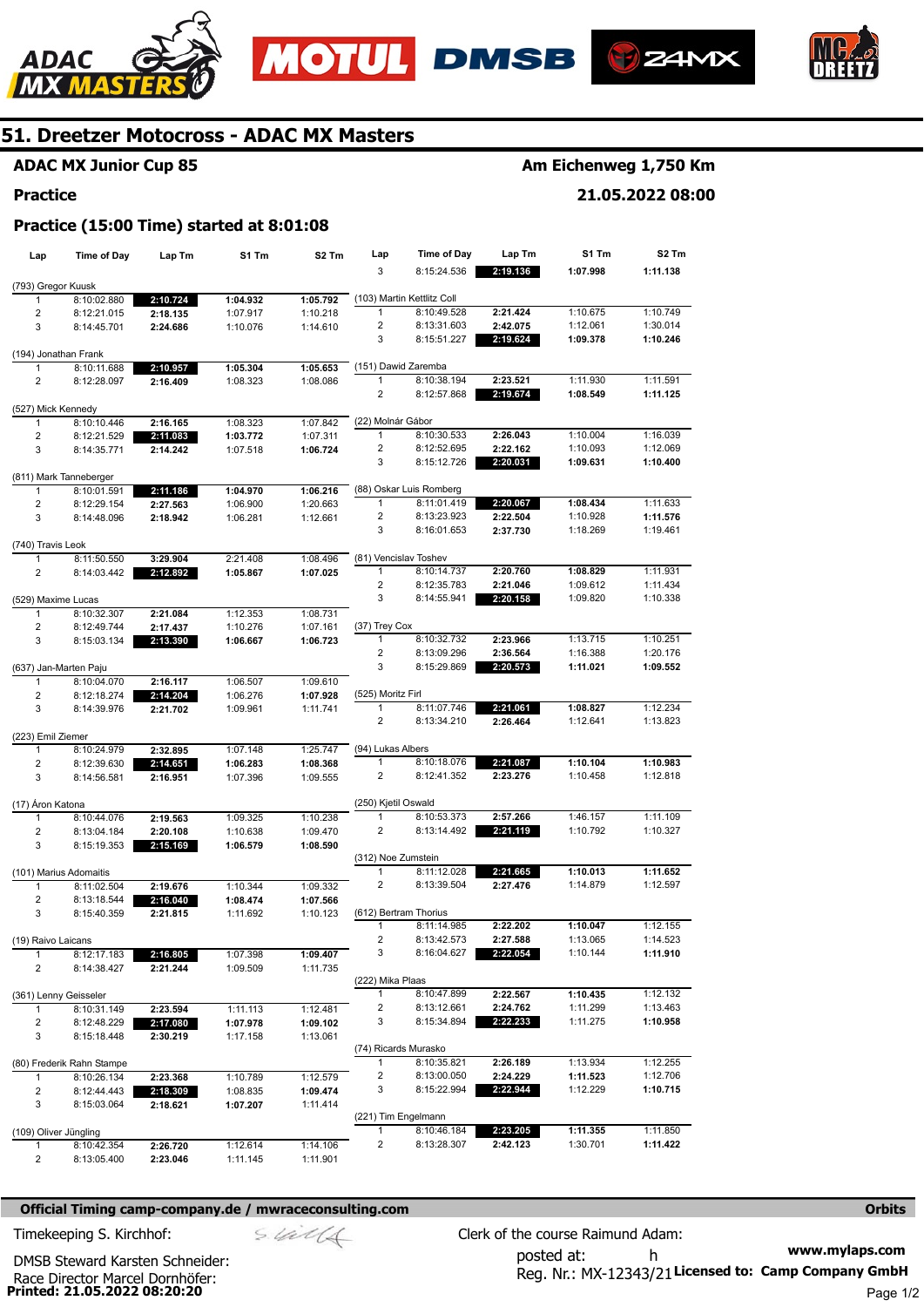# 51. Dreetzer Motocross - ADAC MX Masters

## ADAC MX Junior Cup 85

**Am Eichenweg 1,750 Km**

## Practice

**21.05.2022 08:00**

### Practice (15:00 Time) started at 8:01:08

| Lap | Time of Day | Lap Tm | S1 Tm | S2 Tm |
|---|---|---|---|---|
| **(793) Gregor Kuusk** | | | | |
| 1 | 8:10:02.880 | **2:10.724** | **1:04.932** | **1:05.792** |
| 2 | 8:12:21.015 | **2:18.135** | 1:07.917 | 1:10.218 |
| 3 | 8:14:45.701 | **2:24.686** | 1:10.076 | 1:14.610 |
| **(194) Jonathan Frank** | | | | |
| 1 | 8:10:11.688 | **2:10.957** | **1:05.304** | **1:05.653** |
| 2 | 8:12:28.097 | **2:16.409** | 1:08.323 | 1:08.086 |
| **(527) Mick Kennedy** | | | | |
| 1 | 8:10:10.446 | **2:16.165** | 1:08.323 | 1:07.842 |
| 2 | 8:12:21.529 | **2:11.083** | **1:03.772** | 1:07.311 |
| 3 | 8:14:35.771 | **2:14.242** | 1:07.518 | **1:06.724** |
| **(811) Mark Tanneberger** | | | | |
| 1 | 8:10:01.591 | **2:11.186** | **1:04.970** | **1:06.216** |
| 2 | 8:12:29.154 | **2:27.563** | 1:06.900 | 1:20.663 |
| 3 | 8:14:48.096 | **2:18.942** | 1:06.281 | 1:12.661 |
| **(740) Travis Leok** | | | | |
| 1 | 8:11:50.550 | **3:29.904** | 2:21.408 | 1:08.496 |
| 2 | 8:14:03.442 | **2:12.892** | **1:05.867** | **1:07.025** |
| **(529) Maxime Lucas** | | | | |
| 1 | 8:10:32.307 | **2:21.084** | 1:12.353 | 1:08.731 |
| 2 | 8:12:49.744 | **2:17.437** | 1:10.276 | 1:07.161 |
| 3 | 8:15:03.134 | **2:13.390** | **1:06.667** | **1:06.723** |
| **(637) Jan-Marten Paju** | | | | |
| 1 | 8:10:04.070 | **2:16.117** | 1:06.507 | 1:09.610 |
| 2 | 8:12:18.274 | **2:14.204** | 1:06.276 | **1:07.928** |
| 3 | 8:14:39.976 | **2:21.702** | 1:09.961 | 1:11.741 |
| **(223) Emil Ziemer** | | | | |
| 1 | 8:10:24.979 | **2:32.895** | 1:07.148 | 1:25.747 |
| 2 | 8:12:39.630 | **2:14.651** | **1:06.283** | **1:08.368** |
| 3 | 8:14:56.581 | **2:16.951** | 1:07.396 | 1:09.555 |
| **(17) Áron Katona** | | | | |
| 1 | 8:10:44.076 | **2:19.563** | 1:09.325 | 1:10.238 |
| 2 | 8:13:04.184 | **2:20.108** | 1:10.638 | 1:09.470 |
| 3 | 8:15:19.353 | **2:15.169** | **1:06.579** | **1:08.590** |
| **(101) Marius Adomaitis** | | | | |
| 1 | 8:11:02.504 | **2:19.676** | 1:10.344 | 1:09.332 |
| 2 | 8:13:18.544 | **2:16.040** | **1:08.474** | **1:07.566** |
| 3 | 8:15:40.359 | **2:21.815** | 1:11.692 | 1:10.123 |
| **(19) Raivo Laicans** | | | | |
| 1 | 8:12:17.183 | **2:16.805** | 1:07.398 | **1:09.407** |
| 2 | 8:14:38.427 | **2:21.244** | 1:09.509 | 1:11.735 |
| **(361) Lenny Geisseler** | | | | |
| 1 | 8:10:31.149 | **2:23.594** | 1:11.113 | 1:12.481 |
| 2 | 8:12:48.229 | **2:17.080** | **1:07.978** | **1:09.102** |
| 3 | 8:15:18.448 | **2:30.219** | 1:17.158 | 1:13.061 |
| **(80) Frederik Rahn Stampe** | | | | |
| 1 | 8:10:26.134 | **2:23.368** | 1:10.789 | 1:12.579 |
| 2 | 8:12:44.443 | **2:18.309** | 1:08.835 | **1:09.474** |
| 3 | 8:15:03.064 | **2:18.621** | **1:07.207** | 1:11.414 |
| **(109) Oliver Jüngling** | | | | |
| 1 | 8:10:42.354 | **2:26.720** | 1:12.614 | 1:14.106 |
| 2 | 8:13:05.400 | **2:23.046** | 1:11.145 | 1:11.901 |
| 3 | 8:15:24.536 | **2:19.136** | **1:07.998** | **1:11.138** |
| **(103) Martin Kettlitz Coll** | | | | |
| 1 | 8:10:49.528 | **2:21.424** | 1:10.675 | 1:10.749 |
| 2 | 8:13:31.603 | **2:42.075** | 1:12.061 | 1:30.014 |
| 3 | 8:15:51.227 | **2:19.624** | **1:09.378** | **1:10.246** |
| **(151) Dawid Zaremba** | | | | |
| 1 | 8:10:38.194 | **2:23.521** | 1:11.930 | 1:11.591 |
| 2 | 8:12:57.868 | **2:19.674** | **1:08.549** | **1:11.125** |
| **(22) Molnár Gábor** | | | | |
| 1 | 8:10:30.533 | **2:26.043** | 1:10.004 | 1:16.039 |
| 2 | 8:12:52.695 | **2:22.162** | 1:10.093 | 1:12.069 |
| 3 | 8:15:12.726 | **2:20.031** | **1:09.631** | **1:10.400** |
| **(88) Oskar Luis Romberg** | | | | |
| 1 | 8:11:01.419 | **2:20.067** | **1:08.434** | 1:11.633 |
| 2 | 8:13:23.923 | **2:22.504** | 1:10.928 | **1:11.576** |
| 3 | 8:16:01.653 | **2:37.730** | 1:18.269 | 1:19.461 |
| **(81) Vencislav Toshev** | | | | |
| 1 | 8:10:14.737 | **2:20.760** | **1:08.829** | 1:11.931 |
| 2 | 8:12:35.783 | **2:21.046** | 1:09.612 | 1:11.434 |
| 3 | 8:14:55.941 | **2:20.158** | 1:09.820 | 1:10.338 |
| **(37) Trey Cox** | | | | |
| 1 | 8:10:32.732 | **2:23.966** | 1:13.715 | 1:10.251 |
| 2 | 8:13:09.296 | **2:36.564** | 1:16.388 | 1:20.176 |
| 3 | 8:15:29.869 | **2:20.573** | **1:11.021** | **1:09.552** |
| **(525) Moritz Firl** | | | | |
| 1 | 8:11:07.746 | **2:21.061** | **1:08.827** | 1:12.234 |
| 2 | 8:13:34.210 | **2:26.464** | 1:12.641 | 1:13.823 |
| **(94) Lukas Albers** | | | | |
| 1 | 8:10:18.076 | **2:21.087** | **1:10.104** | **1:10.983** |
| 2 | 8:12:41.352 | **2:23.276** | 1:10.458 | 1:12.818 |
| **(250) Kjetil Oswald** | | | | |
| 1 | 8:10:53.373 | **2:57.266** | 1:46.157 | 1:11.109 |
| 2 | 8:13:14.492 | **2:21.119** | 1:10.792 | 1:10.327 |
| **(312) Noe Zumstein** | | | | |
| 1 | 8:11:12.028 | **2:21.665** | **1:10.013** | **1:11.652** |
| 2 | 8:13:39.504 | **2:27.476** | 1:14.879 | 1:12.597 |
| **(612) Bertram Thorius** | | | | |
| 1 | 8:11:14.985 | **2:22.202** | **1:10.047** | 1:12.155 |
| 2 | 8:13:42.573 | **2:27.588** | 1:13.065 | 1:14.523 |
| 3 | 8:16:04.627 | **2:22.054** | 1:10.144 | **1:11.910** |
| **(222) Mika Plaas** | | | | |
| 1 | 8:10:47.899 | **2:22.567** | **1:10.435** | 1:12.132 |
| 2 | 8:13:12.661 | **2:24.762** | 1:11.299 | 1:13.463 |
| 3 | 8:15:34.894 | **2:22.233** | 1:11.275 | **1:10.958** |
| **(74) Ricards Murasko** | | | | |
| 1 | 8:10:35.821 | **2:26.189** | 1:13.934 | 1:12.255 |
| 2 | 8:13:00.050 | **2:24.229** | **1:11.523** | 1:12.706 |
| 3 | 8:15:22.994 | **2:22.944** | 1:12.229 | **1:10.715** |
| **(221) Tim Engelmann** | | | | |
| 1 | 8:10:46.184 | **2:23.205** | **1:11.355** | 1:11.850 |
| 2 | 8:13:28.307 | **2:42.123** | 1:30.701 | **1:11.422** |

**Official Timing camp-company.de / mwraceconsulting.com** — Orbits

Timekeeping S. Kirchhof:

DMSB Steward Karsten Schneider:

Race Director Marcel Dornhöfer:

Clerk of the course Raimund Adam:

posted at: h

Reg. Nr.: MX-12343/21

www.mylaps.com

**Licensed to: Camp Company GmbH**

**Printed: 21.05.2022 08:20:20**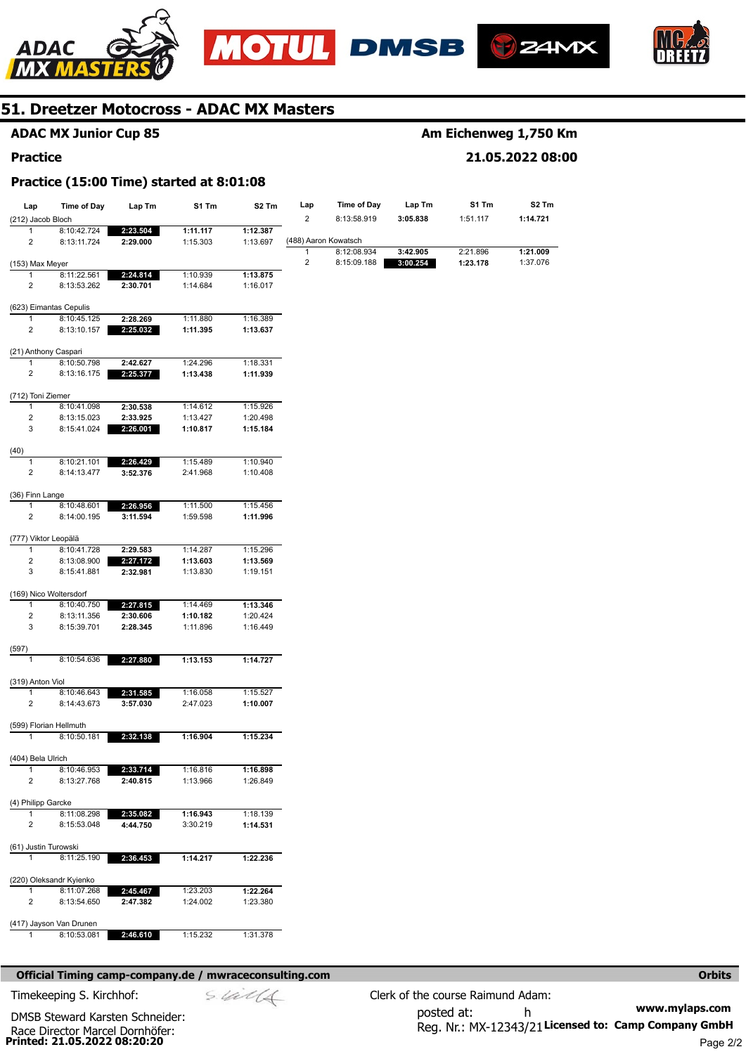# 51. Dreetzer Motocross - ADAC MX Masters

**ADAC MX Junior Cup 85**

**Am Eichenweg 1,750 Km**

**Practice**

**21.05.2022 08:00**

## Practice (15:00 Time) started at 8:01:08

| Lap | Time of Day | Lap Tm | S1 Tm | S2 Tm |
|---|---|---|---|---|
| (212) Jacob Bloch | | | | |
| 1 | 8:10:42.724 | **2:23.504** | **1:11.117** | **1:12.387** |
| 2 | 8:13:11.724 | **2:29.000** | 1:15.303 | 1:13.697 |
| (153) Max Meyer | | | | |
| 1 | 8:11:22.561 | **2:24.814** | 1:10.939 | **1:13.875** |
| 2 | 8:13:53.262 | **2:30.701** | 1:14.684 | 1:16.017 |
| (623) Eimantas Cepulis | | | | |
| 1 | 8:10:45.125 | **2:28.269** | 1:11.880 | 1:16.389 |
| 2 | 8:13:10.157 | **2:25.032** | **1:11.395** | **1:13.637** |
| (21) Anthony Caspari | | | | |
| 1 | 8:10:50.798 | **2:42.627** | 1:24.296 | 1:18.331 |
| 2 | 8:13:16.175 | **2:25.377** | **1:13.438** | **1:11.939** |
| (712) Toni Ziemer | | | | |
| 1 | 8:10:41.098 | **2:30.538** | 1:14.612 | 1:15.926 |
| 2 | 8:13:15.023 | **2:33.925** | 1:13.427 | 1:20.498 |
| 3 | 8:15:41.024 | **2:26.001** | **1:10.817** | **1:15.184** |
| (40) | | | | |
| 1 | 8:10:21.101 | **2:26.429** | 1:15.489 | 1:10.940 |
| 2 | 8:14:13.477 | **3:52.376** | 2:41.968 | 1:10.408 |
| (36) Finn Lange | | | | |
| 1 | 8:10:48.601 | **2:26.956** | 1:11.500 | 1:15.456 |
| 2 | 8:14:00.195 | **3:11.594** | 1:59.598 | **1:11.996** |
| (777) Viktor Leopälä | | | | |
| 1 | 8:10:41.728 | **2:29.583** | 1:14.287 | 1:15.296 |
| 2 | 8:13:08.900 | **2:27.172** | **1:13.603** | **1:13.569** |
| 3 | 8:15:41.881 | **2:32.981** | 1:13.830 | 1:19.151 |
| (169) Nico Woltersdorf | | | | |
| 1 | 8:10:40.750 | **2:27.815** | 1:14.469 | **1:13.346** |
| 2 | 8:13:11.356 | **2:30.606** | **1:10.182** | 1:20.424 |
| 3 | 8:15:39.701 | **2:28.345** | 1:11.896 | 1:16.449 |
| (597) | | | | |
| 1 | 8:10:54.636 | **2:27.880** | **1:13.153** | **1:14.727** |
| (319) Anton Viol | | | | |
| 1 | 8:10:46.643 | **2:31.585** | 1:16.058 | 1:15.527 |
| 2 | 8:14:43.673 | **3:57.030** | 2:47.023 | **1:10.007** |
| (599) Florian Hellmuth | | | | |
| 1 | 8:10:50.181 | **2:32.138** | **1:16.904** | **1:15.234** |
| (404) Bela Ulrich | | | | |
| 1 | 8:10:46.953 | **2:33.714** | 1:16.816 | **1:16.898** |
| 2 | 8:13:27.768 | **2:40.815** | 1:13.966 | 1:26.849 |
| (4) Philipp Garcke | | | | |
| 1 | 8:11:08.298 | **2:35.082** | **1:16.943** | 1:18.139 |
| 2 | 8:15:53.048 | **4:44.750** | 3:30.219 | **1:14.531** |
| (61) Justin Turowski | | | | |
| 1 | 8:11:25.190 | **2:36.453** | **1:14.217** | **1:22.236** |
| (220) Oleksandr Kyienko | | | | |
| 1 | 8:11:07.268 | **2:45.467** | 1:23.203 | **1:22.264** |
| 2 | 8:13:54.650 | **2:47.382** | 1:24.002 | 1:23.380 |
| (417) Jayson Van Drunen | | | | |
| 1 | 8:10:53.081 | **2:46.610** | 1:15.232 | 1:31.378 |

| Lap | Time of Day | Lap Tm | S1 Tm | S2 Tm |
|---|---|---|---|---|
| 2 | 8:13:58.919 | **3:05.838** | 1:51.117 | **1:14.721** |
| (488) Aaron Kowatsch | | | | |
| 1 | 8:12:08.934 | **3:42.905** | 2:21.896 | **1:21.009** |
| 2 | 8:15:09.188 | **3:00.254** | **1:23.178** | 1:37.076 |

**Official Timing camp-company.de / mwraceconsulting.com**

**Orbits**

Timekeeping S. Kirchhof:

Clerk of the course Raimund Adam:

DMSB Steward Karsten Schneider:

posted at: h

Race Director Marcel Dornhöfer:

Reg. Nr.: MX-12343/21

**www.mylaps.com**

**Licensed to: Camp Company GmbH**

**Printed: 21.05.2022 08:20:20**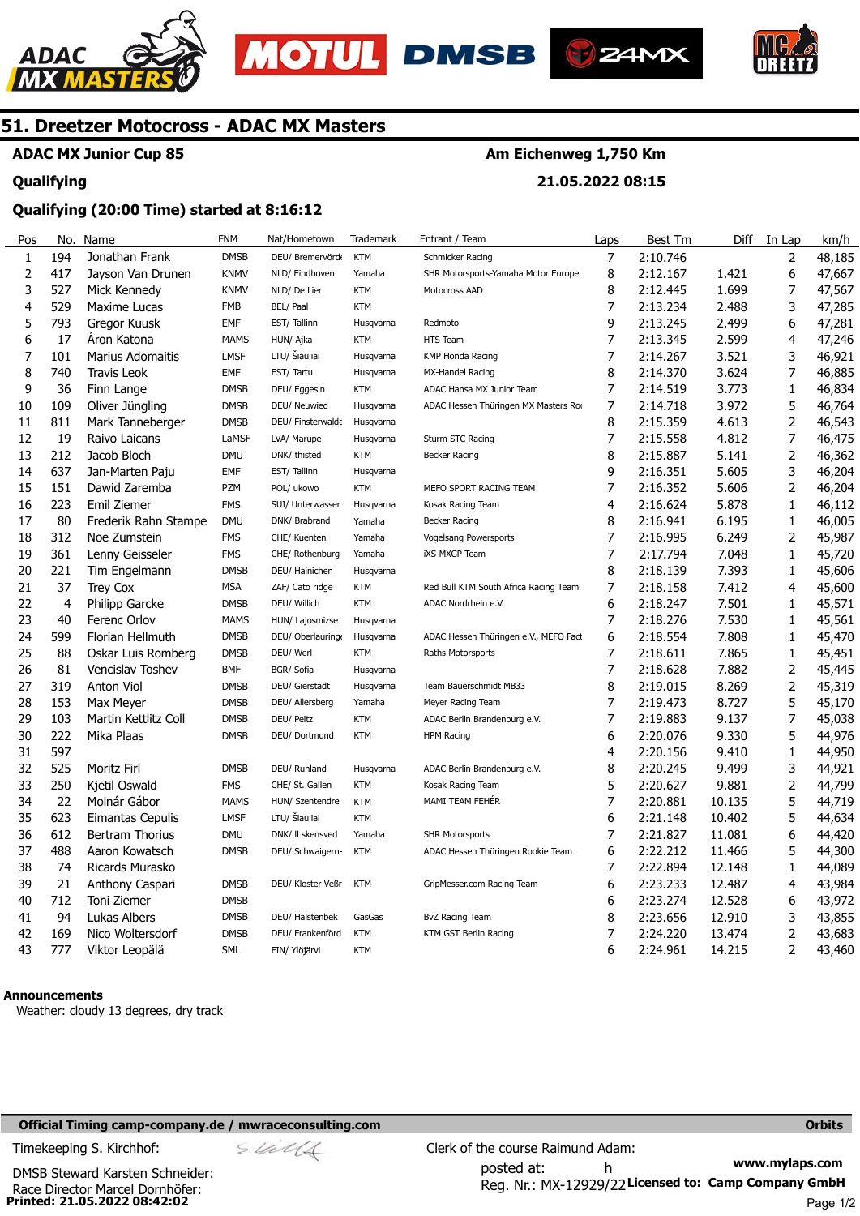# 51. Dreetzer Motocross - ADAC MX Masters

**ADAC MX Junior Cup 85** — **Am Eichenweg 1,750 Km**

**Qualifying** — **21.05.2022 08:15**

**Qualifying (20:00 Time) started at 8:16:12**

| Pos | No. | Name | FNM | Nat/Hometown | Trademark | Entrant / Team | Laps | Best Tm | Diff | In Lap | km/h |
|---|---|---|---|---|---|---|---|---|---|---|---|
| 1 | 194 | Jonathan Frank | DMSB | DEU/ Bremervörde | KTM | Schmicker Racing | 7 | 2:10.746 | | 2 | 48,185 |
| 2 | 417 | Jayson Van Drunen | KNMV | NLD/ Eindhoven | Yamaha | SHR Motorsports-Yamaha Motor Europe | 8 | 2:12.167 | 1.421 | 6 | 47,667 |
| 3 | 527 | Mick Kennedy | KNMV | NLD/ De Lier | KTM | Motocross AAD | 8 | 2:12.445 | 1.699 | 7 | 47,567 |
| 4 | 529 | Maxime Lucas | FMB | BEL/ Paal | KTM | | 7 | 2:13.234 | 2.488 | 3 | 47,285 |
| 5 | 793 | Gregor Kuusk | EMF | EST/ Tallinn | Husqvarna | Redmoto | 9 | 2:13.245 | 2.499 | 6 | 47,281 |
| 6 | 17 | Áron Katona | MAMS | HUN/ Ajka | KTM | HTS Team | 7 | 2:13.345 | 2.599 | 4 | 47,246 |
| 7 | 101 | Marius Adomaitis | LMSF | LTU/ Šiauliai | Husqvarna | KMP Honda Racing | 7 | 2:14.267 | 3.521 | 3 | 46,921 |
| 8 | 740 | Travis Leok | EMF | EST/ Tartu | Husqvarna | MX-Handel Racing | 8 | 2:14.370 | 3.624 | 7 | 46,885 |
| 9 | 36 | Finn Lange | DMSB | DEU/ Eggesin | KTM | ADAC Hansa MX Junior Team | 7 | 2:14.519 | 3.773 | 1 | 46,834 |
| 10 | 109 | Oliver Jüngling | DMSB | DEU/ Neuwied | Husqvarna | ADAC Hessen Thüringen MX Masters Ro | 7 | 2:14.718 | 3.972 | 5 | 46,764 |
| 11 | 811 | Mark Tanneberger | DMSB | DEU/ Finsterwalde | Husqvarna | | 8 | 2:15.359 | 4.613 | 2 | 46,543 |
| 12 | 19 | Raivo Laicans | LaMSF | LVA/ Marupe | Husqvarna | Sturm STC Racing | 7 | 2:15.558 | 4.812 | 7 | 46,475 |
| 13 | 212 | Jacob Bloch | DMU | DNK/ thisted | KTM | Becker Racing | 8 | 2:15.887 | 5.141 | 2 | 46,362 |
| 14 | 637 | Jan-Marten Paju | EMF | EST/ Tallinn | Husqvarna | | 9 | 2:16.351 | 5.605 | 3 | 46,204 |
| 15 | 151 | Dawid Zaremba | PZM | POL/ ukowo | KTM | MEFO SPORT RACING TEAM | 7 | 2:16.352 | 5.606 | 2 | 46,204 |
| 16 | 223 | Emil Ziemer | FMS | SUI/ Unterwasser | Husqvarna | Kosak Racing Team | 4 | 2:16.624 | 5.878 | 1 | 46,112 |
| 17 | 80 | Frederik Rahn Stampe | DMU | DNK/ Brabrand | Yamaha | Becker Racing | 8 | 2:16.941 | 6.195 | 1 | 46,005 |
| 18 | 312 | Noe Zumstein | FMS | CHE/ Kuenten | Yamaha | Vogelsang Powersports | 7 | 2:16.995 | 6.249 | 2 | 45,987 |
| 19 | 361 | Lenny Geisseler | FMS | CHE/ Rothenburg | Yamaha | iXS-MXGP-Team | 7 | 2:17.794 | 7.048 | 1 | 45,720 |
| 20 | 221 | Tim Engelmann | DMSB | DEU/ Hainichen | Husqvarna | | 8 | 2:18.139 | 7.393 | 1 | 45,606 |
| 21 | 37 | Trey Cox | MSA | ZAF/ Cato ridge | KTM | Red Bull KTM South Africa Racing Team | 7 | 2:18.158 | 7.412 | 4 | 45,600 |
| 22 | 4 | Philipp Garcke | DMSB | DEU/ Willich | KTM | ADAC Nordrhein e.V. | 6 | 2:18.247 | 7.501 | 1 | 45,571 |
| 23 | 40 | Ferenc Orlov | MAMS | HUN/ Lajosmizse | Husqvarna | | 7 | 2:18.276 | 7.530 | 1 | 45,561 |
| 24 | 599 | Florian Hellmuth | DMSB | DEU/ Oberlauringe | Husqvarna | ADAC Hessen Thüringen e.V., MEFO Fact | 6 | 2:18.554 | 7.808 | 1 | 45,470 |
| 25 | 88 | Oskar Luis Romberg | DMSB | DEU/ Werl | KTM | Raths Motorsports | 7 | 2:18.611 | 7.865 | 1 | 45,451 |
| 26 | 81 | Vencislav Toshev | BMF | BGR/ Sofia | Husqvarna | | 7 | 2:18.628 | 7.882 | 2 | 45,445 |
| 27 | 319 | Anton Viol | DMSB | DEU/ Gierstädt | Husqvarna | Team Bauerschmidt MB33 | 8 | 2:19.015 | 8.269 | 2 | 45,319 |
| 28 | 153 | Max Meyer | DMSB | DEU/ Allersberg | Yamaha | Meyer Racing Team | 7 | 2:19.473 | 8.727 | 5 | 45,170 |
| 29 | 103 | Martin Kettlitz Coll | DMSB | DEU/ Peitz | KTM | ADAC Berlin Brandenburg e.V. | 7 | 2:19.883 | 9.137 | 7 | 45,038 |
| 30 | 222 | Mika Plaas | DMSB | DEU/ Dortmund | KTM | HPM Racing | 6 | 2:20.076 | 9.330 | 5 | 44,976 |
| 31 | 597 | | | | | | 4 | 2:20.156 | 9.410 | 1 | 44,950 |
| 32 | 525 | Moritz Firl | DMSB | DEU/ Ruhland | Husqvarna | ADAC Berlin Brandenburg e.V. | 8 | 2:20.245 | 9.499 | 3 | 44,921 |
| 33 | 250 | Kjetil Oswald | FMS | CHE/ St. Gallen | KTM | Kosak Racing Team | 5 | 2:20.627 | 9.881 | 2 | 44,799 |
| 34 | 22 | Molnár Gábor | MAMS | HUN/ Szentendre | KTM | MAMI TEAM FEHÉR | 7 | 2:20.881 | 10.135 | 5 | 44,719 |
| 35 | 623 | Eimantas Cepulis | LMSF | LTU/ Šiauliai | KTM | | 6 | 2:21.148 | 10.402 | 5 | 44,634 |
| 36 | 612 | Bertram Thorius | DMU | DNK/ Il skensved | Yamaha | SHR Motorsports | 7 | 2:21.827 | 11.081 | 6 | 44,420 |
| 37 | 488 | Aaron Kowatsch | DMSB | DEU/ Schwaigern- | KTM | ADAC Hessen Thüringen Rookie Team | 6 | 2:22.212 | 11.466 | 5 | 44,300 |
| 38 | 74 | Ricards Murasko | | | | | 7 | 2:22.894 | 12.148 | 1 | 44,089 |
| 39 | 21 | Anthony Caspari | DMSB | DEU/ Kloster Veßr | KTM | GripMesser.com Racing Team | 6 | 2:23.233 | 12.487 | 4 | 43,984 |
| 40 | 712 | Toni Ziemer | DMSB | | | | 6 | 2:23.274 | 12.528 | 6 | 43,972 |
| 41 | 94 | Lukas Albers | DMSB | DEU/ Halstenbek | GasGas | BvZ Racing Team | 8 | 2:23.656 | 12.910 | 3 | 43,855 |
| 42 | 169 | Nico Woltersdorf | DMSB | DEU/ Frankenförd | KTM | KTM GST Berlin Racing | 7 | 2:24.220 | 13.474 | 2 | 43,683 |
| 43 | 777 | Viktor Leopälä | SML | FIN/ Ylöjärvi | KTM | | 6 | 2:24.961 | 14.215 | 2 | 43,460 |

**Announcements**

Weather: cloudy 13 degrees, dry track

**Official Timing camp-company.de / mwraceconsulting.com** — **Orbits**

Timekeeping S. Kirchhof:

DMSB Steward Karsten Schneider:

Race Director Marcel Dornhöfer:

Clerk of the course Raimund Adam:

posted at: h

Reg. Nr.: MX-12929/22

**www.mylaps.com**

**Licensed to: Camp Company GmbH**

**Printed: 21.05.2022 08:42:02**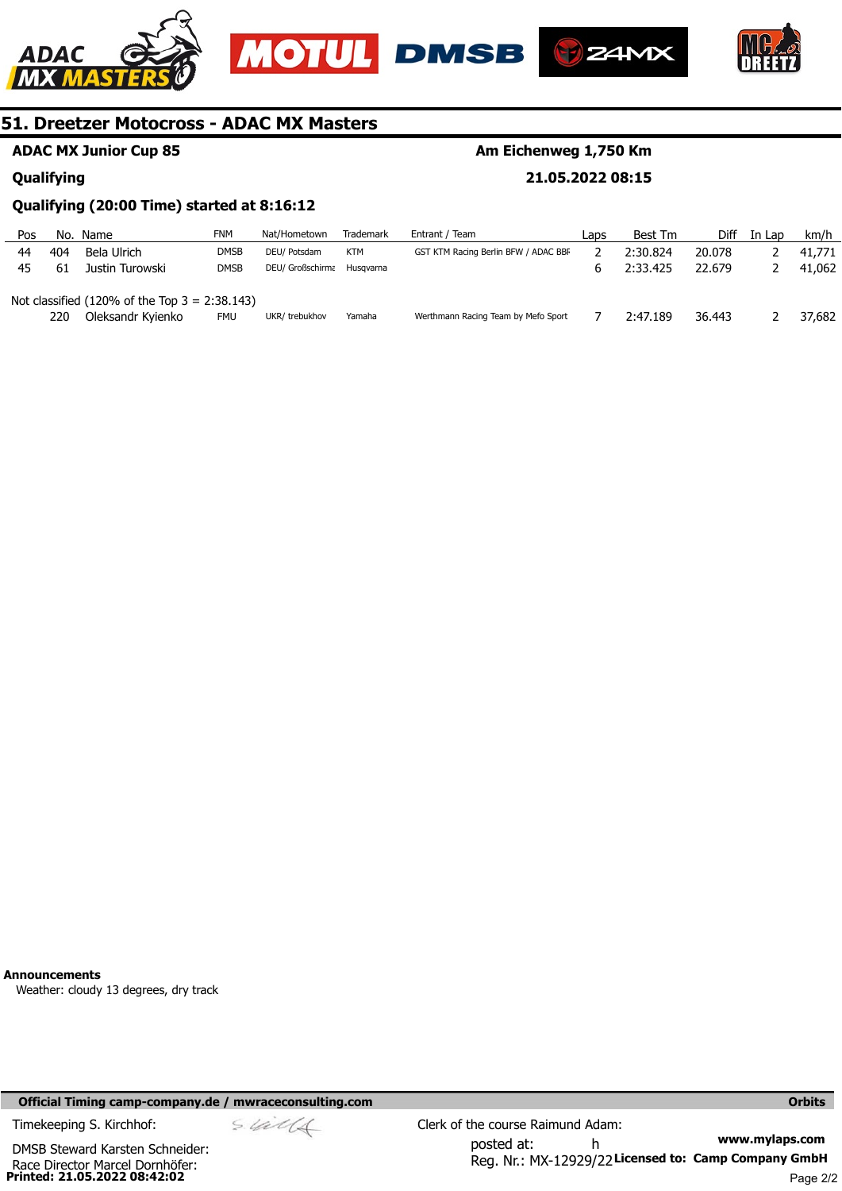# 51. Dreetzer Motocross - ADAC MX Masters

**ADAC MX Junior Cup 85** — **Am Eichenweg 1,750 Km**

**Qualifying** — **21.05.2022 08:15**

**Qualifying (20:00 Time) started at 8:16:12**

| Pos | No. | Name | FNM | Nat/Hometown | Trademark | Entrant / Team | Laps | Best Tm | Diff | In Lap | km/h |
|---|---|---|---|---|---|---|---|---|---|---|---|
| 44 | 404 | Bela Ulrich | DMSB | DEU/ Potsdam | KTM | GST KTM Racing Berlin BFW / ADAC BBR | 2 | 2:30.824 | 20.078 | 2 | 41,771 |
| 45 | 61 | Justin Turowski | DMSB | DEU/ Großschirma | Husqvarna | | 6 | 2:33.425 | 22.679 | 2 | 41,062 |
| Not classified (120% of the Top 3 = 2:38.143) | | | | | | | | | | | |
| | 220 | Oleksandr Kyienko | FMU | UKR/ trebukhov | Yamaha | Werthmann Racing Team by Mefo Sport | 7 | 2:47.189 | 36.443 | 2 | 37,682 |

**Announcements**

Weather: cloudy 13 degrees, dry track

**Official Timing camp-company.de / mwraceconsulting.com** — **Orbits**

Timekeeping S. Kirchhof:

DMSB Steward Karsten Schneider:

Race Director Marcel Dornhöfer:

Clerk of the course Raimund Adam:

posted at: h

Reg. Nr.: MX-12929/22

www.mylaps.com

**Licensed to: Camp Company GmbH**

**Printed: 21.05.2022 08:42:02**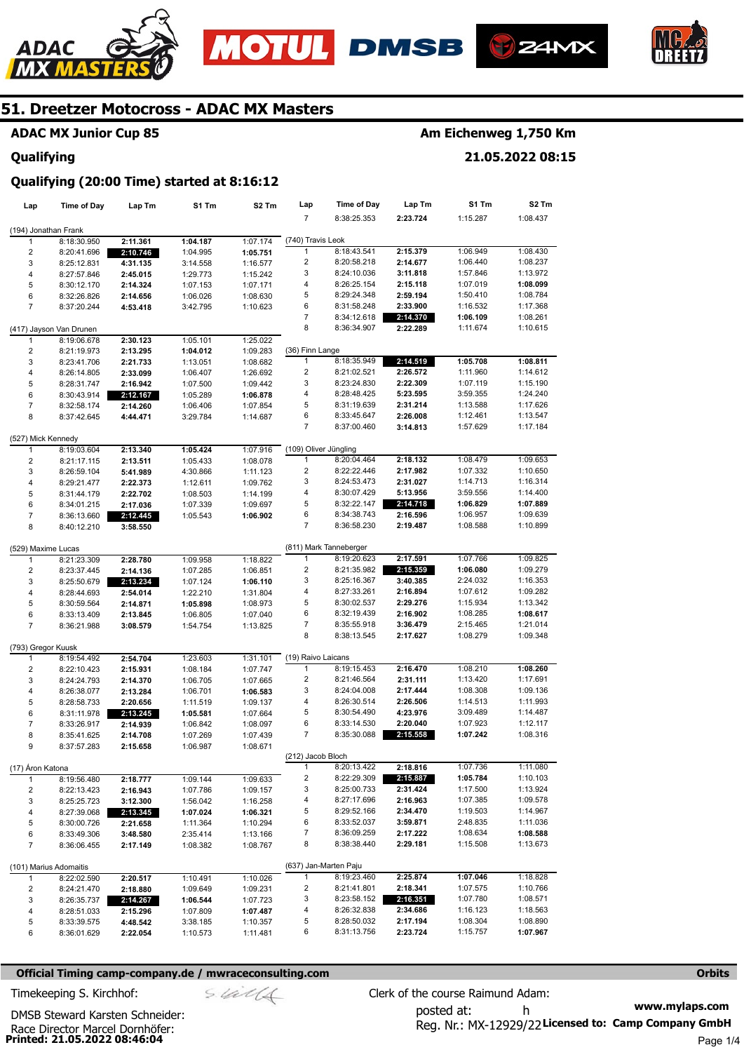# 51. Dreetzer Motocross - ADAC MX Masters

## ADAC MX Junior Cup 85

**Am Eichenweg 1,750 Km**

## Qualifying

**21.05.2022 08:15**

### Qualifying (20:00 Time) started at 8:16:12

| Lap | Time of Day | Lap Tm | S1 Tm | S2 Tm |
|---|---|---|---|---|
| **(194) Jonathan Frank** | | | | |
| 1 | 8:18:30.950 | **2:11.361** | **1:04.187** | 1:07.174 |
| 2 | 8:20:41.696 | **2:10.746** | 1:04.995 | **1:05.751** |
| 3 | 8:25:12.831 | **4:31.135** | 3:14.558 | 1:16.577 |
| 4 | 8:27:57.846 | **2:45.015** | 1:29.773 | 1:15.242 |
| 5 | 8:30:12.170 | **2:14.324** | 1:07.153 | 1:07.171 |
| 6 | 8:32:26.826 | **2:14.656** | 1:06.026 | 1:08.630 |
| 7 | 8:37:20.244 | **4:53.418** | 3:42.795 | 1:10.623 |
| **(417) Jayson Van Drunen** | | | | |
| 1 | 8:19:06.678 | **2:30.123** | 1:05.101 | 1:25.022 |
| 2 | 8:21:19.973 | **2:13.295** | **1:04.012** | 1:09.283 |
| 3 | 8:23:41.706 | **2:21.733** | 1:13.051 | 1:08.682 |
| 4 | 8:26:14.805 | **2:33.099** | 1:06.407 | 1:26.692 |
| 5 | 8:28:31.747 | **2:16.942** | 1:07.500 | 1:09.442 |
| 6 | 8:30:43.914 | **2:12.167** | 1:05.289 | **1:06.878** |
| 7 | 8:32:58.174 | **2:14.260** | 1:06.406 | 1:07.854 |
| 8 | 8:37:42.645 | **4:44.471** | 3:29.784 | 1:14.687 |
| **(527) Mick Kennedy** | | | | |
| 1 | 8:19:03.604 | **2:13.340** | **1:05.424** | 1:07.916 |
| 2 | 8:21:17.115 | **2:13.511** | 1:05.433 | 1:08.078 |
| 3 | 8:26:59.104 | **5:41.989** | 4:30.866 | 1:11.123 |
| 4 | 8:29:21.477 | **2:22.373** | 1:12.611 | 1:09.762 |
| 5 | 8:31:44.179 | **2:22.702** | 1:08.503 | 1:14.199 |
| 6 | 8:34:01.215 | **2:17.036** | 1:07.339 | 1:09.697 |
| 7 | 8:36:13.660 | **2:12.445** | 1:05.543 | **1:06.902** |
| 8 | 8:40:12.210 | **3:58.550** | | |
| **(529) Maxime Lucas** | | | | |
| 1 | 8:21:23.309 | **2:28.780** | 1:09.958 | 1:18.822 |
| 2 | 8:23:37.445 | **2:14.136** | 1:07.285 | 1:06.851 |
| 3 | 8:25:50.679 | **2:13.234** | 1:07.124 | **1:06.110** |
| 4 | 8:28:44.693 | **2:54.014** | 1:22.210 | 1:31.804 |
| 5 | 8:30:59.564 | **2:14.871** | **1:05.898** | 1:08.973 |
| 6 | 8:33:13.409 | **2:13.845** | 1:06.805 | 1:07.040 |
| 7 | 8:36:21.988 | **3:08.579** | 1:54.754 | 1:13.825 |
| **(793) Gregor Kuusk** | | | | |
| 1 | 8:19:54.492 | **2:54.704** | 1:23.603 | 1:31.101 |
| 2 | 8:22:10.423 | **2:15.931** | 1:08.184 | 1:07.747 |
| 3 | 8:24:24.793 | **2:14.370** | 1:06.705 | 1:07.665 |
| 4 | 8:26:38.077 | **2:13.284** | 1:06.701 | **1:06.583** |
| 5 | 8:28:58.733 | **2:20.656** | 1:11.519 | 1:09.137 |
| 6 | 8:31:11.978 | **2:13.245** | **1:05.581** | 1:07.664 |
| 7 | 8:33:26.917 | **2:14.939** | 1:06.842 | 1:08.097 |
| 8 | 8:35:41.625 | **2:14.708** | 1:07.269 | 1:07.439 |
| 9 | 8:37:57.283 | **2:15.658** | 1:06.987 | 1:08.671 |
| **(17) Áron Katona** | | | | |
| 1 | 8:19:56.480 | **2:18.777** | 1:09.144 | 1:09.633 |
| 2 | 8:22:13.423 | **2:16.943** | 1:07.786 | 1:09.157 |
| 3 | 8:25:25.723 | **3:12.300** | 1:56.042 | 1:16.258 |
| 4 | 8:27:39.068 | **2:13.345** | **1:07.024** | **1:06.321** |
| 5 | 8:30:00.726 | **2:21.658** | 1:11.364 | 1:10.294 |
| 6 | 8:33:49.306 | **3:48.580** | 2:35.414 | 1:13.166 |
| 7 | 8:36:06.455 | **2:17.149** | 1:08.382 | 1:08.767 |
| **(101) Marius Adomaitis** | | | | |
| 1 | 8:22:02.590 | **2:20.517** | 1:10.491 | 1:10.026 |
| 2 | 8:24:21.470 | **2:18.880** | 1:09.649 | 1:09.231 |
| 3 | 8:26:35.737 | **2:14.267** | **1:06.544** | 1:07.723 |
| 4 | 8:28:51.033 | **2:15.296** | 1:07.809 | **1:07.487** |
| 5 | 8:33:39.575 | **4:48.542** | 3:38.185 | 1:10.357 |
| 6 | 8:36:01.629 | **2:22.054** | 1:10.573 | 1:11.481 |
| 7 | 8:38:25.353 | **2:23.724** | 1:15.287 | 1:08.437 |
| **(740) Travis Leok** | | | | |
| 1 | 8:18:43.541 | **2:15.379** | 1:06.949 | 1:08.430 |
| 2 | 8:20:58.218 | **2:14.677** | 1:06.440 | 1:08.237 |
| 3 | 8:24:10.036 | **3:11.818** | 1:57.846 | 1:13.972 |
| 4 | 8:26:25.154 | **2:15.118** | 1:07.019 | **1:08.099** |
| 5 | 8:29:24.348 | **2:59.194** | 1:50.410 | 1:08.784 |
| 6 | 8:31:58.248 | **2:33.900** | 1:16.532 | 1:17.368 |
| 7 | 8:34:12.618 | **2:14.370** | **1:06.109** | 1:08.261 |
| 8 | 8:36:34.907 | **2:22.289** | 1:11.674 | 1:10.615 |
| **(36) Finn Lange** | | | | |
| 1 | 8:18:35.949 | **2:14.519** | **1:05.708** | **1:08.811** |
| 2 | 8:21:02.521 | **2:26.572** | 1:11.960 | 1:14.612 |
| 3 | 8:23:24.830 | **2:22.309** | 1:07.119 | 1:15.190 |
| 4 | 8:28:48.425 | **5:23.595** | 3:59.355 | 1:24.240 |
| 5 | 8:31:19.639 | **2:31.214** | 1:13.588 | 1:17.626 |
| 6 | 8:33:45.647 | **2:26.008** | 1:12.461 | 1:13.547 |
| 7 | 8:37:00.460 | **3:14.813** | 1:57.629 | 1:17.184 |
| **(109) Oliver Jüngling** | | | | |
| 1 | 8:20:04.464 | **2:18.132** | 1:08.479 | 1:09.653 |
| 2 | 8:22:22.446 | **2:17.982** | 1:07.332 | 1:10.650 |
| 3 | 8:24:53.473 | **2:31.027** | 1:14.713 | 1:16.314 |
| 4 | 8:30:07.429 | **5:13.956** | 3:59.556 | 1:14.400 |
| 5 | 8:32:22.147 | **2:14.718** | **1:06.829** | **1:07.889** |
| 6 | 8:34:38.743 | **2:16.596** | 1:06.957 | 1:09.639 |
| 7 | 8:36:58.230 | **2:19.487** | 1:08.588 | 1:10.899 |
| **(811) Mark Tanneberger** | | | | |
| 1 | 8:19:20.623 | **2:17.591** | 1:07.766 | 1:09.825 |
| 2 | 8:21:35.982 | **2:15.359** | **1:06.080** | 1:09.279 |
| 3 | 8:25:16.367 | **3:40.385** | 2:24.032 | 1:16.353 |
| 4 | 8:27:33.261 | **2:16.894** | 1:07.612 | 1:09.282 |
| 5 | 8:30:02.537 | **2:29.276** | 1:15.934 | 1:13.342 |
| 6 | 8:32:19.439 | **2:16.902** | 1:08.285 | **1:08.617** |
| 7 | 8:35:55.918 | **3:36.479** | 2:15.465 | 1:21.014 |
| 8 | 8:38:13.545 | **2:17.627** | 1:08.279 | 1:09.348 |
| **(19) Raivo Laicans** | | | | |
| 1 | 8:19:15.453 | **2:16.470** | 1:08.210 | **1:08.260** |
| 2 | 8:21:46.564 | **2:31.111** | 1:13.420 | 1:17.691 |
| 3 | 8:24:04.008 | **2:17.444** | 1:08.308 | 1:09.136 |
| 4 | 8:26:30.514 | **2:26.506** | 1:14.513 | 1:11.993 |
| 5 | 8:30:54.490 | **4:23.976** | 3:09.489 | 1:14.487 |
| 6 | 8:33:14.530 | **2:20.040** | 1:07.923 | 1:12.117 |
| 7 | 8:35:30.088 | **2:15.558** | **1:07.242** | 1:08.316 |
| **(212) Jacob Bloch** | | | | |
| 1 | 8:20:13.422 | **2:18.816** | 1:07.736 | 1:11.080 |
| 2 | 8:22:29.309 | **2:15.887** | **1:05.784** | 1:10.103 |
| 3 | 8:25:00.733 | **2:31.424** | 1:17.500 | 1:13.924 |
| 4 | 8:27:17.696 | **2:16.963** | 1:07.385 | 1:09.578 |
| 5 | 8:29:52.166 | **2:34.470** | 1:19.503 | 1:14.967 |
| 6 | 8:33:52.037 | **3:59.871** | 2:48.835 | 1:11.036 |
| 7 | 8:36:09.259 | **2:17.222** | 1:08.634 | **1:08.588** |
| 8 | 8:38:38.440 | **2:29.181** | 1:15.508 | 1:13.673 |
| **(637) Jan-Marten Paju** | | | | |
| 1 | 8:19:23.460 | **2:25.874** | **1:07.046** | 1:18.828 |
| 2 | 8:21:41.801 | **2:18.341** | 1:07.575 | 1:10.766 |
| 3 | 8:23:58.152 | **2:16.351** | 1:07.780 | 1:08.571 |
| 4 | 8:26:32.838 | **2:34.686** | 1:16.123 | 1:18.563 |
| 5 | 8:28:50.032 | **2:17.194** | 1:08.304 | 1:08.890 |
| 6 | 8:31:13.756 | **2:23.724** | 1:15.757 | **1:07.967** |

**Official Timing camp-company.de / mwraceconsulting.com** **Orbits**

Timekeeping S. Kirchhof:

DMSB Steward Karsten Schneider:

Race Director Marcel Dornhöfer:

Clerk of the course Raimund Adam:

posted at: h

Reg. Nr.: MX-12929/22

www.mylaps.com

**Licensed to: Camp Company GmbH**

**Printed: 21.05.2022 08:46:04**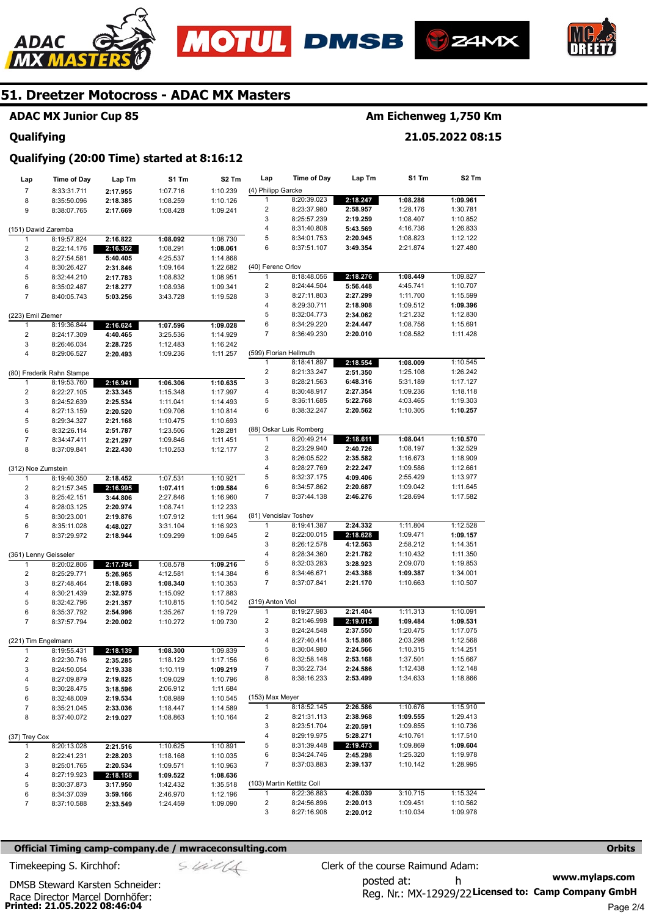## 51. Dreetzer Motocross - ADAC MX Masters

### ADAC MX Junior Cup 85

Am Eichenweg 1,750 Km

### Qualifying

21.05.2022 08:15

### Qualifying (20:00 Time) started at 8:16:12

| Lap | Time of Day | Lap Tm | S1 Tm | S2 Tm |
|---|---|---|---|---|
| 7 | 8:33:31.711 | **2:17.955** | 1:07.716 | 1:10.239 |
| 8 | 8:35:50.096 | **2:18.385** | 1:08.259 | 1:10.126 |
| 9 | 8:38:07.765 | **2:17.669** | 1:08.428 | 1:09.241 |

(151) Dawid Zaremba

| Lap | Time of Day | Lap Tm | S1 Tm | S2 Tm |
|---|---|---|---|---|
| 1 | 8:19:57.824 | **2:16.822** | **1:08.092** | 1:08.730 |
| 2 | 8:22:14.176 | **2:16.352** | 1:08.291 | **1:08.061** |
| 3 | 8:27:54.581 | **5:40.405** | 4:25.537 | 1:14.868 |
| 4 | 8:30:26.427 | **2:31.846** | 1:09.164 | 1:22.682 |
| 5 | 8:32:44.210 | **2:17.783** | 1:08.832 | 1:08.951 |
| 6 | 8:35:02.487 | **2:18.277** | 1:08.936 | 1:09.341 |
| 7 | 8:40:05.743 | **5:03.256** | 3:43.728 | 1:19.528 |

(223) Emil Ziemer

| Lap | Time of Day | Lap Tm | S1 Tm | S2 Tm |
|---|---|---|---|---|
| 1 | 8:19:36.844 | **2:16.624** | **1:07.596** | **1:09.028** |
| 2 | 8:24:17.309 | **4:40.465** | 3:25.536 | 1:14.929 |
| 3 | 8:26:46.034 | **2:28.725** | 1:12.483 | 1:16.242 |
| 4 | 8:29:06.527 | **2:20.493** | 1:09.236 | 1:11.257 |

(80) Frederik Rahn Stampe

| Lap | Time of Day | Lap Tm | S1 Tm | S2 Tm |
|---|---|---|---|---|
| 1 | 8:19:53.760 | **2:16.941** | **1:06.306** | **1:10.635** |
| 2 | 8:22:27.105 | **2:33.345** | 1:15.348 | 1:17.997 |
| 3 | 8:24:52.639 | **2:25.534** | 1:11.041 | 1:14.493 |
| 4 | 8:27:13.159 | **2:20.520** | 1:09.706 | 1:10.814 |
| 5 | 8:29:34.327 | **2:21.168** | 1:10.475 | 1:10.693 |
| 6 | 8:32:26.114 | **2:51.787** | 1:23.506 | 1:28.281 |
| 7 | 8:34:47.411 | **2:21.297** | 1:09.846 | 1:11.451 |
| 8 | 8:37:09.841 | **2:22.430** | 1:10.253 | 1:12.177 |

(312) Noe Zumstein

| Lap | Time of Day | Lap Tm | S1 Tm | S2 Tm |
|---|---|---|---|---|
| 1 | 8:19:40.350 | **2:18.452** | 1:07.531 | 1:10.921 |
| 2 | 8:21:57.345 | **2:16.995** | **1:07.411** | **1:09.584** |
| 3 | 8:25:42.151 | **3:44.806** | 2:27.846 | 1:16.960 |
| 4 | 8:28:03.125 | **2:20.974** | 1:08.741 | 1:12.233 |
| 5 | 8:30:23.001 | **2:19.876** | 1:07.912 | 1:11.964 |
| 6 | 8:35:11.028 | **4:48.027** | 3:31.104 | 1:16.923 |
| 7 | 8:37:29.972 | **2:18.944** | 1:09.299 | 1:09.645 |

(361) Lenny Geisseler

| Lap | Time of Day | Lap Tm | S1 Tm | S2 Tm |
|---|---|---|---|---|
| 1 | 8:20:02.806 | **2:17.794** | 1:08.578 | **1:09.216** |
| 2 | 8:25:29.771 | **5:26.965** | 4:12.581 | 1:14.384 |
| 3 | 8:27:48.464 | **2:18.693** | **1:08.340** | 1:10.353 |
| 4 | 8:30:21.439 | **2:32.975** | 1:15.092 | 1:17.883 |
| 5 | 8:32:42.796 | **2:21.357** | 1:10.815 | 1:10.542 |
| 6 | 8:35:37.792 | **2:54.996** | 1:35.267 | 1:19.729 |
| 7 | 8:37:57.794 | **2:20.002** | 1:10.272 | 1:09.730 |

(221) Tim Engelmann

| Lap | Time of Day | Lap Tm | S1 Tm | S2 Tm |
|---|---|---|---|---|
| 1 | 8:19:55.431 | **2:18.139** | **1:08.300** | 1:09.839 |
| 2 | 8:22:30.716 | **2:35.285** | 1:18.129 | 1:17.156 |
| 3 | 8:24:50.054 | **2:19.338** | 1:10.119 | **1:09.219** |
| 4 | 8:27:09.879 | **2:19.825** | 1:09.029 | 1:10.796 |
| 5 | 8:30:28.475 | **3:18.596** | 2:06.912 | 1:11.684 |
| 6 | 8:32:48.009 | **2:19.534** | 1:08.989 | 1:10.545 |
| 7 | 8:35:21.045 | **2:33.036** | 1:18.447 | 1:14.589 |
| 8 | 8:37:40.072 | **2:19.027** | 1:08.863 | 1:10.164 |

(37) Trey Cox

| Lap | Time of Day | Lap Tm | S1 Tm | S2 Tm |
|---|---|---|---|---|
| 1 | 8:20:13.028 | **2:21.516** | 1:10.625 | 1:10.891 |
| 2 | 8:22:41.231 | **2:28.203** | 1:18.168 | 1:10.035 |
| 3 | 8:25:01.765 | **2:20.534** | 1:09.571 | 1:10.963 |
| 4 | 8:27:19.923 | **2:18.158** | **1:09.522** | **1:08.636** |
| 5 | 8:30:37.873 | **3:17.950** | 1:42.432 | 1:35.518 |
| 6 | 8:34:37.039 | **3:59.166** | 2:46.970 | 1:12.196 |
| 7 | 8:37:10.588 | **2:33.549** | 1:24.459 | 1:09.090 |

(4) Philipp Garcke

| Lap | Time of Day | Lap Tm | S1 Tm | S2 Tm |
|---|---|---|---|---|
| 1 | 8:20:39.023 | **2:18.247** | **1:08.286** | **1:09.961** |
| 2 | 8:23:37.980 | **2:58.957** | 1:28.176 | 1:30.781 |
| 3 | 8:25:57.239 | **2:19.259** | 1:08.407 | 1:10.852 |
| 4 | 8:31:40.808 | **5:43.569** | 4:16.736 | 1:26.833 |
| 5 | 8:34:01.753 | **2:20.945** | 1:08.823 | 1:12.122 |
| 6 | 8:37:51.107 | **3:49.354** | 2:21.874 | 1:27.480 |

(40) Ferenc Orlov

| Lap | Time of Day | Lap Tm | S1 Tm | S2 Tm |
|---|---|---|---|---|
| 1 | 8:18:48.056 | **2:18.276** | **1:08.449** | 1:09.827 |
| 2 | 8:24:44.504 | **5:56.448** | 4:45.741 | 1:10.707 |
| 3 | 8:27:11.803 | **2:27.299** | 1:11.700 | 1:15.599 |
| 4 | 8:29:30.711 | **2:18.908** | 1:09.512 | **1:09.396** |
| 5 | 8:32:04.773 | **2:34.062** | 1:21.232 | 1:12.830 |
| 6 | 8:34:29.220 | **2:24.447** | 1:08.756 | 1:15.691 |
| 7 | 8:36:49.230 | **2:20.010** | 1:08.582 | 1:11.428 |

(599) Florian Hellmuth

| Lap | Time of Day | Lap Tm | S1 Tm | S2 Tm |
|---|---|---|---|---|
| 1 | 8:18:41.897 | **2:18.554** | **1:08.009** | 1:10.545 |
| 2 | 8:21:33.247 | **2:51.350** | 1:25.108 | 1:26.242 |
| 3 | 8:28:21.563 | **6:48.316** | 5:31.189 | 1:17.127 |
| 4 | 8:30:48.917 | **2:27.354** | 1:09.236 | 1:18.118 |
| 5 | 8:36:11.685 | **5:22.768** | 4:03.465 | 1:19.303 |
| 6 | 8:38:32.247 | **2:20.562** | 1:10.305 | **1:10.257** |

(88) Oskar Luis Romberg

| Lap | Time of Day | Lap Tm | S1 Tm | S2 Tm |
|---|---|---|---|---|
| 1 | 8:20:49.214 | **2:18.611** | **1:08.041** | **1:10.570** |
| 2 | 8:23:29.940 | **2:40.726** | 1:08.197 | 1:32.529 |
| 3 | 8:26:05.522 | **2:35.582** | 1:16.673 | 1:18.909 |
| 4 | 8:28:27.769 | **2:22.247** | 1:09.586 | 1:12.661 |
| 5 | 8:32:37.175 | **4:09.406** | 2:55.429 | 1:13.977 |
| 6 | 8:34:57.862 | **2:20.687** | 1:09.042 | 1:11.645 |
| 7 | 8:37:44.138 | **2:46.276** | 1:28.694 | 1:17.582 |

(81) Venclslav Toshev

| Lap | Time of Day | Lap Tm | S1 Tm | S2 Tm |
|---|---|---|---|---|
| 1 | 8:19:41.387 | **2:24.332** | 1:11.804 | 1:12.528 |
| 2 | 8:22:00.015 | **2:18.628** | 1:09.471 | **1:09.157** |
| 3 | 8:26:12.578 | **4:12.563** | 2:58.212 | 1:14.351 |
| 4 | 8:28:34.360 | **2:21.782** | 1:10.432 | 1:11.350 |
| 5 | 8:32:03.283 | **3:28.923** | 2:09.070 | 1:19.853 |
| 6 | 8:34:46.671 | **2:43.388** | **1:09.387** | 1:34.001 |
| 7 | 8:37:07.841 | **2:21.170** | 1:10.663 | 1:10.507 |

(319) Anton Viol

| Lap | Time of Day | Lap Tm | S1 Tm | S2 Tm |
|---|---|---|---|---|
| 1 | 8:19:27.983 | **2:21.404** | 1:11.313 | 1:10.091 |
| 2 | 8:21:46.998 | **2:19.015** | **1:09.484** | **1:09.531** |
| 3 | 8:24:24.548 | **2:37.550** | 1:20.475 | 1:17.075 |
| 4 | 8:27:40.414 | **3:15.866** | 2:03.298 | 1:12.568 |
| 5 | 8:30:04.980 | **2:24.566** | 1:10.315 | 1:14.251 |
| 6 | 8:32:58.148 | **2:53.168** | 1:37.501 | 1:15.667 |
| 7 | 8:35:22.734 | **2:24.586** | 1:12.438 | 1:12.148 |
| 8 | 8:38:16.233 | **2:53.499** | 1:34.633 | 1:18.866 |

(153) Max Meyer

| Lap | Time of Day | Lap Tm | S1 Tm | S2 Tm |
|---|---|---|---|---|
| 1 | 8:18:52.145 | **2:26.586** | 1:10.676 | 1:15.910 |
| 2 | 8:21:31.113 | **2:38.968** | **1:09.555** | 1:29.413 |
| 3 | 8:23:51.704 | **2:20.591** | 1:09.855 | 1:10.736 |
| 4 | 8:29:19.975 | **5:28.271** | 4:10.761 | 1:17.510 |
| 5 | 8:31:39.448 | **2:19.473** | 1:09.869 | **1:09.604** |
| 6 | 8:34:24.746 | **2:45.298** | 1:25.320 | 1:19.978 |
| 7 | 8:37:03.883 | **2:39.137** | 1:10.142 | 1:28.995 |

(103) Martin Kettlitz Coll

| Lap | Time of Day | Lap Tm | S1 Tm | S2 Tm |
|---|---|---|---|---|
| 1 | 8:22:36.883 | **4:26.039** | 3:10.715 | 1:15.324 |
| 2 | 8:24:56.896 | **2:20.013** | 1:09.451 | 1:10.562 |
| 3 | 8:27:16.908 | **2:20.012** | 1:10.034 | 1:09.978 |

**Official Timing camp-company.de / mwraceconsulting.com** — Orbits

Timekeeping S. Kirchhof:

DMSB Steward Karsten Schneider:

Race Director Marcel Dornhöfer:

Clerk of the course Raimund Adam:

posted at: h

Reg. Nr.: MX-12929/22

www.mylaps.com

**Licensed to: Camp Company GmbH**

**Printed: 21.05.2022 08:46:04**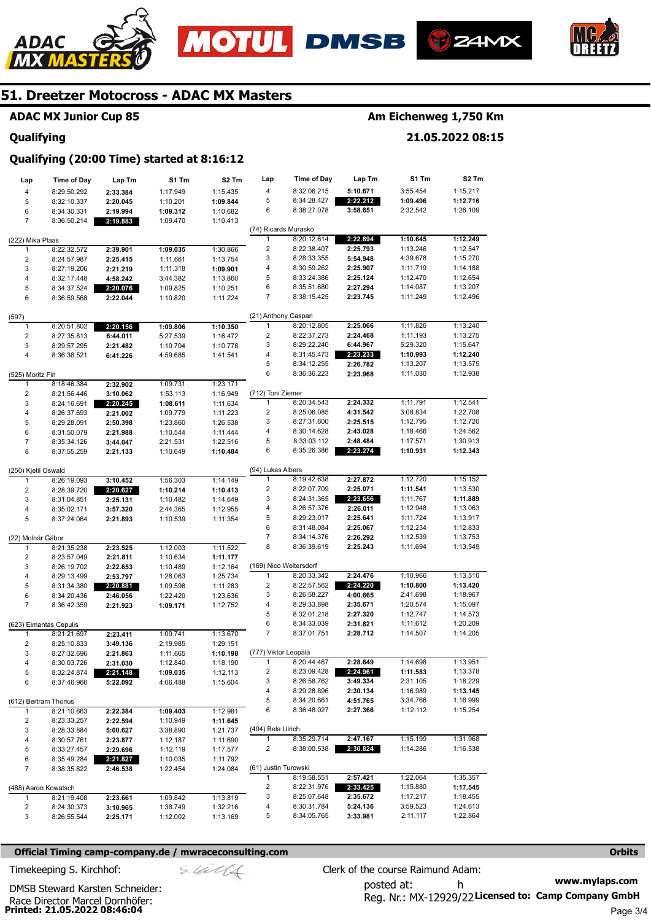# 51. Dreetzer Motocross - ADAC MX Masters

## ADAC MX Junior Cup 85

**Am Eichenweg 1,750 Km**

## Qualifying

**21.05.2022 08:15**

### Qualifying (20:00 Time) started at 8:16:12

| Lap | Time of Day | Lap Tm | S1 Tm | S2 Tm |
|---|---|---|---|---|
| 4 | 8:29:50.292 | **2:33.384** | 1:17.949 | 1:15.435 |
| 5 | 8:32:10.337 | **2:20.045** | 1:10.201 | **1:09.844** |
| 6 | 8:34:30.331 | **2:19.994** | **1:09.312** | 1:10.682 |
| 7 | 8:36:50.214 | **2:19.883** | 1:09.470 | 1:10.413 |

**(222) Mika Plaas**

| Lap | Time of Day | Lap Tm | S1 Tm | S2 Tm |
|---|---|---|---|---|
| 1 | 8:22:32.572 | **2:39.901** | **1:09.035** | 1:30.866 |
| 2 | 8:24:57.987 | **2:25.415** | 1:11.661 | 1:13.754 |
| 3 | 8:27:19.206 | **2:21.219** | 1:11.318 | **1:09.901** |
| 4 | 8:32:17.448 | **4:58.242** | 3:44.382 | 1:13.860 |
| 5 | 8:34:37.524 | **2:20.076** | 1:09.825 | 1:10.251 |
| 6 | 8:36:59.568 | **2:22.044** | 1:10.820 | 1:11.224 |

**(597)**

| Lap | Time of Day | Lap Tm | S1 Tm | S2 Tm |
|---|---|---|---|---|
| 1 | 8:20:51.802 | **2:20.156** | **1:09.806** | **1:10.350** |
| 2 | 8:27:35.813 | **6:44.011** | 5:27.539 | 1:16.472 |
| 3 | 8:29:57.295 | **2:21.482** | 1:10.704 | 1:10.778 |
| 4 | 8:36:38.521 | **6:41.226** | 4:59.685 | 1:41.541 |

**(525) Moritz Firl**

| Lap | Time of Day | Lap Tm | S1 Tm | S2 Tm |
|---|---|---|---|---|
| 1 | 8:18:46.384 | **2:32.902** | 1:09.731 | 1:23.171 |
| 2 | 8:21:56.446 | **3:10.062** | 1:53.113 | 1:16.949 |
| 3 | 8:24:16.691 | **2:20.245** | **1:08.611** | 1:11.634 |
| 4 | 8:26:37.693 | **2:21.002** | 1:09.779 | 1:11.223 |
| 5 | 8:29:28.091 | **2:50.398** | 1:23.860 | 1:26.538 |
| 6 | 8:31:50.079 | **2:21.988** | 1:10.544 | 1:11.444 |
| 7 | 8:35:34.126 | **3:44.047** | 2:21.531 | 1:22.516 |
| 8 | 8:37:55.259 | **2:21.133** | 1:10.649 | **1:10.484** |

**(250) Kjetil Oswald**

| Lap | Time of Day | Lap Tm | S1 Tm | S2 Tm |
|---|---|---|---|---|
| 1 | 8:26:19.093 | **3:10.452** | 1:56.303 | 1:14.149 |
| 2 | 8:28:39.720 | **2:20.627** | **1:10.214** | **1:10.413** |
| 3 | 8:31:04.851 | **2:25.131** | 1:10.482 | 1:14.649 |
| 4 | 8:35:02.171 | **3:57.320** | 2:44.365 | 1:12.955 |
| 5 | 8:37:24.064 | **2:21.893** | 1:10.539 | 1:11.354 |

**(22) Molnár Gábor**

| Lap | Time of Day | Lap Tm | S1 Tm | S2 Tm |
|---|---|---|---|---|
| 1 | 8:21:35.238 | **2:23.525** | 1:12.003 | 1:11.522 |
| 2 | 8:23:57.049 | **2:21.811** | 1:10.634 | **1:11.177** |
| 3 | 8:26:19.702 | **2:22.653** | 1:10.489 | 1:12.164 |
| 4 | 8:29:13.499 | **2:53.797** | 1:28.063 | 1:25.734 |
| 5 | 8:31:34.380 | **2:20.881** | 1:09.598 | 1:11.283 |
| 6 | 8:34:20.436 | **2:46.056** | 1:22.420 | 1:23.636 |
| 7 | 8:36:42.359 | **2:21.923** | **1:09.171** | 1:12.752 |

**(623) Eimantas Cepulis**

| Lap | Time of Day | Lap Tm | S1 Tm | S2 Tm |
|---|---|---|---|---|
| 1 | 8:21:21.697 | **2:23.411** | 1:09.741 | 1:13.670 |
| 2 | 8:25:10.833 | **3:49.136** | 2:19.985 | 1:29.151 |
| 3 | 8:27:32.696 | **2:21.863** | 1:11.665 | **1:10.198** |
| 4 | 8:30:03.726 | **2:31.030** | 1:12.840 | 1:18.190 |
| 5 | 8:32:24.874 | **2:21.148** | **1:09.035** | 1:12.113 |
| 6 | 8:37:46.966 | **5:22.092** | 4:06.488 | 1:15.604 |

**(612) Bertram Thorius**

| Lap | Time of Day | Lap Tm | S1 Tm | S2 Tm |
|---|---|---|---|---|
| 1 | 8:21:10.663 | **2:22.384** | **1:09.403** | 1:12.981 |
| 2 | 8:23:33.257 | **2:22.594** | 1:10.949 | **1:11.645** |
| 3 | 8:28:33.884 | **5:00.627** | 3:38.890 | 1:21.737 |
| 4 | 8:30:57.761 | **2:23.877** | 1:12.187 | 1:11.690 |
| 5 | 8:33:27.457 | **2:29.696** | 1:12.119 | 1:17.577 |
| 6 | 8:35:49.284 | **2:21.827** | 1:10.035 | 1:11.792 |
| 7 | 8:38:35.822 | **2:46.538** | 1:22.454 | 1:24.084 |

**(488) Aaron Kowatsch**

| Lap | Time of Day | Lap Tm | S1 Tm | S2 Tm |
|---|---|---|---|---|
| 1 | 8:21:19.408 | **2:23.661** | 1:09.842 | 1:13.819 |
| 2 | 8:24:30.373 | **3:10.965** | 1:38.749 | 1:32.216 |
| 3 | 8:26:55.544 | **2:25.171** | 1:12.002 | 1:13.169 |
| 4 | 8:32:06.215 | **5:10.671** | 3:55.454 | 1:15.217 |
| 5 | 8:34:28.427 | **2:22.212** | **1:09.496** | **1:12.716** |
| 6 | 8:38:27.078 | **3:58.651** | 2:32.542 | 1:26.109 |

**(74) Ricards Murasko**

| Lap | Time of Day | Lap Tm | S1 Tm | S2 Tm |
|---|---|---|---|---|
| 1 | 8:20:12.614 | **2:22.894** | **1:10.645** | **1:12.249** |
| 2 | 8:22:38.407 | **2:25.793** | 1:13.246 | 1:12.547 |
| 3 | 8:28:33.355 | **5:54.948** | 4:39.678 | 1:15.270 |
| 4 | 8:30:59.262 | **2:25.907** | 1:11.719 | 1:14.188 |
| 5 | 8:33:24.386 | **2:25.124** | 1:12.470 | 1:12.654 |
| 6 | 8:35:51.680 | **2:27.294** | 1:14.087 | 1:13.207 |
| 7 | 8:38:15.425 | **2:23.745** | 1:11.249 | 1:12.496 |

**(21) Anthony Caspari**

| Lap | Time of Day | Lap Tm | S1 Tm | S2 Tm |
|---|---|---|---|---|
| 1 | 8:20:12.805 | **2:25.066** | 1:11.826 | 1:13.240 |
| 2 | 8:22:37.273 | **2:24.468** | 1:11.193 | 1:13.275 |
| 3 | 8:29:22.240 | **6:44.967** | 5:29.320 | 1:15.647 |
| 4 | 8:31:45.473 | **2:23.233** | **1:10.993** | **1:12.240** |
| 5 | 8:34:12.255 | **2:26.782** | 1:13.207 | 1:13.575 |
| 6 | 8:36:36.223 | **2:23.968** | 1:11.030 | 1:12.938 |

**(712) Toni Ziemer**

| Lap | Time of Day | Lap Tm | S1 Tm | S2 Tm |
|---|---|---|---|---|
| 1 | 8:20:34.543 | **2:24.332** | 1:11.791 | 1:12.541 |
| 2 | 8:25:06.085 | **4:31.542** | 3:08.834 | 1:22.708 |
| 3 | 8:27:31.600 | **2:25.515** | 1:12.795 | 1:12.720 |
| 4 | 8:30:14.628 | **2:43.028** | 1:18.466 | 1:24.562 |
| 5 | 8:33:03.112 | **2:48.484** | 1:17.571 | 1:30.913 |
| 6 | 8:35:26.386 | **2:23.274** | **1:10.931** | **1:12.343** |

**(94) Lukas Albers**

| Lap | Time of Day | Lap Tm | S1 Tm | S2 Tm |
|---|---|---|---|---|
| 1 | 8:19:42.638 | **2:27.872** | 1:12.720 | 1:15.152 |
| 2 | 8:22:07.709 | **2:25.071** | **1:11.541** | 1:13.530 |
| 3 | 8:24:31.365 | **2:23.656** | 1:11.767 | **1:11.889** |
| 4 | 8:26:57.376 | **2:26.011** | 1:12.948 | 1:13.063 |
| 5 | 8:29:23.017 | **2:25.641** | 1:11.724 | 1:13.917 |
| 6 | 8:31:48.084 | **2:25.067** | 1:12.234 | 1:12.833 |
| 7 | 8:34:14.376 | **2:26.292** | 1:12.539 | 1:13.753 |
| 8 | 8:36:39.619 | **2:25.243** | 1:11.694 | 1:13.549 |

**(169) Nico Woltersdorf**

| Lap | Time of Day | Lap Tm | S1 Tm | S2 Tm |
|---|---|---|---|---|
| 1 | 8:20:33.342 | **2:24.476** | 1:10.966 | 1:13.510 |
| 2 | 8:22:57.562 | **2:24.220** | **1:10.800** | **1:13.420** |
| 3 | 8:26:58.227 | **4:00.665** | 2:41.698 | 1:18.967 |
| 4 | 8:29:33.898 | **2:35.671** | 1:20.574 | 1:15.097 |
| 5 | 8:32:01.218 | **2:27.320** | 1:12.747 | 1:14.573 |
| 6 | 8:34:33.039 | **2:31.821** | 1:11.612 | 1:20.209 |
| 7 | 8:37:01.751 | **2:28.712** | 1:14.507 | 1:14.205 |

**(777) Viktor Leopälä**

| Lap | Time of Day | Lap Tm | S1 Tm | S2 Tm |
|---|---|---|---|---|
| 1 | 8:20:44.467 | **2:28.649** | 1:14.698 | 1:13.951 |
| 2 | 8:23:09.428 | **2:24.961** | **1:11.583** | 1:13.378 |
| 3 | 8:26:58.762 | **3:49.334** | 2:31.105 | 1:18.229 |
| 4 | 8:29:28.896 | **2:30.134** | 1:16.989 | **1:13.145** |
| 5 | 8:34:20.661 | **4:51.765** | 3:34.766 | 1:16.999 |
| 6 | 8:36:48.027 | **2:27.366** | 1:12.112 | 1:15.254 |

**(404) Bela Ulrich**

| Lap | Time of Day | Lap Tm | S1 Tm | S2 Tm |
|---|---|---|---|---|
| 1 | 8:35:29.714 | **2:47.167** | 1:15.199 | 1:31.968 |
| 2 | 8:38:00.538 | **2:30.824** | 1:14.286 | 1:16.538 |

**(61) Justin Turowski**

| Lap | Time of Day | Lap Tm | S1 Tm | S2 Tm |
|---|---|---|---|---|
| 1 | 8:19:58.551 | **2:57.421** | 1:22.064 | 1:35.357 |
| 2 | 8:22:31.976 | **2:33.425** | 1:15.880 | **1:17.545** |
| 3 | 8:25:07.648 | **2:35.672** | 1:17.217 | 1:18.455 |
| 4 | 8:30:31.784 | **5:24.136** | 3:59.523 | 1:24.613 |
| 5 | 8:34:05.765 | **3:33.981** | 2:11.117 | 1:22.864 |

**Official Timing camp-company.de / mwraceconsulting.com** — Orbits

Timekeeping S. Kirchhof:

Clerk of the course Raimund Adam:

DMSB Steward Karsten Schneider:

posted at: h

Race Director Marcel Dornhöfer:

Reg. Nr.: MX-12929/22

www.mylaps.com

Licensed to: Camp Company GmbH

Printed: 21.05.2022 08:46:04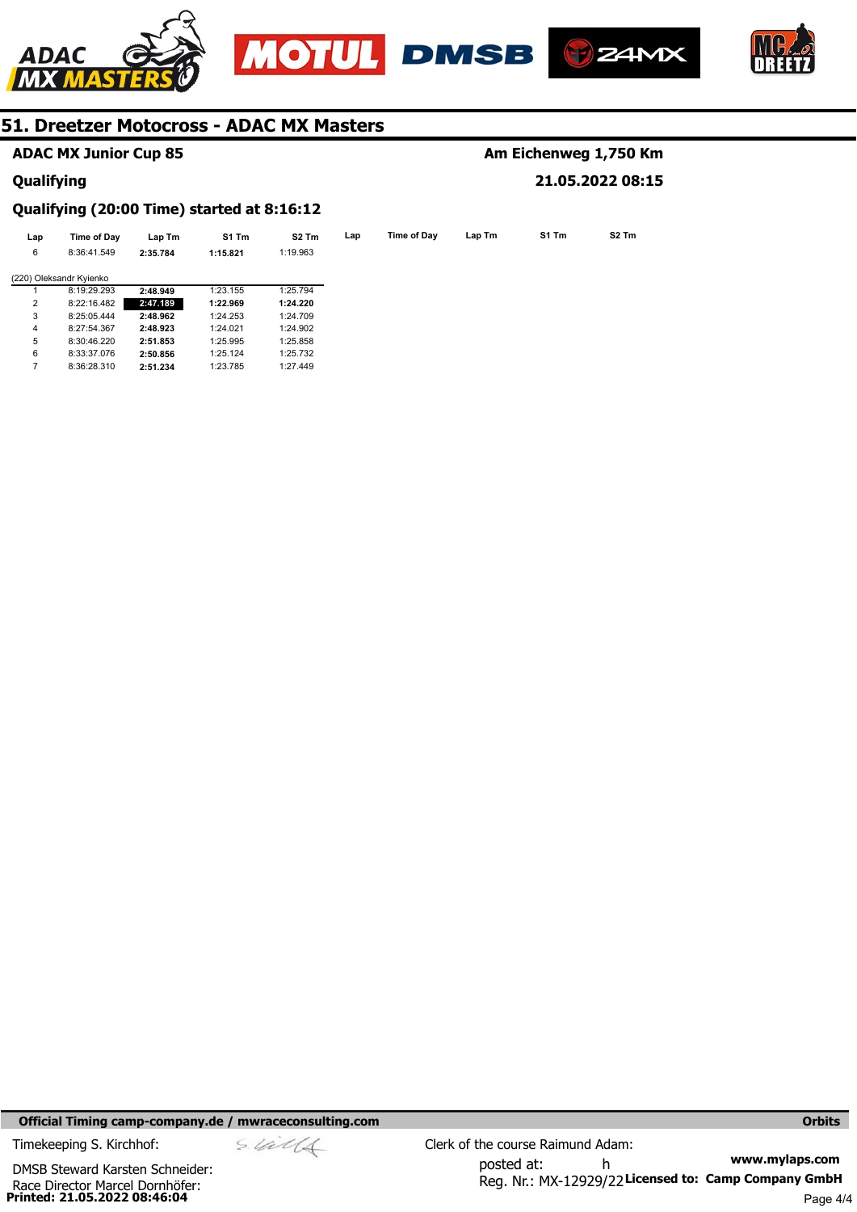# 51. Dreetzer Motocross - ADAC MX Masters

**ADAC MX Junior Cup 85** — **Am Eichenweg 1,750 Km**

**Qualifying** — **21.05.2022 08:15**

**Qualifying (20:00 Time) started at 8:16:12**

| Lap | Time of Day | Lap Tm | S1 Tm | S2 Tm |
|---|---|---|---|---|
| 6 | 8:36:41.549 | **2:35.784** | **1:15.821** | 1:19.963 |

(220) Oleksandr Kyienko

| Lap | Time of Day | Lap Tm | S1 Tm | S2 Tm |
|---|---|---|---|---|
| 1 | 8:19:29.293 | **2:48.949** | 1:23.155 | 1:25.794 |
| 2 | 8:22:16.482 | **2:47.189** | **1:22.969** | **1:24.220** |
| 3 | 8:25:05.444 | **2:48.962** | 1:24.253 | 1:24.709 |
| 4 | 8:27:54.367 | **2:48.923** | 1:24.021 | 1:24.902 |
| 5 | 8:30:46.220 | **2:51.853** | 1:25.995 | 1:25.858 |
| 6 | 8:33:37.076 | **2:50.856** | 1:25.124 | 1:25.732 |
| 7 | 8:36:28.310 | **2:51.234** | 1:23.785 | 1:27.449 |

**Official Timing camp-company.de / mwraceconsulting.com** — **Orbits**

Timekeeping S. Kirchhof:

DMSB Steward Karsten Schneider:

Race Director Marcel Dornhöfer:

**Printed: 21.05.2022 08:46:04**

Clerk of the course Raimund Adam:

posted at: h

Reg. Nr.: MX-12929/22 **Licensed to: Camp Company GmbH**

**www.mylaps.com**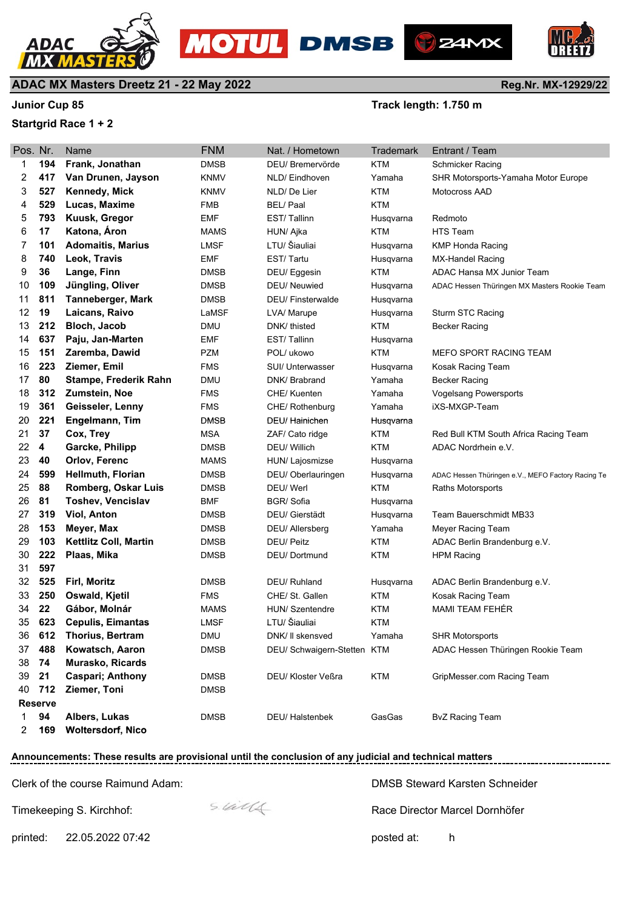ADAC MX MASTERS · MOTUL · DMSB · 24MX · MC DREETZ

## ADAC MX Masters Dreetz 21 - 22 May 2022

**Reg.Nr. MX-12929/22**

**Junior Cup 85**

**Track length: 1.750 m**

**Startgrid Race 1 + 2**

| Pos. | Nr. | Name | FNM | Nat. / Hometown | Trademark | Entrant / Team |
|---|---|---|---|---|---|---|
| 1 | **194** | **Frank, Jonathan** | DMSB | DEU/ Bremervörde | KTM | Schmicker Racing |
| 2 | **417** | **Van Drunen, Jayson** | KNMV | NLD/ Eindhoven | Yamaha | SHR Motorsports-Yamaha Motor Europe |
| 3 | **527** | **Kennedy, Mick** | KNMV | NLD/ De Lier | KTM | Motocross AAD |
| 4 | **529** | **Lucas, Maxime** | FMB | BEL/ Paal | KTM | |
| 5 | **793** | **Kuusk, Gregor** | EMF | EST/ Tallinn | Husqvarna | Redmoto |
| 6 | **17** | **Katona, Áron** | MAMS | HUN/ Ajka | KTM | HTS Team |
| 7 | **101** | **Adomaitis, Marius** | LMSF | LTU/ Šiauliai | Husqvarna | KMP Honda Racing |
| 8 | **740** | **Leok, Travis** | EMF | EST/ Tartu | Husqvarna | MX-Handel Racing |
| 9 | **36** | **Lange, Finn** | DMSB | DEU/ Eggesin | KTM | ADAC Hansa MX Junior Team |
| 10 | **109** | **Jüngling, Oliver** | DMSB | DEU/ Neuwied | Husqvarna | ADAC Hessen Thüringen MX Masters Rookie Team |
| 11 | **811** | **Tanneberger, Mark** | DMSB | DEU/ Finsterwalde | Husqvarna | |
| 12 | **19** | **Laicans, Raivo** | LaMSF | LVA/ Marupe | Husqvarna | Sturm STC Racing |
| 13 | **212** | **Bloch, Jacob** | DMU | DNK/ thisted | KTM | Becker Racing |
| 14 | **637** | **Paju, Jan-Marten** | EMF | EST/ Tallinn | Husqvarna | |
| 15 | **151** | **Zaremba, Dawid** | PZM | POL/ ukowo | KTM | MEFO SPORT RACING TEAM |
| 16 | **223** | **Ziemer, Emil** | FMS | SUI/ Unterwasser | Husqvarna | Kosak Racing Team |
| 17 | **80** | **Stampe, Frederik Rahn** | DMU | DNK/ Brabrand | Yamaha | Becker Racing |
| 18 | **312** | **Zumstein, Noe** | FMS | CHE/ Kuenten | Yamaha | Vogelsang Powersports |
| 19 | **361** | **Geisseler, Lenny** | FMS | CHE/ Rothenburg | Yamaha | iXS-MXGP-Team |
| 20 | **221** | **Engelmann, Tim** | DMSB | DEU/ Hainichen | Husqvarna | |
| 21 | **37** | **Cox, Trey** | MSA | ZAF/ Cato ridge | KTM | Red Bull KTM South Africa Racing Team |
| 22 | **4** | **Garcke, Philipp** | DMSB | DEU/ Willich | KTM | ADAC Nordrhein e.V. |
| 23 | **40** | **Orlov, Ferenc** | MAMS | HUN/ Lajosmizse | Husqvarna | |
| 24 | **599** | **Hellmuth, Florian** | DMSB | DEU/ Oberlauringen | Husqvarna | ADAC Hessen Thüringen e.V., MEFO Factory Racing Te |
| 25 | **88** | **Romberg, Oskar Luis** | DMSB | DEU/ Werl | KTM | Raths Motorsports |
| 26 | **81** | **Toshev, Vencislav** | BMF | BGR/ Sofia | Husqvarna | |
| 27 | **319** | **Viol, Anton** | DMSB | DEU/ Gierstädt | Husqvarna | Team Bauerschmidt MB33 |
| 28 | **153** | **Meyer, Max** | DMSB | DEU/ Allersberg | Yamaha | Meyer Racing Team |
| 29 | **103** | **Kettlitz Coll, Martin** | DMSB | DEU/ Peitz | KTM | ADAC Berlin Brandenburg e.V. |
| 30 | **222** | **Plaas, Mika** | DMSB | DEU/ Dortmund | KTM | HPM Racing |
| 31 | **597** | | | | | |
| 32 | **525** | **Firl, Moritz** | DMSB | DEU/ Ruhland | Husqvarna | ADAC Berlin Brandenburg e.V. |
| 33 | **250** | **Oswald, Kjetil** | FMS | CHE/ St. Gallen | KTM | Kosak Racing Team |
| 34 | **22** | **Gábor, Molnár** | MAMS | HUN/ Szentendre | KTM | MAMI TEAM FEHÉR |
| 35 | **623** | **Cepulis, Eimantas** | LMSF | LTU/ Šiauliai | KTM | |
| 36 | **612** | **Thorius, Bertram** | DMU | DNK/ Il skensved | Yamaha | SHR Motorsports |
| 37 | **488** | **Kowatsch, Aaron** | DMSB | DEU/ Schwaigern-Stetten | KTM | ADAC Hessen Thüringen Rookie Team |
| 38 | **74** | **Murasko, Ricards** | | | | |
| 39 | **21** | **Caspari; Anthony** | DMSB | DEU/ Kloster Veßra | KTM | GripMesser.com Racing Team |
| 40 | **712** | **Ziemer, Toni** | DMSB | | | |
| **Reserve** | | | | | | |
| 1 | **94** | **Albers, Lukas** | DMSB | DEU/ Halstenbek | GasGas | BvZ Racing Team |
| 2 | **169** | **Woltersdorf, Nico** | | | | |

**Announcements: These results are provisional until the conclusion of any judicial and technical matters**

Clerk of the course Raimund Adam:

DMSB Steward Karsten Schneider

Timekeeping S. Kirchhof:

Race Director Marcel Dornhöfer

printed: 22.05.2022 07:42

posted at: h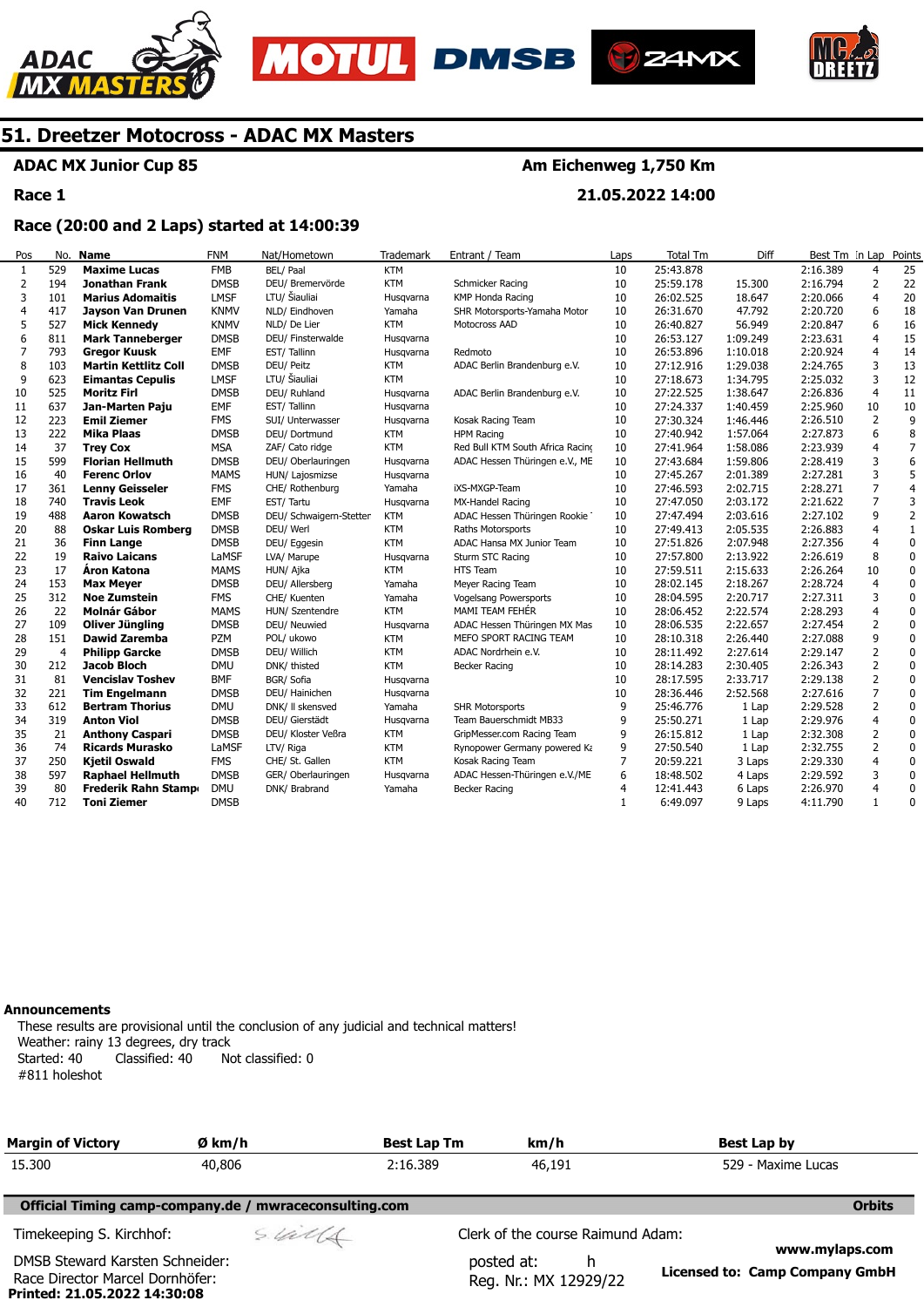# 51. Dreetzer Motocross - ADAC MX Masters

**ADAC MX Junior Cup 85** — **Am Eichenweg 1,750 Km**

**Race 1** — **21.05.2022 14:00**

**Race (20:00 and 2 Laps) started at 14:00:39**

| Pos | No. | Name | FNM | Nat/Hometown | Trademark | Entrant / Team | Laps | Total Tm | Diff | Best Tm | In Lap | Points |
|---|---|---|---|---|---|---|---|---|---|---|---|---|
| 1 | 529 | **Maxime Lucas** | FMB | BEL/ Paal | KTM | | 10 | 25:43.878 | | 2:16.389 | 4 | 25 |
| 2 | 194 | **Jonathan Frank** | DMSB | DEU/ Bremervörde | KTM | Schmicker Racing | 10 | 25:59.178 | 15.300 | 2:16.794 | 2 | 22 |
| 3 | 101 | **Marius Adomaitis** | LMSF | LTU/ Šiauliai | Husqvarna | KMP Honda Racing | 10 | 26:02.525 | 18.647 | 2:20.066 | 4 | 20 |
| 4 | 417 | **Jayson Van Drunen** | KNMV | NLD/ Eindhoven | Yamaha | SHR Motorsports-Yamaha Motor | 10 | 26:31.670 | 47.792 | 2:20.720 | 6 | 18 |
| 5 | 527 | **Mick Kennedy** | KNMV | NLD/ De Lier | KTM | Motocross AAD | 10 | 26:40.827 | 56.949 | 2:20.847 | 6 | 16 |
| 6 | 811 | **Mark Tanneberger** | DMSB | DEU/ Finsterwalde | Husqvarna | | 10 | 26:53.127 | 1:09.249 | 2:23.631 | 4 | 15 |
| 7 | 793 | **Gregor Kuusk** | EMF | EST/ Tallinn | Husqvarna | Redmoto | 10 | 26:53.896 | 1:10.018 | 2:20.924 | 4 | 14 |
| 8 | 103 | **Martin Kettlitz Coll** | DMSB | DEU/ Peitz | KTM | ADAC Berlin Brandenburg e.V. | 10 | 27:12.916 | 1:29.038 | 2:24.765 | 3 | 13 |
| 9 | 623 | **Eimantas Cepulis** | LMSF | LTU/ Šiauliai | KTM | | 10 | 27:18.673 | 1:34.795 | 2:25.032 | 3 | 12 |
| 10 | 525 | **Moritz Firl** | DMSB | DEU/ Ruhland | Husqvarna | ADAC Berlin Brandenburg e.V. | 10 | 27:22.525 | 1:38.647 | 2:26.836 | 4 | 11 |
| 11 | 637 | **Jan-Marten Paju** | EMF | EST/ Tallinn | Husqvarna | | 10 | 27:24.337 | 1:40.459 | 2:25.960 | 10 | 10 |
| 12 | 223 | **Emil Ziemer** | FMS | SUI/ Unterwasser | Husqvarna | Kosak Racing Team | 10 | 27:30.324 | 1:46.446 | 2:26.510 | 2 | 9 |
| 13 | 222 | **Mika Plaas** | DMSB | DEU/ Dortmund | KTM | HPM Racing | 10 | 27:40.942 | 1:57.064 | 2:27.873 | 6 | 8 |
| 14 | 37 | **Trey Cox** | MSA | ZAF/ Cato ridge | KTM | Red Bull KTM South Africa Racing | 10 | 27:41.964 | 1:58.086 | 2:23.939 | 4 | 7 |
| 15 | 599 | **Florian Hellmuth** | DMSB | DEU/ Oberlauringen | Husqvarna | ADAC Hessen Thüringen e.V., ME | 10 | 27:43.684 | 1:59.806 | 2:28.419 | 3 | 6 |
| 16 | 40 | **Ferenc Orlov** | MAMS | HUN/ Lajosmizse | Husqvarna | | 10 | 27:45.267 | 2:01.389 | 2:27.281 | 3 | 5 |
| 17 | 361 | **Lenny Geisseler** | FMS | CHE/ Rothenburg | Yamaha | iXS-MXGP-Team | 10 | 27:46.593 | 2:02.715 | 2:28.271 | 7 | 4 |
| 18 | 740 | **Travis Leok** | EMF | EST/ Tartu | Husqvarna | MX-Handel Racing | 10 | 27:47.050 | 2:03.172 | 2:21.622 | 7 | 3 |
| 19 | 488 | **Aaron Kowatsch** | DMSB | DEU/ Schwaigern-Stetter | KTM | ADAC Hessen Thüringen Rookie | 10 | 27:47.494 | 2:03.616 | 2:27.102 | 9 | 2 |
| 20 | 88 | **Oskar Luis Romberg** | DMSB | DEU/ Werl | KTM | Raths Motorsports | 10 | 27:49.413 | 2:05.535 | 2:26.883 | 4 | 1 |
| 21 | 36 | **Finn Lange** | DMSB | DEU/ Eggesin | KTM | ADAC Hansa MX Junior Team | 10 | 27:51.826 | 2:07.948 | 2:27.356 | 4 | 0 |
| 22 | 19 | **Raivo Laicans** | LaMSF | LVA/ Marupe | Husqvarna | Sturm STC Racing | 10 | 27:57.800 | 2:13.922 | 2:26.619 | 8 | 0 |
| 23 | 17 | **Áron Katona** | MAMS | HUN/ Ajka | KTM | HTS Team | 10 | 27:59.511 | 2:15.633 | 2:26.264 | 10 | 0 |
| 24 | 153 | **Max Meyer** | DMSB | DEU/ Allersberg | Yamaha | Meyer Racing Team | 10 | 28:02.145 | 2:18.267 | 2:28.724 | 4 | 0 |
| 25 | 312 | **Noe Zumstein** | FMS | CHE/ Kuenten | Yamaha | Vogelsang Powersports | 10 | 28:04.595 | 2:20.717 | 2:27.311 | 3 | 0 |
| 26 | 22 | **Molnár Gábor** | MAMS | HUN/ Szentendre | KTM | MAMI TEAM FEHÉR | 10 | 28:06.452 | 2:22.574 | 2:28.293 | 4 | 0 |
| 27 | 109 | **Oliver Jüngling** | DMSB | DEU/ Neuwied | Husqvarna | ADAC Hessen Thüringen MX Mas | 10 | 28:06.535 | 2:22.657 | 2:27.454 | 2 | 0 |
| 28 | 151 | **Dawid Zaremba** | PZM | POL/ ukowo | KTM | MEFO SPORT RACING TEAM | 10 | 28:10.318 | 2:26.440 | 2:27.088 | 9 | 0 |
| 29 | 4 | **Philipp Garcke** | DMSB | DEU/ Willich | KTM | ADAC Nordrhein e.V. | 10 | 28:11.492 | 2:27.614 | 2:29.147 | 2 | 0 |
| 30 | 212 | **Jacob Bloch** | DMU | DNK/ thisted | KTM | Becker Racing | 10 | 28:14.283 | 2:30.405 | 2:26.343 | 2 | 0 |
| 31 | 81 | **Vencislav Toshev** | BMF | BGR/ Sofia | Husqvarna | | 10 | 28:17.595 | 2:33.717 | 2:29.138 | 2 | 0 |
| 32 | 221 | **Tim Engelmann** | DMSB | DEU/ Hainichen | Husqvarna | | 10 | 28:36.446 | 2:52.568 | 2:27.616 | 7 | 0 |
| 33 | 612 | **Bertram Thorius** | DMU | DNK/ Il skensved | Yamaha | SHR Motorsports | 9 | 25:46.776 | 1 Lap | 2:29.528 | 2 | 0 |
| 34 | 319 | **Anton Viol** | DMSB | DEU/ Gierstädt | Husqvarna | Team Bauerschmidt MB33 | 9 | 25:50.271 | 1 Lap | 2:29.976 | 4 | 0 |
| 35 | 21 | **Anthony Caspari** | DMSB | DEU/ Kloster Veßra | KTM | GripMesser.com Racing Team | 9 | 26:15.812 | 1 Lap | 2:32.308 | 2 | 0 |
| 36 | 74 | **Ricards Murasko** | LaMSF | LTV/ Riga | KTM | Rynopower Germany powered Ka | 9 | 27:50.540 | 1 Lap | 2:32.755 | 2 | 0 |
| 37 | 250 | **Kjetil Oswald** | FMS | CHE/ St. Gallen | KTM | Kosak Racing Team | 7 | 20:59.221 | 3 Laps | 2:29.330 | 4 | 0 |
| 38 | 597 | **Raphael Hellmuth** | DMSB | GER/ Oberlauringen | Husqvarna | ADAC Hessen-Thüringen e.V./ME | 6 | 18:48.502 | 4 Laps | 2:29.592 | 3 | 0 |
| 39 | 80 | **Frederik Rahn Stamp** | DMU | DNK/ Brabrand | Yamaha | Becker Racing | 4 | 12:41.443 | 6 Laps | 2:26.970 | 4 | 0 |
| 40 | 712 | **Toni Ziemer** | DMSB | | | | 1 | 6:49.097 | 9 Laps | 4:11.790 | 1 | 0 |

**Announcements**

These results are provisional until the conclusion of any judicial and technical matters!
Weather: rainy 13 degrees, dry track
Started: 40 Classified: 40 Not classified: 0
#811 holeshot

| Margin of Victory | Ø km/h | Best Lap Tm | km/h | Best Lap by |
|---|---|---|---|---|
| 15.300 | 40,806 | 2:16.389 | 46,191 | 529 - Maxime Lucas |

**Official Timing camp-company.de / mwraceconsulting.com** — **Orbits**

Timekeeping S. Kirchhof:

Clerk of the course Raimund Adam:

DMSB Steward Karsten Schneider:

posted at: h

Race Director Marcel Dornhöfer:

Reg. Nr.: MX 12929/22

**www.mylaps.com**

**Licensed to: Camp Company GmbH**

**Printed: 21.05.2022 14:30:08**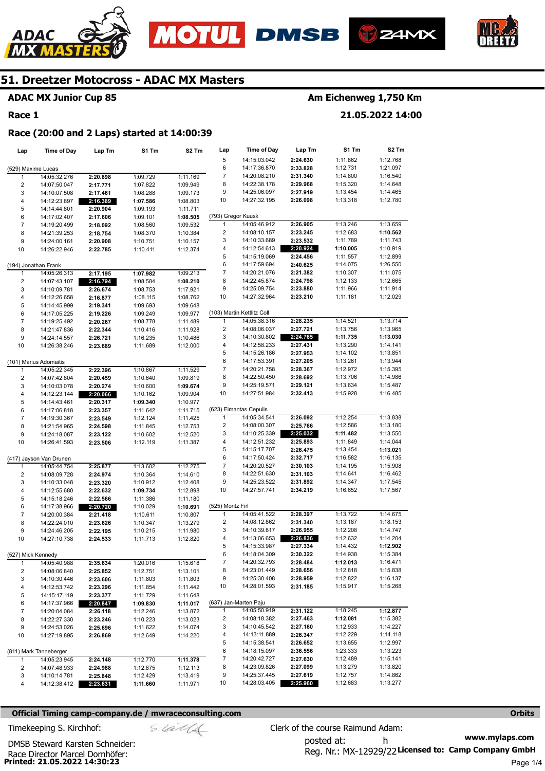# 51. Dreetzer Motocross - ADAC MX Masters

## ADAC MX Junior Cup 85

**Am Eichenweg 1,750 Km**

**Race 1**

**21.05.2022 14:00**

### Race (20:00 and 2 Laps) started at 14:00:39

| Lap | Time of Day | Lap Tm | S1 Tm | S2 Tm |
|---|---|---|---|---|
| **(529) Maxime Lucas** | | | | |
| 1 | 14:05:32.276 | **2:20.898** | 1:09.729 | 1:11.169 |
| 2 | 14:07:50.047 | **2:17.771** | 1:07.822 | 1:09.949 |
| 3 | 14:10:07.508 | **2:17.461** | 1:08.288 | 1:09.173 |
| 4 | 14:12:23.897 | **2:16.389** | **1:07.586** | 1:08.803 |
| 5 | 14:14:44.801 | **2:20.904** | 1:09.193 | 1:11.711 |
| 6 | 14:17:02.407 | **2:17.606** | 1:09.101 | **1:08.505** |
| 7 | 14:19:20.499 | **2:18.092** | 1:08.560 | 1:09.532 |
| 8 | 14:21:39.253 | **2:18.754** | 1:08.370 | 1:10.384 |
| 9 | 14:24:00.161 | **2:20.908** | 1:10.751 | 1:10.157 |
| 10 | 14:26:22.946 | **2:22.785** | 1:10.411 | 1:12.374 |
| **(194) Jonathan Frank** | | | | |
| 1 | 14:05:26.313 | **2:17.195** | **1:07.982** | 1:09.213 |
| 2 | 14:07:43.107 | **2:16.794** | 1:08.584 | **1:08.210** |
| 3 | 14:10:09.781 | **2:26.674** | 1:08.753 | 1:17.921 |
| 4 | 14:12:26.658 | **2:16.877** | 1:08.115 | 1:08.762 |
| 5 | 14:14:45.999 | **2:19.341** | 1:09.693 | 1:09.648 |
| 6 | 14:17:05.225 | **2:19.226** | 1:09.249 | 1:09.977 |
| 7 | 14:19:25.492 | **2:20.267** | 1:08.778 | 1:11.489 |
| 8 | 14:21:47.836 | **2:22.344** | 1:10.416 | 1:11.928 |
| 9 | 14:24:14.557 | **2:26.721** | 1:16.235 | 1:10.486 |
| 10 | 14:26:38.246 | **2:23.689** | 1:11.689 | 1:12.000 |
| **(101) Marius Adomaitis** | | | | |
| 1 | 14:05:22.345 | **2:22.396** | 1:10.867 | 1:11.529 |
| 2 | 14:07:42.804 | **2:20.459** | 1:10.640 | 1:09.819 |
| 3 | 14:10:03.078 | **2:20.274** | 1:10.600 | **1:09.674** |
| 4 | 14:12:23.144 | **2:20.066** | 1:10.162 | 1:09.904 |
| 5 | 14:14:43.461 | **2:20.317** | **1:09.340** | 1:10.977 |
| 6 | 14:17:06.818 | **2:23.357** | 1:11.642 | 1:11.715 |
| 7 | 14:19:30.367 | **2:23.549** | 1:12.124 | 1:11.425 |
| 8 | 14:21:54.965 | **2:24.598** | 1:11.845 | 1:12.753 |
| 9 | 14:24:18.087 | **2:23.122** | 1:10.602 | 1:12.520 |
| 10 | 14:26:41.593 | **2:23.506** | 1:12.119 | 1:11.387 |
| **(417) Jayson Van Drunen** | | | | |
| 1 | 14:05:44.754 | **2:25.877** | 1:13.602 | 1:12.275 |
| 2 | 14:08:09.728 | **2:24.974** | 1:10.364 | 1:14.610 |
| 3 | 14:10:33.048 | **2:23.320** | 1:10.912 | 1:12.408 |
| 4 | 14:12:55.680 | **2:22.632** | **1:09.734** | 1:12.898 |
| 5 | 14:15:18.246 | **2:22.566** | 1:11.386 | 1:11.180 |
| 6 | 14:17:38.966 | **2:20.720** | 1:10.029 | **1:10.691** |
| 7 | 14:20:00.384 | **2:21.418** | 1:10.611 | 1:10.807 |
| 8 | 14:22:24.010 | **2:23.626** | 1:10.347 | 1:13.279 |
| 9 | 14:24:46.205 | **2:22.195** | 1:10.215 | 1:11.980 |
| 10 | 14:27:10.738 | **2:24.533** | 1:11.713 | 1:12.820 |
| **(527) Mick Kennedy** | | | | |
| 1 | 14:05:40.988 | **2:35.634** | 1:20.016 | 1:15.618 |
| 2 | 14:08:06.840 | **2:25.852** | 1:12.751 | 1:13.101 |
| 3 | 14:10:30.446 | **2:23.606** | 1:11.803 | 1:11.803 |
| 4 | 14:12:53.742 | **2:23.296** | 1:11.854 | 1:11.442 |
| 5 | 14:15:17.119 | **2:23.377** | 1:11.729 | 1:11.648 |
| 6 | 14:17:37.966 | **2:20.847** | **1:09.830** | **1:11.017** |
| 7 | 14:20:04.084 | **2:26.118** | 1:12.246 | 1:13.872 |
| 8 | 14:22:27.330 | **2:23.246** | 1:10.223 | 1:13.023 |
| 9 | 14:24:53.026 | **2:25.696** | 1:11.622 | 1:14.074 |
| 10 | 14:27:19.895 | **2:26.869** | 1:12.649 | 1:14.220 |
| **(811) Mark Tanneberger** | | | | |
| 1 | 14:05:23.945 | **2:24.148** | 1:12.770 | **1:11.378** |
| 2 | 14:07:48.933 | **2:24.988** | 1:12.875 | 1:12.113 |
| 3 | 14:10:14.781 | **2:25.848** | 1:12.429 | 1:13.419 |
| 4 | 14:12:38.412 | **2:23.631** | **1:11.660** | 1:11.971 |
| 5 | 14:15:03.042 | **2:24.630** | 1:11.862 | 1:12.768 |
| 6 | 14:17:36.870 | **2:33.828** | 1:12.731 | 1:21.097 |
| 7 | 14:20:08.210 | **2:31.340** | 1:14.800 | 1:16.540 |
| 8 | 14:22:38.178 | **2:29.968** | 1:15.320 | 1:14.648 |
| 9 | 14:25:06.097 | **2:27.919** | 1:13.454 | 1:14.465 |
| 10 | 14:27:32.195 | **2:26.098** | 1:13.318 | 1:12.780 |
| **(793) Gregor Kuusk** | | | | |
| 1 | 14:05:46.912 | **2:26.905** | 1:13.246 | 1:13.659 |
| 2 | 14:08:10.157 | **2:23.245** | 1:12.683 | **1:10.562** |
| 3 | 14:10:33.689 | **2:23.532** | 1:11.789 | 1:11.743 |
| 4 | 14:12:54.613 | **2:20.924** | **1:10.005** | 1:10.919 |
| 5 | 14:15:19.069 | **2:24.456** | 1:11.557 | 1:12.899 |
| 6 | 14:17:59.694 | **2:40.625** | 1:14.075 | 1:26.550 |
| 7 | 14:20:21.076 | **2:21.382** | 1:10.307 | 1:11.075 |
| 8 | 14:22:45.874 | **2:24.798** | 1:12.133 | 1:12.665 |
| 9 | 14:25:09.754 | **2:23.880** | 1:11.966 | 1:11.914 |
| 10 | 14:27:32.964 | **2:23.210** | 1:11.181 | 1:12.029 |
| **(103) Martin Kettlitz Coll** | | | | |
| 1 | 14:05:38.316 | **2:28.235** | 1:14.521 | 1:13.714 |
| 2 | 14:08:06.037 | **2:27.721** | 1:13.756 | 1:13.965 |
| 3 | 14:10:30.802 | **2:24.765** | **1:11.735** | **1:13.030** |
| 4 | 14:12:58.233 | **2:27.431** | 1:13.290 | 1:14.141 |
| 5 | 14:15:26.186 | **2:27.953** | 1:14.102 | 1:13.851 |
| 6 | 14:17:53.391 | **2:27.205** | 1:13.261 | 1:13.944 |
| 7 | 14:20:21.758 | **2:28.367** | 1:12.972 | 1:15.395 |
| 8 | 14:22:50.450 | **2:28.692** | 1:13.706 | 1:14.986 |
| 9 | 14:25:19.571 | **2:29.121** | 1:13.634 | 1:15.487 |
| 10 | 14:27:51.984 | **2:32.413** | 1:15.928 | 1:16.485 |
| **(623) Eimantas Cepulis** | | | | |
| 1 | 14:05:34.541 | **2:26.092** | 1:12.254 | 1:13.838 |
| 2 | 14:08:00.307 | **2:25.766** | 1:12.586 | 1:13.180 |
| 3 | 14:10:25.339 | **2:25.032** | **1:11.482** | 1:13.550 |
| 4 | 14:12:51.232 | **2:25.893** | 1:11.849 | 1:14.044 |
| 5 | 14:15:17.707 | **2:26.475** | 1:13.454 | **1:13.021** |
| 6 | 14:17:50.424 | **2:32.717** | 1:16.582 | 1:16.135 |
| 7 | 14:20:20.527 | **2:30.103** | 1:14.195 | 1:15.908 |
| 8 | 14:22:51.630 | **2:31.103** | 1:14.641 | 1:16.462 |
| 9 | 14:25:23.522 | **2:31.892** | 1:14.347 | 1:17.545 |
| 10 | 14:27:57.741 | **2:34.219** | 1:16.652 | 1:17.567 |
| **(525) Moritz Firl** | | | | |
| 1 | 14:05:41.522 | **2:28.397** | 1:13.722 | 1:14.675 |
| 2 | 14:08:12.862 | **2:31.340** | 1:13.187 | 1:18.153 |
| 3 | 14:10:39.817 | **2:26.955** | 1:12.208 | 1:14.747 |
| 4 | 14:13:06.653 | **2:26.836** | 1:12.632 | 1:14.204 |
| 5 | 14:15:33.987 | **2:27.334** | 1:14.432 | **1:12.902** |
| 6 | 14:18:04.309 | **2:30.322** | 1:14.938 | 1:15.384 |
| 7 | 14:20:32.793 | **2:28.484** | **1:12.013** | 1:16.471 |
| 8 | 14:23:01.449 | **2:28.656** | 1:12.818 | 1:15.838 |
| 9 | 14:25:30.408 | **2:28.959** | 1:12.822 | 1:16.137 |
| 10 | 14:28:01.593 | **2:31.185** | 1:15.917 | 1:15.268 |
| **(637) Jan-Marten Paju** | | | | |
| 1 | 14:05:50.919 | **2:31.122** | 1:18.245 | **1:12.877** |
| 2 | 14:08:18.382 | **2:27.463** | **1:12.081** | 1:15.382 |
| 3 | 14:10:45.542 | **2:27.160** | 1:12.933 | 1:14.227 |
| 4 | 14:13:11.889 | **2:26.347** | 1:12.229 | 1:14.118 |
| 5 | 14:15:38.541 | **2:26.652** | 1:13.655 | 1:12.997 |
| 6 | 14:18:15.097 | **2:36.556** | 1:23.333 | 1:13.223 |
| 7 | 14:20:42.727 | **2:27.630** | 1:12.489 | 1:15.141 |
| 8 | 14:23:09.826 | **2:27.099** | 1:13.279 | 1:13.820 |
| 9 | 14:25:37.445 | **2:27.619** | 1:12.757 | 1:14.862 |
| 10 | 14:28:03.405 | **2:25.960** | 1:12.683 | 1:13.277 |

**Official Timing camp-company.de / mwraceconsulting.com** **Orbits**

Timekeeping S. Kirchhof:

Clerk of the course Raimund Adam:

DMSB Steward Karsten Schneider:

posted at: h

www.mylaps.com

Race Director Marcel Dornhöfer:

Reg. Nr.: MX-12929/22 **Licensed to: Camp Company GmbH**

**Printed: 21.05.2022 14:30:23**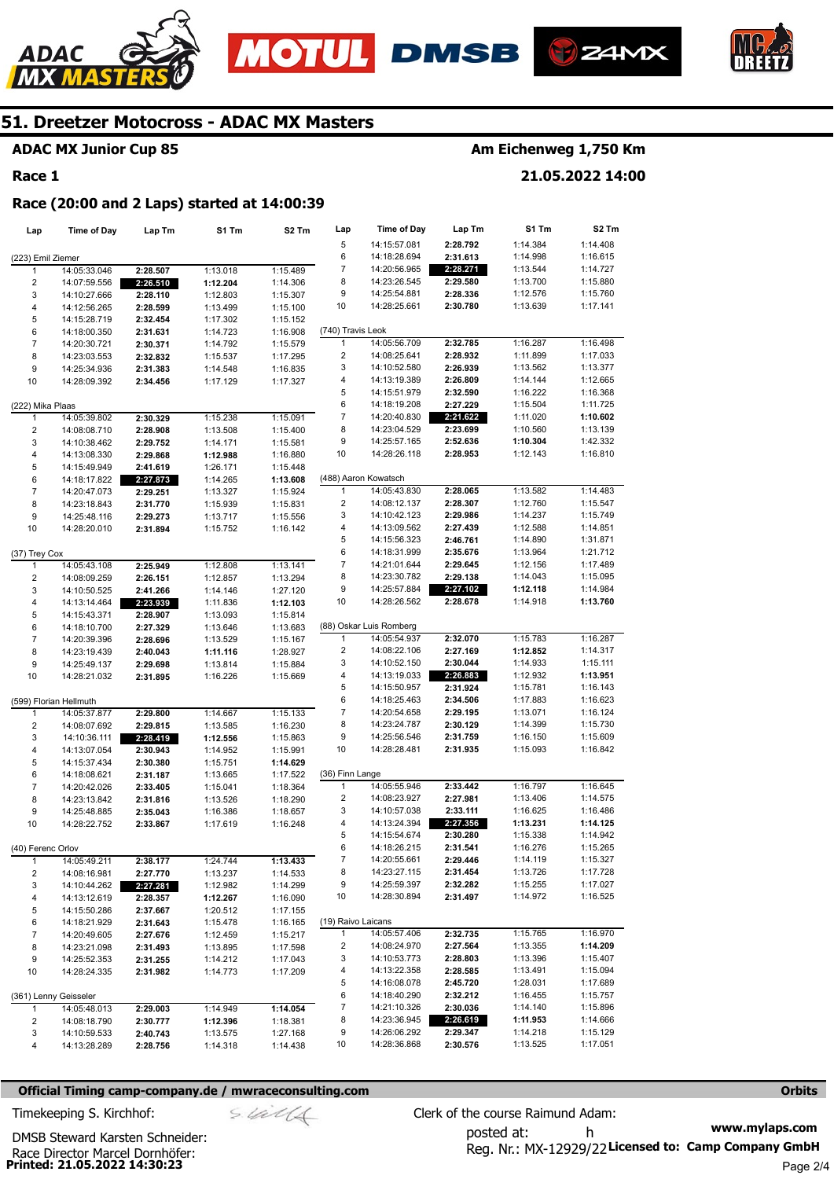# 51. Dreetzer Motocross - ADAC MX Masters

**ADAC MX Junior Cup 85** — **Am Eichenweg 1,750 Km**

**Race 1** — **21.05.2022 14:00**

## Race (20:00 and 2 Laps) started at 14:00:39

### (223) Emil Ziemer

| Lap | Time of Day | Lap Tm | S1 Tm | S2 Tm |
|---|---|---|---|---|
| 1 | 14:05:33.046 | **2:28.507** | 1:13.018 | 1:15.489 |
| 2 | 14:07:59.556 | **2:26.510** | **1:12.204** | 1:14.306 |
| 3 | 14:10:27.666 | **2:28.110** | 1:12.803 | 1:15.307 |
| 4 | 14:12:56.265 | **2:28.599** | 1:13.499 | 1:15.100 |
| 5 | 14:15:28.719 | **2:32.454** | 1:17.302 | 1:15.152 |
| 6 | 14:18:00.350 | **2:31.631** | 1:14.723 | 1:16.908 |
| 7 | 14:20:30.721 | **2:30.371** | 1:14.792 | 1:15.579 |
| 8 | 14:23:03.553 | **2:32.832** | 1:15.537 | 1:17.295 |
| 9 | 14:25:34.936 | **2:31.383** | 1:14.548 | 1:16.835 |
| 10 | 14:28:09.392 | **2:34.456** | 1:17.129 | 1:17.327 |

### (222) Mika Plaas

| Lap | Time of Day | Lap Tm | S1 Tm | S2 Tm |
|---|---|---|---|---|
| 1 | 14:05:39.802 | **2:30.329** | 1:15.238 | 1:15.091 |
| 2 | 14:08:08.710 | **2:28.908** | 1:13.508 | 1:15.400 |
| 3 | 14:10:38.462 | **2:29.752** | 1:14.171 | 1:15.581 |
| 4 | 14:13:08.330 | **2:29.868** | **1:12.988** | 1:16.880 |
| 5 | 14:15:49.949 | **2:41.619** | 1:26.171 | 1:15.448 |
| 6 | 14:18:17.822 | **2:27.873** | 1:14.265 | **1:13.608** |
| 7 | 14:20:47.073 | **2:29.251** | 1:13.327 | 1:15.924 |
| 8 | 14:23:18.843 | **2:31.770** | 1:15.939 | 1:15.831 |
| 9 | 14:25:48.116 | **2:29.273** | 1:13.717 | 1:15.556 |
| 10 | 14:28:20.010 | **2:31.894** | 1:15.752 | 1:16.142 |

### (37) Trey Cox

| Lap | Time of Day | Lap Tm | S1 Tm | S2 Tm |
|---|---|---|---|---|
| 1 | 14:05:43.108 | **2:25.949** | 1:12.808 | 1:13.141 |
| 2 | 14:08:09.259 | **2:26.151** | 1:12.857 | 1:13.294 |
| 3 | 14:10:50.525 | **2:41.266** | 1:14.146 | 1:27.120 |
| 4 | 14:13:14.464 | **2:23.939** | 1:11.836 | **1:12.103** |
| 5 | 14:15:43.371 | **2:28.907** | 1:13.093 | 1:15.814 |
| 6 | 14:18:10.700 | **2:27.329** | 1:13.646 | 1:13.683 |
| 7 | 14:20:39.396 | **2:28.696** | 1:13.529 | 1:15.167 |
| 8 | 14:23:19.439 | **2:40.043** | **1:11.116** | 1:28.927 |
| 9 | 14:25:49.137 | **2:29.698** | 1:13.814 | 1:15.884 |
| 10 | 14:28:21.032 | **2:31.895** | 1:16.226 | 1:15.669 |

### (599) Florian Hellmuth

| Lap | Time of Day | Lap Tm | S1 Tm | S2 Tm |
|---|---|---|---|---|
| 1 | 14:05:37.877 | **2:29.800** | 1:14.667 | 1:15.133 |
| 2 | 14:08:07.692 | **2:29.815** | 1:13.585 | 1:16.230 |
| 3 | 14:10:36.111 | **2:28.419** | **1:12.556** | 1:15.863 |
| 4 | 14:13:07.054 | **2:30.943** | 1:14.952 | 1:15.991 |
| 5 | 14:15:37.434 | **2:30.380** | 1:15.751 | **1:14.629** |
| 6 | 14:18:08.621 | **2:31.187** | 1:13.665 | 1:17.522 |
| 7 | 14:20:42.026 | **2:33.405** | 1:15.041 | 1:18.364 |
| 8 | 14:23:13.842 | **2:31.816** | 1:13.526 | 1:18.290 |
| 9 | 14:25:48.885 | **2:35.043** | 1:16.386 | 1:18.657 |
| 10 | 14:28:22.752 | **2:33.867** | 1:17.619 | 1:16.248 |

### (40) Ferenc Orlov

| Lap | Time of Day | Lap Tm | S1 Tm | S2 Tm |
|---|---|---|---|---|
| 1 | 14:05:49.211 | **2:38.177** | 1:24.744 | **1:13.433** |
| 2 | 14:08:16.981 | **2:27.770** | 1:13.237 | 1:14.533 |
| 3 | 14:10:44.262 | **2:27.281** | 1:12.982 | 1:14.299 |
| 4 | 14:13:12.619 | **2:28.357** | **1:12.267** | 1:16.090 |
| 5 | 14:15:50.286 | **2:37.667** | 1:20.512 | 1:17.155 |
| 6 | 14:18:21.929 | **2:31.643** | 1:15.478 | 1:16.165 |
| 7 | 14:20:49.605 | **2:27.676** | 1:12.459 | 1:15.217 |
| 8 | 14:23:21.098 | **2:31.493** | 1:13.895 | 1:17.598 |
| 9 | 14:25:52.353 | **2:31.255** | 1:14.212 | 1:17.043 |
| 10 | 14:28:24.335 | **2:31.982** | 1:14.773 | 1:17.209 |

### (361) Lenny Geisseler

| Lap | Time of Day | Lap Tm | S1 Tm | S2 Tm |
|---|---|---|---|---|
| 1 | 14:05:48.013 | **2:29.003** | 1:14.949 | **1:14.054** |
| 2 | 14:08:18.790 | **2:30.777** | **1:12.396** | 1:18.381 |
| 3 | 14:10:59.533 | **2:40.743** | 1:13.575 | 1:27.168 |
| 4 | 14:13:28.289 | **2:28.756** | 1:14.318 | 1:14.438 |
| 5 | 14:15:57.081 | **2:28.792** | 1:14.384 | 1:14.408 |
| 6 | 14:18:28.694 | **2:31.613** | 1:14.998 | 1:16.615 |
| 7 | 14:20:56.965 | **2:28.271** | 1:13.544 | 1:14.727 |
| 8 | 14:23:26.545 | **2:29.580** | 1:13.700 | 1:15.880 |
| 9 | 14:25:54.881 | **2:28.336** | 1:12.576 | 1:15.760 |
| 10 | 14:28:25.661 | **2:30.780** | 1:13.639 | 1:17.141 |

### (740) Travis Leok

| Lap | Time of Day | Lap Tm | S1 Tm | S2 Tm |
|---|---|---|---|---|
| 1 | 14:05:56.709 | **2:32.785** | 1:16.287 | 1:16.498 |
| 2 | 14:08:25.641 | **2:28.932** | 1:11.899 | 1:17.033 |
| 3 | 14:10:52.580 | **2:26.939** | 1:13.562 | 1:13.377 |
| 4 | 14:13:19.389 | **2:26.809** | 1:14.144 | 1:12.665 |
| 5 | 14:15:51.979 | **2:32.590** | 1:16.222 | 1:16.368 |
| 6 | 14:18:19.208 | **2:27.229** | 1:15.504 | 1:11.725 |
| 7 | 14:20:40.830 | **2:21.622** | 1:11.020 | **1:10.602** |
| 8 | 14:23:04.529 | **2:23.699** | 1:10.560 | 1:13.139 |
| 9 | 14:25:57.165 | **2:52.636** | **1:10.304** | 1:42.332 |
| 10 | 14:28:26.118 | **2:28.953** | 1:12.143 | 1:16.810 |

### (488) Aaron Kowatsch

| Lap | Time of Day | Lap Tm | S1 Tm | S2 Tm |
|---|---|---|---|---|
| 1 | 14:05:43.830 | **2:28.065** | 1:13.582 | 1:14.483 |
| 2 | 14:08:12.137 | **2:28.307** | 1:12.760 | 1:15.547 |
| 3 | 14:10:42.123 | **2:29.986** | 1:14.237 | 1:15.749 |
| 4 | 14:13:09.562 | **2:27.439** | 1:12.588 | 1:14.851 |
| 5 | 14:15:56.323 | **2:46.761** | 1:14.890 | 1:31.871 |
| 6 | 14:18:31.999 | **2:35.676** | 1:13.964 | 1:21.712 |
| 7 | 14:21:01.644 | **2:29.645** | 1:12.156 | 1:17.489 |
| 8 | 14:23:30.782 | **2:29.138** | 1:14.043 | 1:15.095 |
| 9 | 14:25:57.884 | **2:27.102** | **1:12.118** | 1:14.984 |
| 10 | 14:28:26.562 | **2:28.678** | 1:14.918 | **1:13.760** |

### (88) Oskar Luis Romberg

| Lap | Time of Day | Lap Tm | S1 Tm | S2 Tm |
|---|---|---|---|---|
| 1 | 14:05:54.937 | **2:32.070** | 1:15.783 | 1:16.287 |
| 2 | 14:08:22.106 | **2:27.169** | **1:12.852** | 1:14.317 |
| 3 | 14:10:52.150 | **2:30.044** | 1:14.933 | 1:15.111 |
| 4 | 14:13:19.033 | **2:26.883** | 1:12.932 | **1:13.951** |
| 5 | 14:15:50.957 | **2:31.924** | 1:15.781 | 1:16.143 |
| 6 | 14:18:25.463 | **2:34.506** | 1:17.883 | 1:16.623 |
| 7 | 14:20:54.658 | **2:29.195** | 1:13.071 | 1:16.124 |
| 8 | 14:23:24.787 | **2:30.129** | 1:14.399 | 1:15.730 |
| 9 | 14:25:56.546 | **2:31.759** | 1:16.150 | 1:15.609 |
| 10 | 14:28:28.481 | **2:31.935** | 1:15.093 | 1:16.842 |

### (36) Finn Lange

| Lap | Time of Day | Lap Tm | S1 Tm | S2 Tm |
|---|---|---|---|---|
| 1 | 14:05:55.946 | **2:33.442** | 1:16.797 | 1:16.645 |
| 2 | 14:08:23.927 | **2:27.981** | 1:13.406 | 1:14.575 |
| 3 | 14:10:57.038 | **2:33.111** | 1:16.625 | 1:16.486 |
| 4 | 14:13:24.394 | **2:27.356** | **1:13.231** | **1:14.125** |
| 5 | 14:15:54.674 | **2:30.280** | 1:15.338 | 1:14.942 |
| 6 | 14:18:26.215 | **2:31.541** | 1:16.276 | 1:15.265 |
| 7 | 14:20:55.661 | **2:29.446** | 1:14.119 | 1:15.327 |
| 8 | 14:23:27.115 | **2:31.454** | 1:13.726 | 1:17.728 |
| 9 | 14:25:59.397 | **2:32.282** | 1:15.255 | 1:17.027 |
| 10 | 14:28:30.894 | **2:31.497** | 1:14.972 | 1:16.525 |

### (19) Raivo Laicans

| Lap | Time of Day | Lap Tm | S1 Tm | S2 Tm |
|---|---|---|---|---|
| 1 | 14:05:57.406 | **2:32.735** | 1:15.765 | 1:16.970 |
| 2 | 14:08:24.970 | **2:27.564** | 1:13.355 | **1:14.209** |
| 3 | 14:10:53.773 | **2:28.803** | 1:13.396 | 1:15.407 |
| 4 | 14:13:22.358 | **2:28.585** | 1:13.491 | 1:15.094 |
| 5 | 14:16:08.078 | **2:45.720** | 1:28.031 | 1:17.689 |
| 6 | 14:18:40.290 | **2:32.212** | 1:16.455 | 1:15.757 |
| 7 | 14:21:10.326 | **2:30.036** | 1:14.140 | 1:15.896 |
| 8 | 14:23:36.945 | **2:26.619** | **1:11.953** | 1:14.666 |
| 9 | 14:26:06.292 | **2:29.347** | 1:14.218 | 1:15.129 |
| 10 | 14:28:36.868 | **2:30.576** | 1:13.525 | 1:17.051 |

**Official Timing camp-company.de / mwraceconsulting.com** — **Orbits**

Timekeeping S. Kirchhof:

DMSB Steward Karsten Schneider:

Race Director Marcel Dornhöfer:

Clerk of the course Raimund Adam:

posted at: h

Reg. Nr.: MX-12929/22

**www.mylaps.com**

**Licensed to: Camp Company GmbH**

**Printed: 21.05.2022 14:30:23**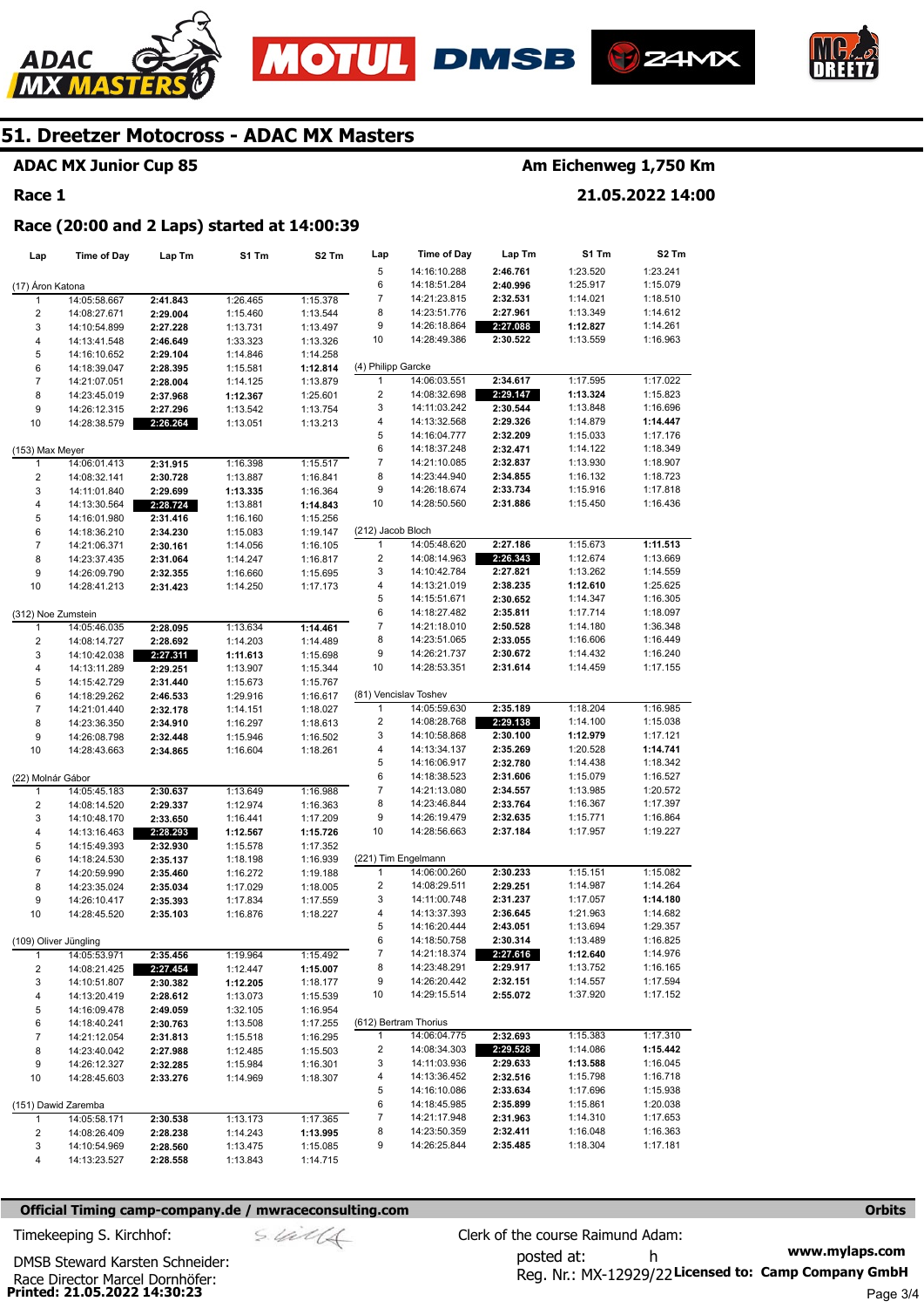# 51. Dreetzer Motocross - ADAC MX Masters

**ADAC MX Junior Cup 85** — **Am Eichenweg 1,750 Km**

**Race 1** — **21.05.2022 14:00**

## Race (20:00 and 2 Laps) started at 14:00:39

### (17) Áron Katona

| Lap | Time of Day | Lap Tm | S1 Tm | S2 Tm |
|---|---|---|---|---|
| 1 | 14:05:58.667 | 2:41.843 | 1:26.465 | 1:15.378 |
| 2 | 14:08:27.671 | 2:29.004 | 1:15.460 | 1:13.544 |
| 3 | 14:10:54.899 | 2:27.228 | 1:13.731 | 1:13.497 |
| 4 | 14:13:41.548 | 2:46.649 | 1:33.323 | 1:13.326 |
| 5 | 14:16:10.652 | 2:29.104 | 1:14.846 | 1:14.258 |
| 6 | 14:18:39.047 | 2:28.395 | 1:15.581 | 1:12.814 |
| 7 | 14:21:07.051 | 2:28.004 | 1:14.125 | 1:13.879 |
| 8 | 14:23:45.019 | 2:37.968 | 1:12.367 | 1:25.601 |
| 9 | 14:26:12.315 | 2:27.296 | 1:13.542 | 1:13.754 |
| 10 | 14:28:38.579 | 2:26.264 | 1:13.051 | 1:13.213 |

### (153) Max Meyer

| Lap | Time of Day | Lap Tm | S1 Tm | S2 Tm |
|---|---|---|---|---|
| 1 | 14:06:01.413 | 2:31.915 | 1:16.398 | 1:15.517 |
| 2 | 14:08:32.141 | 2:30.728 | 1:13.887 | 1:16.841 |
| 3 | 14:11:01.840 | 2:29.699 | 1:13.335 | 1:16.364 |
| 4 | 14:13:30.564 | 2:28.724 | 1:13.881 | 1:14.843 |
| 5 | 14:16:01.980 | 2:31.416 | 1:16.160 | 1:15.256 |
| 6 | 14:18:36.210 | 2:34.230 | 1:15.083 | 1:19.147 |
| 7 | 14:21:06.371 | 2:30.161 | 1:14.056 | 1:16.105 |
| 8 | 14:23:37.435 | 2:31.064 | 1:14.247 | 1:16.817 |
| 9 | 14:26:09.790 | 2:32.355 | 1:16.660 | 1:15.695 |
| 10 | 14:28:41.213 | 2:31.423 | 1:14.250 | 1:17.173 |

### (312) Noe Zumstein

| Lap | Time of Day | Lap Tm | S1 Tm | S2 Tm |
|---|---|---|---|---|
| 1 | 14:05:46.035 | 2:28.095 | 1:13.634 | 1:14.461 |
| 2 | 14:08:14.727 | 2:28.692 | 1:14.203 | 1:14.489 |
| 3 | 14:10:42.038 | 2:27.311 | 1:11.613 | 1:15.698 |
| 4 | 14:13:11.289 | 2:29.251 | 1:13.907 | 1:15.344 |
| 5 | 14:15:42.729 | 2:31.440 | 1:15.673 | 1:15.767 |
| 6 | 14:18:29.262 | 2:46.533 | 1:29.916 | 1:16.617 |
| 7 | 14:21:01.440 | 2:32.178 | 1:14.151 | 1:18.027 |
| 8 | 14:23:36.350 | 2:34.910 | 1:16.297 | 1:18.613 |
| 9 | 14:26:08.798 | 2:32.448 | 1:15.946 | 1:16.502 |
| 10 | 14:28:43.663 | 2:34.865 | 1:16.604 | 1:18.261 |

### (22) Molnár Gábor

| Lap | Time of Day | Lap Tm | S1 Tm | S2 Tm |
|---|---|---|---|---|
| 1 | 14:05:45.183 | 2:30.637 | 1:13.649 | 1:16.988 |
| 2 | 14:08:14.520 | 2:29.337 | 1:12.974 | 1:16.363 |
| 3 | 14:10:48.170 | 2:33.650 | 1:16.441 | 1:17.209 |
| 4 | 14:13:16.463 | 2:28.293 | 1:12.567 | 1:15.726 |
| 5 | 14:15:49.393 | 2:32.930 | 1:15.578 | 1:17.352 |
| 6 | 14:18:24.530 | 2:35.137 | 1:18.198 | 1:16.939 |
| 7 | 14:20:59.990 | 2:35.460 | 1:16.272 | 1:19.188 |
| 8 | 14:23:35.024 | 2:35.034 | 1:17.029 | 1:18.005 |
| 9 | 14:26:10.417 | 2:35.393 | 1:17.834 | 1:17.559 |
| 10 | 14:28:45.520 | 2:35.103 | 1:16.876 | 1:18.227 |

### (109) Oliver Jüngling

| Lap | Time of Day | Lap Tm | S1 Tm | S2 Tm |
|---|---|---|---|---|
| 1 | 14:05:53.971 | 2:35.456 | 1:19.964 | 1:15.492 |
| 2 | 14:08:21.425 | 2:27.454 | 1:12.447 | 1:15.007 |
| 3 | 14:10:51.807 | 2:30.382 | 1:12.205 | 1:18.177 |
| 4 | 14:13:20.419 | 2:28.612 | 1:13.073 | 1:15.539 |
| 5 | 14:16:09.478 | 2:49.059 | 1:32.105 | 1:16.954 |
| 6 | 14:18:40.241 | 2:30.763 | 1:13.508 | 1:17.255 |
| 7 | 14:21:12.054 | 2:31.813 | 1:15.518 | 1:16.295 |
| 8 | 14:23:40.042 | 2:27.988 | 1:12.485 | 1:15.503 |
| 9 | 14:26:12.327 | 2:32.285 | 1:15.984 | 1:16.301 |
| 10 | 14:28:45.603 | 2:33.276 | 1:14.969 | 1:18.307 |

### (151) Dawid Zaremba

| Lap | Time of Day | Lap Tm | S1 Tm | S2 Tm |
|---|---|---|---|---|
| 1 | 14:05:58.171 | 2:30.538 | 1:13.173 | 1:17.365 |
| 2 | 14:08:26.409 | 2:28.238 | 1:14.243 | 1:13.995 |
| 3 | 14:10:54.969 | 2:28.560 | 1:13.475 | 1:15.085 |
| 4 | 14:13:23.527 | 2:28.558 | 1:13.843 | 1:14.715 |
| 5 | 14:16:10.288 | 2:46.761 | 1:23.520 | 1:23.241 |
| 6 | 14:18:51.284 | 2:40.996 | 1:25.917 | 1:15.079 |
| 7 | 14:21:23.815 | 2:32.531 | 1:14.021 | 1:18.510 |
| 8 | 14:23:51.776 | 2:27.961 | 1:13.349 | 1:14.612 |
| 9 | 14:26:18.864 | 2:27.088 | 1:12.827 | 1:14.261 |
| 10 | 14:28:49.386 | 2:30.522 | 1:13.559 | 1:16.963 |

### (4) Philipp Garcke

| Lap | Time of Day | Lap Tm | S1 Tm | S2 Tm |
|---|---|---|---|---|
| 1 | 14:06:03.551 | 2:34.617 | 1:17.595 | 1:17.022 |
| 2 | 14:08:32.698 | 2:29.147 | 1:13.324 | 1:15.823 |
| 3 | 14:11:03.242 | 2:30.544 | 1:13.848 | 1:16.696 |
| 4 | 14:13:32.568 | 2:29.326 | 1:14.879 | 1:14.447 |
| 5 | 14:16:04.777 | 2:32.209 | 1:15.033 | 1:17.176 |
| 6 | 14:18:37.248 | 2:32.471 | 1:14.122 | 1:18.349 |
| 7 | 14:21:10.085 | 2:32.837 | 1:13.930 | 1:18.907 |
| 8 | 14:23:44.940 | 2:34.855 | 1:16.132 | 1:18.723 |
| 9 | 14:26:18.674 | 2:33.734 | 1:15.916 | 1:17.818 |
| 10 | 14:28:50.560 | 2:31.886 | 1:15.450 | 1:16.436 |

### (212) Jacob Bloch

| Lap | Time of Day | Lap Tm | S1 Tm | S2 Tm |
|---|---|---|---|---|
| 1 | 14:05:48.620 | 2:27.186 | 1:15.673 | 1:11.513 |
| 2 | 14:08:14.963 | 2:26.343 | 1:12.674 | 1:13.669 |
| 3 | 14:10:42.784 | 2:27.821 | 1:13.262 | 1:14.559 |
| 4 | 14:13:21.019 | 2:38.235 | 1:12.610 | 1:25.625 |
| 5 | 14:15:51.671 | 2:30.652 | 1:14.347 | 1:16.305 |
| 6 | 14:18:27.482 | 2:35.811 | 1:17.714 | 1:18.097 |
| 7 | 14:21:18.010 | 2:50.528 | 1:14.180 | 1:36.348 |
| 8 | 14:23:51.065 | 2:33.055 | 1:16.606 | 1:16.449 |
| 9 | 14:26:21.737 | 2:30.672 | 1:14.432 | 1:16.240 |
| 10 | 14:28:53.351 | 2:31.614 | 1:14.459 | 1:17.155 |

### (81) Vencislav Toshev

| Lap | Time of Day | Lap Tm | S1 Tm | S2 Tm |
|---|---|---|---|---|
| 1 | 14:05:59.630 | 2:35.189 | 1:18.204 | 1:16.985 |
| 2 | 14:08:28.768 | 2:29.138 | 1:14.100 | 1:15.038 |
| 3 | 14:10:58.868 | 2:30.100 | 1:12.979 | 1:17.121 |
| 4 | 14:13:34.137 | 2:35.269 | 1:20.528 | 1:14.741 |
| 5 | 14:16:06.917 | 2:32.780 | 1:14.438 | 1:18.342 |
| 6 | 14:18:38.523 | 2:31.606 | 1:15.079 | 1:16.527 |
| 7 | 14:21:13.080 | 2:34.557 | 1:13.985 | 1:20.572 |
| 8 | 14:23:46.844 | 2:33.764 | 1:16.367 | 1:17.397 |
| 9 | 14:26:19.479 | 2:32.635 | 1:15.771 | 1:16.864 |
| 10 | 14:28:56.663 | 2:37.184 | 1:17.957 | 1:19.227 |

### (221) Tim Engelmann

| Lap | Time of Day | Lap Tm | S1 Tm | S2 Tm |
|---|---|---|---|---|
| 1 | 14:06:00.260 | 2:30.233 | 1:15.151 | 1:15.082 |
| 2 | 14:08:29.511 | 2:29.251 | 1:14.987 | 1:14.264 |
| 3 | 14:11:00.748 | 2:31.237 | 1:17.057 | 1:14.180 |
| 4 | 14:13:37.393 | 2:36.645 | 1:21.963 | 1:14.682 |
| 5 | 14:16:20.444 | 2:43.051 | 1:13.694 | 1:29.357 |
| 6 | 14:18:50.758 | 2:30.314 | 1:13.489 | 1:16.825 |
| 7 | 14:21:18.374 | 2:27.616 | 1:12.640 | 1:14.976 |
| 8 | 14:23:48.291 | 2:29.917 | 1:13.752 | 1:16.165 |
| 9 | 14:26:20.442 | 2:32.151 | 1:14.557 | 1:17.594 |
| 10 | 14:29:15.514 | 2:55.072 | 1:37.920 | 1:17.152 |

### (612) Bertram Thorius

| Lap | Time of Day | Lap Tm | S1 Tm | S2 Tm |
|---|---|---|---|---|
| 1 | 14:06:04.775 | 2:32.693 | 1:15.383 | 1:17.310 |
| 2 | 14:08:34.303 | 2:29.528 | 1:14.086 | 1:15.442 |
| 3 | 14:11:03.936 | 2:29.633 | 1:13.588 | 1:16.045 |
| 4 | 14:13:36.452 | 2:32.516 | 1:15.798 | 1:16.718 |
| 5 | 14:16:10.086 | 2:33.634 | 1:17.696 | 1:15.938 |
| 6 | 14:18:45.985 | 2:35.899 | 1:15.861 | 1:20.038 |
| 7 | 14:21:17.948 | 2:31.963 | 1:14.310 | 1:17.653 |
| 8 | 14:23:50.359 | 2:32.411 | 1:16.048 | 1:16.363 |
| 9 | 14:26:25.844 | 2:35.485 | 1:18.304 | 1:17.181 |

**Official Timing camp-company.de / mwraceconsulting.com** — **Orbits**

Timekeeping S. Kirchhof:

Clerk of the course Raimund Adam:

DMSB Steward Karsten Schneider:

posted at: h

Race Director Marcel Dornhöfer:

Reg. Nr.: MX-12929/22

www.mylaps.com

**Licensed to: Camp Company GmbH**

**Printed: 21.05.2022 14:30:23**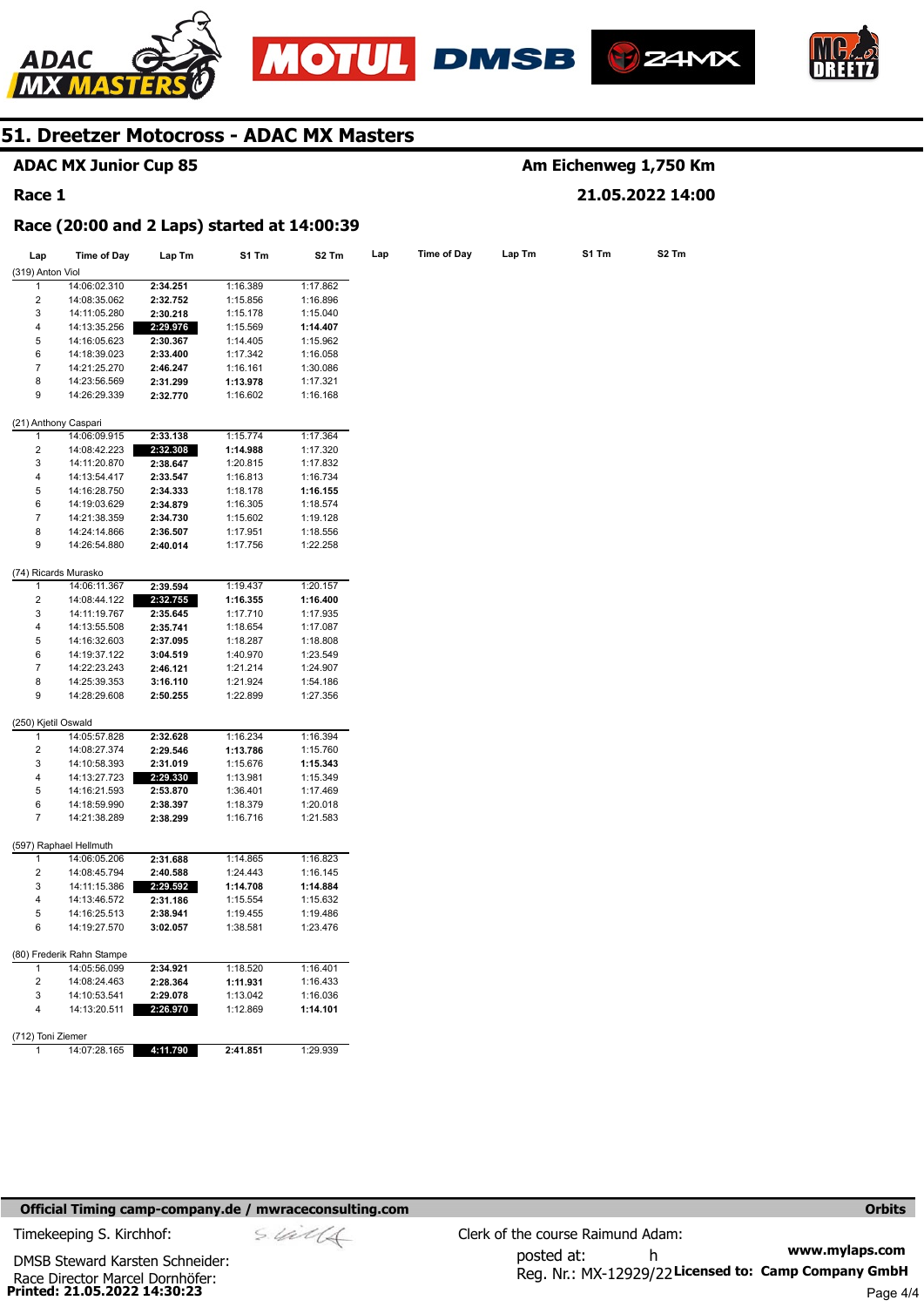# 51. Dreetzer Motocross - ADAC MX Masters

**ADAC MX Junior Cup 85** — **Am Eichenweg 1,750 Km**

**Race 1** — **21.05.2022 14:00**

**Race (20:00 and 2 Laps) started at 14:00:39**

| Lap | Time of Day | Lap Tm | S1 Tm | S2 Tm |
|---|---|---|---|---|
| **(319) Anton Viol** | | | | |
| 1 | 14:06:02.310 | **2:34.251** | 1:16.389 | 1:17.862 |
| 2 | 14:08:35.062 | **2:32.752** | 1:15.856 | 1:16.896 |
| 3 | 14:11:05.280 | **2:30.218** | 1:15.178 | 1:15.040 |
| 4 | 14:13:35.256 | **2:29.976** | 1:15.569 | **1:14.407** |
| 5 | 14:16:05.623 | **2:30.367** | 1:14.405 | 1:15.962 |
| 6 | 14:18:39.023 | **2:33.400** | 1:17.342 | 1:16.058 |
| 7 | 14:21:25.270 | **2:46.247** | 1:16.161 | 1:30.086 |
| 8 | 14:23:56.569 | **2:31.299** | **1:13.978** | 1:17.321 |
| 9 | 14:26:29.339 | **2:32.770** | 1:16.602 | 1:16.168 |
| **(21) Anthony Caspari** | | | | |
| 1 | 14:06:09.915 | **2:33.138** | 1:15.774 | 1:17.364 |
| 2 | 14:08:42.223 | **2:32.308** | **1:14.988** | 1:17.320 |
| 3 | 14:11:20.870 | **2:38.647** | 1:20.815 | 1:17.832 |
| 4 | 14:13:54.417 | **2:33.547** | 1:16.813 | 1:16.734 |
| 5 | 14:16:28.750 | **2:34.333** | 1:18.178 | **1:16.155** |
| 6 | 14:19:03.629 | **2:34.879** | 1:16.305 | 1:18.574 |
| 7 | 14:21:38.359 | **2:34.730** | 1:15.602 | 1:19.128 |
| 8 | 14:24:14.866 | **2:36.507** | 1:17.951 | 1:18.556 |
| 9 | 14:26:54.880 | **2:40.014** | 1:17.756 | 1:22.258 |
| **(74) Ricards Murasko** | | | | |
| 1 | 14:06:11.367 | **2:39.594** | 1:19.437 | 1:20.157 |
| 2 | 14:08:44.122 | **2:32.755** | **1:16.355** | **1:16.400** |
| 3 | 14:11:19.767 | **2:35.645** | 1:17.710 | 1:17.935 |
| 4 | 14:13:55.508 | **2:35.741** | 1:18.654 | 1:17.087 |
| 5 | 14:16:32.603 | **2:37.095** | 1:18.287 | 1:18.808 |
| 6 | 14:19:37.122 | **3:04.519** | 1:40.970 | 1:23.549 |
| 7 | 14:22:23.243 | **2:46.121** | 1:21.214 | 1:24.907 |
| 8 | 14:25:39.353 | **3:16.110** | 1:21.924 | 1:54.186 |
| 9 | 14:28:29.608 | **2:50.255** | 1:22.899 | 1:27.356 |
| **(250) Kjetil Oswald** | | | | |
| 1 | 14:05:57.828 | **2:32.628** | 1:16.234 | 1:16.394 |
| 2 | 14:08:27.374 | **2:29.546** | **1:13.786** | 1:15.760 |
| 3 | 14:10:58.393 | **2:31.019** | 1:15.676 | **1:15.343** |
| 4 | 14:13:27.723 | **2:29.330** | 1:13.981 | 1:15.349 |
| 5 | 14:16:21.593 | **2:53.870** | 1:36.401 | 1:17.469 |
| 6 | 14:18:59.990 | **2:38.397** | 1:18.379 | 1:20.018 |
| 7 | 14:21:38.289 | **2:38.299** | 1:16.716 | 1:21.583 |
| **(597) Raphael Hellmuth** | | | | |
| 1 | 14:06:05.206 | **2:31.688** | 1:14.865 | 1:16.823 |
| 2 | 14:08:45.794 | **2:40.588** | 1:24.443 | 1:16.145 |
| 3 | 14:11:15.386 | **2:29.592** | **1:14.708** | **1:14.884** |
| 4 | 14:13:46.572 | **2:31.186** | 1:15.554 | 1:15.632 |
| 5 | 14:16:25.513 | **2:38.941** | 1:19.455 | 1:19.486 |
| 6 | 14:19:27.570 | **3:02.057** | 1:38.581 | 1:23.476 |
| **(80) Frederik Rahn Stampe** | | | | |
| 1 | 14:05:56.099 | **2:34.921** | 1:18.520 | 1:16.401 |
| 2 | 14:08:24.463 | **2:28.364** | **1:11.931** | 1:16.433 |
| 3 | 14:10:53.541 | **2:29.078** | 1:13.042 | 1:16.036 |
| 4 | 14:13:20.511 | **2:26.970** | 1:12.869 | **1:14.101** |
| **(712) Toni Ziemer** | | | | |
| 1 | 14:07:28.165 | **4:11.790** | **2:41.851** | 1:29.939 |

**Official Timing camp-company.de / mwraceconsulting.com** — **Orbits**

Timekeeping S. Kirchhof:

DMSB Steward Karsten Schneider:

Race Director Marcel Dornhöfer:

Clerk of the course Raimund Adam:

posted at: h

Reg. Nr.: MX-12929/22

**www.mylaps.com**

**Licensed to: Camp Company GmbH**

**Printed: 21.05.2022 14:30:23**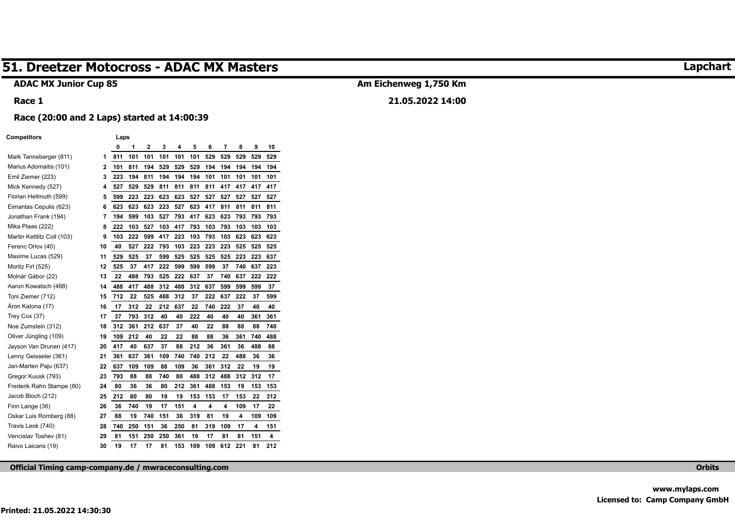# 51. Dreetzer Motocross - ADAC MX Masters

**Lapchart**

**ADAC MX Junior Cup 85**

**Am Eichenweg 1,750 Km**

**Race 1**

**21.05.2022 14:00**

**Race (20:00 and 2 Laps) started at 14:00:39**

| Competitors | | 0 | 1 | 2 | 3 | 4 | 5 | 6 | 7 | 8 | 9 | 10 |
|---|---|---|---|---|---|---|---|---|---|---|---|---|
| Mark Tanneberger (811) | 1 | 811 | 101 | 101 | 101 | 101 | 101 | 529 | 529 | 529 | 529 | 529 |
| Marius Adomaitis (101) | 2 | 101 | 811 | 194 | 529 | 529 | 529 | 194 | 194 | 194 | 194 | 194 |
| Emil Ziemer (223) | 3 | 223 | 194 | 811 | 194 | 194 | 194 | 101 | 101 | 101 | 101 | 101 |
| Mick Kennedy (527) | 4 | 527 | 529 | 529 | 811 | 811 | 811 | 811 | 417 | 417 | 417 | 417 |
| Florian Hellmuth (599) | 5 | 599 | 223 | 223 | 623 | 623 | 527 | 527 | 527 | 527 | 527 | 527 |
| Eimantas Cepulis (623) | 6 | 623 | 623 | 623 | 223 | 527 | 623 | 417 | 811 | 811 | 811 | 811 |
| Jonathan Frank (194) | 7 | 194 | 599 | 103 | 527 | 793 | 417 | 623 | 623 | 793 | 793 | 793 |
| Mika Plaas (222) | 8 | 222 | 103 | 527 | 103 | 417 | 793 | 103 | 793 | 103 | 103 | 103 |
| Martin Kettlitz Coll (103) | 9 | 103 | 222 | 599 | 417 | 223 | 103 | 793 | 103 | 623 | 623 | 623 |
| Ferenc Orlov (40) | 10 | 40 | 527 | 222 | 793 | 103 | 223 | 223 | 223 | 525 | 525 | 525 |
| Maxime Lucas (529) | 11 | 529 | 525 | 37 | 599 | 525 | 525 | 525 | 525 | 223 | 223 | 637 |
| Moritz Firl (525) | 12 | 525 | 37 | 417 | 222 | 599 | 599 | 599 | 37 | 740 | 637 | 223 |
| Molnár Gábor (22) | 13 | 22 | 488 | 793 | 525 | 222 | 637 | 37 | 740 | 637 | 222 | 222 |
| Aaron Kowatsch (488) | 14 | 488 | 417 | 488 | 312 | 488 | 312 | 637 | 599 | 599 | 599 | 37 |
| Toni Ziemer (712) | 15 | 712 | 22 | 525 | 488 | 312 | 37 | 222 | 637 | 222 | 37 | 599 |
| Áron Katona (17) | 16 | 17 | 312 | 22 | 212 | 637 | 22 | 740 | 222 | 37 | 40 | 40 |
| Trey Cox (37) | 17 | 37 | 793 | 312 | 40 | 40 | 222 | 40 | 40 | 40 | 361 | 361 |
| Noe Zumstein (312) | 18 | 312 | 361 | 212 | 637 | 37 | 40 | 22 | 88 | 88 | 88 | 740 |
| Oliver Jüngling (109) | 19 | 109 | 212 | 40 | 22 | 22 | 88 | 88 | 36 | 361 | 740 | 488 |
| Jayson Van Drunen (417) | 20 | 417 | 40 | 637 | 37 | 88 | 212 | 36 | 361 | 36 | 488 | 88 |
| Lenny Geisseler (361) | 21 | 361 | 637 | 361 | 109 | 740 | 740 | 212 | 22 | 488 | 36 | 36 |
| Jan-Marten Paju (637) | 22 | 637 | 109 | 109 | 88 | 109 | 36 | 361 | 312 | 22 | 19 | 19 |
| Gregor Kuusk (793) | 23 | 793 | 88 | 88 | 740 | 80 | 488 | 312 | 488 | 312 | 312 | 17 |
| Frederik Rahn Stampe (80) | 24 | 80 | 36 | 36 | 80 | 212 | 361 | 488 | 153 | 19 | 153 | 153 |
| Jacob Bloch (212) | 25 | 212 | 80 | 80 | 19 | 19 | 153 | 153 | 17 | 153 | 22 | 312 |
| Finn Lange (36) | 26 | 36 | 740 | 19 | 17 | 151 | 4 | 4 | 4 | 109 | 17 | 22 |
| Oskar Luis Romberg (88) | 27 | 88 | 19 | 740 | 151 | 36 | 319 | 81 | 19 | 4 | 109 | 109 |
| Travis Leok (740) | 28 | 740 | 250 | 151 | 36 | 250 | 81 | 319 | 109 | 17 | 4 | 151 |
| Vencislav Toshev (81) | 29 | 81 | 151 | 250 | 250 | 361 | 19 | 17 | 81 | 81 | 151 | 4 |
| Raivo Laicans (19) | 30 | 19 | 17 | 17 | 81 | 153 | 109 | 109 | 612 | 221 | 81 | 212 |

**Official Timing camp-company.de / mwraceconsulting.com** **Orbits**

**www.mylaps.com**
**Licensed to: Camp Company GmbH**

**Printed: 21.05.2022 14:30:30**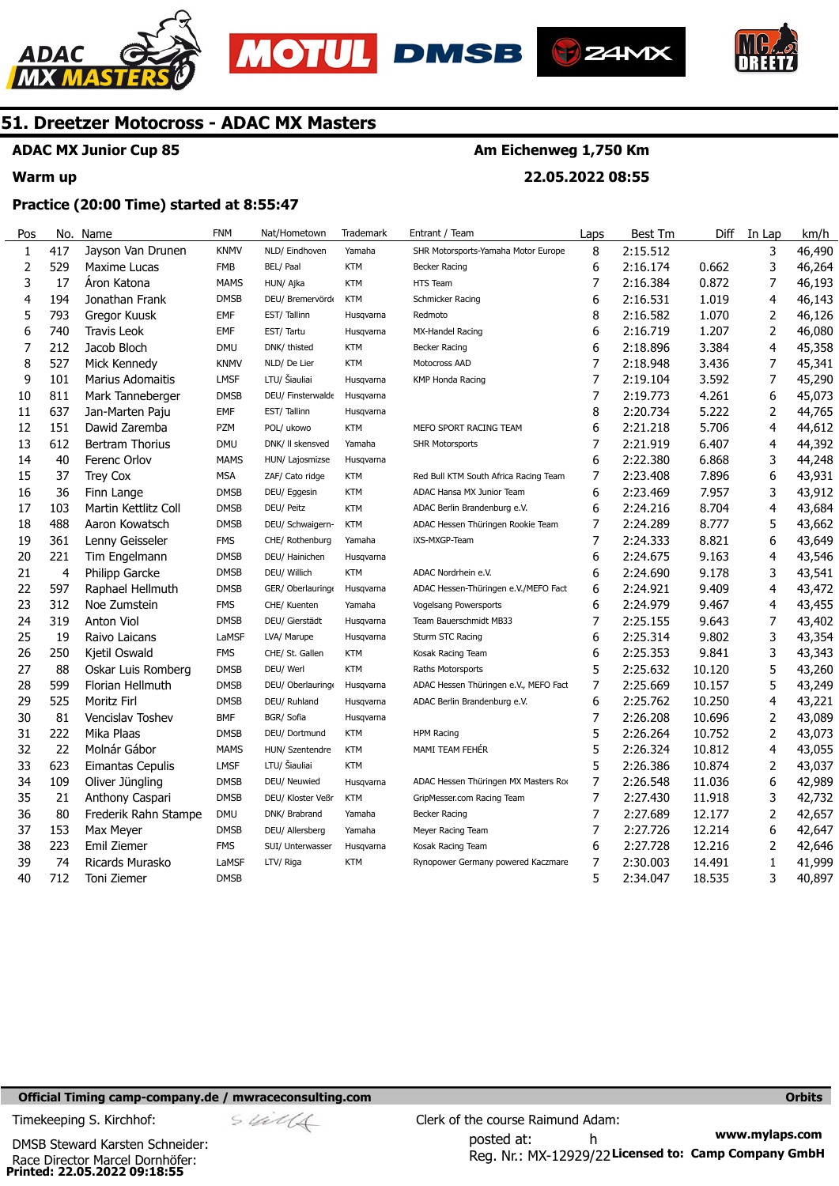# 51. Dreetzer Motocross - ADAC MX Masters

**ADAC MX Junior Cup 85** — **Am Eichenweg 1,750 Km**

**Warm up** — **22.05.2022 08:55**

**Practice (20:00 Time) started at 8:55:47**

| Pos | No. | Name | FNM | Nat/Hometown | Trademark | Entrant / Team | Laps | Best Tm | Diff | In Lap | km/h |
|---|---|---|---|---|---|---|---|---|---|---|---|
| 1 | 417 | Jayson Van Drunen | KNMV | NLD/ Eindhoven | Yamaha | SHR Motorsports-Yamaha Motor Europe | 8 | 2:15.512 | | 3 | 46,490 |
| 2 | 529 | Maxime Lucas | FMB | BEL/ Paal | KTM | Becker Racing | 6 | 2:16.174 | 0.662 | 3 | 46,264 |
| 3 | 17 | Áron Katona | MAMS | HUN/ Ajka | KTM | HTS Team | 7 | 2:16.384 | 0.872 | 7 | 46,193 |
| 4 | 194 | Jonathan Frank | DMSB | DEU/ Bremervörde | KTM | Schmicker Racing | 6 | 2:16.531 | 1.019 | 4 | 46,143 |
| 5 | 793 | Gregor Kuusk | EMF | EST/ Tallinn | Husqvarna | Redmoto | 8 | 2:16.582 | 1.070 | 2 | 46,126 |
| 6 | 740 | Travis Leok | EMF | EST/ Tartu | Husqvarna | MX-Handel Racing | 6 | 2:16.719 | 1.207 | 2 | 46,080 |
| 7 | 212 | Jacob Bloch | DMU | DNK/ thisted | KTM | Becker Racing | 6 | 2:18.896 | 3.384 | 4 | 45,358 |
| 8 | 527 | Mick Kennedy | KNMV | NLD/ De Lier | KTM | Motocross AAD | 7 | 2:18.948 | 3.436 | 7 | 45,341 |
| 9 | 101 | Marius Adomaitis | LMSF | LTU/ Šiauliai | Husqvarna | KMP Honda Racing | 7 | 2:19.104 | 3.592 | 7 | 45,290 |
| 10 | 811 | Mark Tanneberger | DMSB | DEU/ Finsterwalde | Husqvarna | | 7 | 2:19.773 | 4.261 | 6 | 45,073 |
| 11 | 637 | Jan-Marten Paju | EMF | EST/ Tallinn | Husqvarna | | 8 | 2:20.734 | 5.222 | 2 | 44,765 |
| 12 | 151 | Dawid Zaremba | PZM | POL/ ukowo | KTM | MEFO SPORT RACING TEAM | 6 | 2:21.218 | 5.706 | 4 | 44,612 |
| 13 | 612 | Bertram Thorius | DMU | DNK/ Il skensved | Yamaha | SHR Motorsports | 7 | 2:21.919 | 6.407 | 4 | 44,392 |
| 14 | 40 | Ferenc Orlov | MAMS | HUN/ Lajosmizse | Husqvarna | | 6 | 2:22.380 | 6.868 | 3 | 44,248 |
| 15 | 37 | Trey Cox | MSA | ZAF/ Cato ridge | KTM | Red Bull KTM South Africa Racing Team | 7 | 2:23.408 | 7.896 | 6 | 43,931 |
| 16 | 36 | Finn Lange | DMSB | DEU/ Eggesin | KTM | ADAC Hansa MX Junior Team | 6 | 2:23.469 | 7.957 | 3 | 43,912 |
| 17 | 103 | Martin Kettlitz Coll | DMSB | DEU/ Peitz | KTM | ADAC Berlin Brandenburg e.V. | 6 | 2:24.216 | 8.704 | 4 | 43,684 |
| 18 | 488 | Aaron Kowatsch | DMSB | DEU/ Schwaigern- | KTM | ADAC Hessen Thüringen Rookie Team | 7 | 2:24.289 | 8.777 | 5 | 43,662 |
| 19 | 361 | Lenny Geisseler | FMS | CHE/ Rothenburg | Yamaha | iXS-MXGP-Team | 7 | 2:24.333 | 8.821 | 6 | 43,649 |
| 20 | 221 | Tim Engelmann | DMSB | DEU/ Hainichen | Husqvarna | | 6 | 2:24.675 | 9.163 | 4 | 43,546 |
| 21 | 4 | Philipp Garcke | DMSB | DEU/ Willich | KTM | ADAC Nordrhein e.V. | 6 | 2:24.690 | 9.178 | 3 | 43,541 |
| 22 | 597 | Raphael Hellmuth | DMSB | GER/ Oberlauringe | Husqvarna | ADAC Hessen-Thüringen e.V./MEFO Fact | 6 | 2:24.921 | 9.409 | 4 | 43,472 |
| 23 | 312 | Noe Zumstein | FMS | CHE/ Kuenten | Yamaha | Vogelsang Powersports | 6 | 2:24.979 | 9.467 | 4 | 43,455 |
| 24 | 319 | Anton Viol | DMSB | DEU/ Gierstädt | Husqvarna | Team Bauerschmidt MB33 | 7 | 2:25.155 | 9.643 | 7 | 43,402 |
| 25 | 19 | Raivo Laicans | LaMSF | LVA/ Marupe | Husqvarna | Sturm STC Racing | 6 | 2:25.314 | 9.802 | 3 | 43,354 |
| 26 | 250 | Kjetil Oswald | FMS | CHE/ St. Gallen | KTM | Kosak Racing Team | 6 | 2:25.353 | 9.841 | 3 | 43,343 |
| 27 | 88 | Oskar Luis Romberg | DMSB | DEU/ Werl | KTM | Raths Motorsports | 5 | 2:25.632 | 10.120 | 5 | 43,260 |
| 28 | 599 | Florian Hellmuth | DMSB | DEU/ Oberlauringe | Husqvarna | ADAC Hessen Thüringen e.V., MEFO Fact | 7 | 2:25.669 | 10.157 | 5 | 43,249 |
| 29 | 525 | Moritz Firl | DMSB | DEU/ Ruhland | Husqvarna | ADAC Berlin Brandenburg e.V. | 6 | 2:25.762 | 10.250 | 4 | 43,221 |
| 30 | 81 | Vencislav Toshev | BMF | BGR/ Sofia | Husqvarna | | 7 | 2:26.208 | 10.696 | 2 | 43,089 |
| 31 | 222 | Mika Plaas | DMSB | DEU/ Dortmund | KTM | HPM Racing | 5 | 2:26.264 | 10.752 | 2 | 43,073 |
| 32 | 22 | Molnár Gábor | MAMS | HUN/ Szentendre | KTM | MAMI TEAM FEHÉR | 5 | 2:26.324 | 10.812 | 4 | 43,055 |
| 33 | 623 | Eimantas Cepulis | LMSF | LTU/ Šiauliai | KTM | | 5 | 2:26.386 | 10.874 | 2 | 43,037 |
| 34 | 109 | Oliver Jüngling | DMSB | DEU/ Neuwied | Husqvarna | ADAC Hessen Thüringen MX Masters Ro | 7 | 2:26.548 | 11.036 | 6 | 42,989 |
| 35 | 21 | Anthony Caspari | DMSB | DEU/ Kloster Veßr | KTM | GripMesser.com Racing Team | 7 | 2:27.430 | 11.918 | 3 | 42,732 |
| 36 | 80 | Frederik Rahn Stampe | DMU | DNK/ Brabrand | Yamaha | Becker Racing | 7 | 2:27.689 | 12.177 | 2 | 42,657 |
| 37 | 153 | Max Meyer | DMSB | DEU/ Allersberg | Yamaha | Meyer Racing Team | 7 | 2:27.726 | 12.214 | 6 | 42,647 |
| 38 | 223 | Emil Ziemer | FMS | SUI/ Unterwasser | Husqvarna | Kosak Racing Team | 6 | 2:27.728 | 12.216 | 2 | 42,646 |
| 39 | 74 | Ricards Murasko | LaMSF | LTV/ Riga | KTM | Rynopower Germany powered Kaczmare | 7 | 2:30.003 | 14.491 | 1 | 41,999 |
| 40 | 712 | Toni Ziemer | DMSB | | | | 5 | 2:34.047 | 18.535 | 3 | 40,897 |

**Official Timing camp-company.de / mwraceconsulting.com** — **Orbits**

Timekeeping S. Kirchhof:

Clerk of the course Raimund Adam:

DMSB Steward Karsten Schneider:

posted at: h

Race Director Marcel Dornhöfer:

Reg. Nr.: MX-12929/22

**Printed: 22.05.2022 09:18:55**

**www.mylaps.com**

**Licensed to: Camp Company GmbH**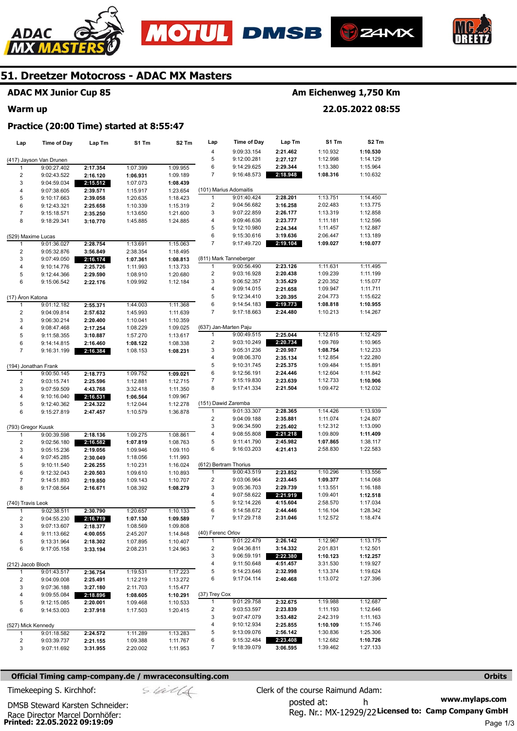# 51. Dreetzer Motocross - ADAC MX Masters

**ADAC MX Junior Cup 85** — **Am Eichenweg 1,750 Km**

**Warm up** — **22.05.2022 08:55**

### Practice (20:00 Time) started at 8:55:47

| Lap | Time of Day | Lap Tm | S1 Tm | S2 Tm |
|---|---|---|---|---|
| **(417) Jayson Van Drunen** | | | | |
| 1 | 9:00:27.402 | **2:17.354** | 1:07.399 | 1:09.955 |
| 2 | 9:02:43.522 | **2:16.120** | **1:06.931** | 1:09.189 |
| 3 | 9:04:59.034 | **2:15.512** | 1:07.073 | **1:08.439** |
| 4 | 9:07:38.605 | **2:39.571** | 1:15.917 | 1:23.654 |
| 5 | 9:10:17.663 | **2:39.058** | 1:20.635 | 1:18.423 |
| 6 | 9:12:43.321 | **2:25.658** | 1:10.339 | 1:15.319 |
| 7 | 9:15:18.571 | **2:35.250** | 1:13.650 | 1:21.600 |
| 8 | 9:18:29.341 | **3:10.770** | 1:45.885 | 1:24.885 |
| **(529) Maxime Lucas** | | | | |
| 1 | 9:01:36.027 | **2:28.754** | 1:13.691 | 1:15.063 |
| 2 | 9:05:32.876 | **3:56.849** | 2:38.354 | 1:18.495 |
| 3 | 9:07:49.050 | **2:16.174** | **1:07.361** | **1:08.813** |
| 4 | 9:10:14.776 | **2:25.726** | 1:11.993 | 1:13.733 |
| 5 | 9:12:44.366 | **2:29.590** | 1:08.910 | 1:20.680 |
| 6 | 9:15:06.542 | **2:22.176** | 1:09.992 | 1:12.184 |
| **(17) Áron Katona** | | | | |
| 1 | 9:01:12.182 | **2:55.371** | 1:44.003 | 1:11.368 |
| 2 | 9:04:09.814 | **2:57.632** | 1:45.993 | 1:11.639 |
| 3 | 9:06:30.214 | **2:20.400** | 1:10.041 | 1:10.359 |
| 4 | 9:08:47.468 | **2:17.254** | 1:08.229 | 1:09.025 |
| 5 | 9:11:58.355 | **3:10.887** | 1:57.270 | 1:13.617 |
| 6 | 9:14:14.815 | **2:16.460** | **1:08.122** | 1:08.338 |
| 7 | 9:16:31.199 | **2:16.384** | 1:08.153 | **1:08.231** |
| **(194) Jonathan Frank** | | | | |
| 1 | 9:00:50.145 | **2:18.773** | 1:09.752 | **1:09.021** |
| 2 | 9:03:15.741 | **2:25.596** | 1:12.881 | 1:12.715 |
| 3 | 9:07:59.509 | **4:43.768** | 3:32.418 | 1:11.350 |
| 4 | 9:10:16.040 | **2:16.531** | **1:06.564** | 1:09.967 |
| 5 | 9:12:40.362 | **2:24.322** | 1:12.044 | 1:12.278 |
| 6 | 9:15:27.819 | **2:47.457** | 1:10.579 | 1:36.878 |
| **(793) Gregor Kuusk** | | | | |
| 1 | 9:00:39.598 | **2:18.136** | 1:09.275 | 1:08.861 |
| 2 | 9:02:56.180 | **2:16.582** | **1:07.819** | 1:08.763 |
| 3 | 9:05:15.236 | **2:19.056** | 1:09.946 | 1:09.110 |
| 4 | 9:07:45.285 | **2:30.049** | 1:18.056 | 1:11.993 |
| 5 | 9:10:11.540 | **2:26.255** | 1:10.231 | 1:16.024 |
| 6 | 9:12:32.043 | **2:20.503** | 1:09.610 | 1:10.893 |
| 7 | 9:14:51.893 | **2:19.850** | 1:09.143 | 1:10.707 |
| 8 | 9:17:08.564 | **2:16.671** | 1:08.392 | **1:08.279** |
| **(740) Travis Leok** | | | | |
| 1 | 9:02:38.511 | **2:30.790** | 1:20.657 | 1:10.133 |
| 2 | 9:04:55.230 | **2:16.719** | **1:07.130** | **1:09.589** |
| 3 | 9:07:13.607 | **2:18.377** | 1:08.569 | 1:09.808 |
| 4 | 9:11:13.662 | **4:00.055** | 2:45.207 | 1:14.848 |
| 5 | 9:13:31.964 | **2:18.302** | 1:07.895 | 1:10.407 |
| 6 | 9:17:05.158 | **3:33.194** | 2:08.231 | 1:24.963 |
| **(212) Jacob Bloch** | | | | |
| 1 | 9:01:43.517 | **2:36.754** | 1:19.531 | 1:17.223 |
| 2 | 9:04:09.008 | **2:25.491** | 1:12.219 | 1:13.272 |
| 3 | 9:07:36.188 | **3:27.180** | 2:11.703 | 1:15.477 |
| 4 | 9:09:55.084 | **2:18.896** | **1:08.605** | **1:10.291** |
| 5 | 9:12:15.085 | **2:20.001** | 1:09.468 | 1:10.533 |
| 6 | 9:14:53.003 | **2:37.918** | 1:17.503 | 1:20.415 |
| **(527) Mick Kennedy** | | | | |
| 1 | 9:01:18.582 | **2:24.572** | 1:11.289 | 1:13.283 |
| 2 | 9:03:39.737 | **2:21.155** | 1:09.388 | 1:11.767 |
| 3 | 9:07:11.692 | **3:31.955** | 2:20.002 | 1:11.953 |
| 4 | 9:09:33.154 | **2:21.462** | 1:10.932 | **1:10.530** |
| 5 | 9:12:00.281 | **2:27.127** | 1:12.998 | 1:14.129 |
| 6 | 9:14:29.625 | **2:29.344** | 1:13.380 | 1:15.964 |
| 7 | 9:16:48.573 | **2:18.948** | **1:08.316** | 1:10.632 |
| **(101) Marius Adomaitis** | | | | |
| 1 | 9:01:40.424 | **2:28.201** | 1:13.751 | 1:14.450 |
| 2 | 9:04:56.682 | **3:16.258** | 2:02.483 | 1:13.775 |
| 3 | 9:07:22.859 | **2:26.177** | 1:13.319 | 1:12.858 |
| 4 | 9:09:46.636 | **2:23.777** | 1:11.181 | 1:12.596 |
| 5 | 9:12:10.980 | **2:24.344** | 1:11.457 | 1:12.887 |
| 6 | 9:15:30.616 | **3:19.636** | 2:06.447 | 1:13.189 |
| 7 | 9:17:49.720 | **2:19.104** | **1:09.027** | **1:10.077** |
| **(811) Mark Tanneberger** | | | | |
| 1 | 9:00:56.490 | **2:23.126** | 1:11.631 | 1:11.495 |
| 2 | 9:03:16.928 | **2:20.438** | 1:09.239 | 1:11.199 |
| 3 | 9:06:52.357 | **3:35.429** | 2:20.352 | 1:15.077 |
| 4 | 9:09:14.015 | **2:21.658** | 1:09.947 | 1:11.711 |
| 5 | 9:12:34.410 | **3:20.395** | 2:04.773 | 1:15.622 |
| 6 | 9:14:54.183 | **2:19.773** | **1:08.818** | **1:10.955** |
| 7 | 9:17:18.663 | **2:24.480** | 1:10.213 | 1:14.267 |
| **(637) Jan-Marten Paju** | | | | |
| 1 | 9:00:49.515 | **2:25.044** | 1:12.615 | 1:12.429 |
| 2 | 9:03:10.249 | **2:20.734** | 1:09.769 | 1:10.965 |
| 3 | 9:05:31.236 | **2:20.987** | **1:08.754** | 1:12.233 |
| 4 | 9:08:06.370 | **2:35.134** | 1:12.854 | 1:22.280 |
| 5 | 9:10:31.745 | **2:25.375** | 1:09.484 | 1:15.891 |
| 6 | 9:12:56.191 | **2:24.446** | 1:12.604 | 1:11.842 |
| 7 | 9:15:19.830 | **2:23.639** | 1:12.733 | **1:10.906** |
| 8 | 9:17:41.334 | **2:21.504** | 1:09.472 | 1:12.032 |
| **(151) Dawid Zaremba** | | | | |
| 1 | 9:01:33.307 | **2:28.365** | 1:14.426 | 1:13.939 |
| 2 | 9:04:09.188 | **2:35.881** | 1:11.074 | 1:24.807 |
| 3 | 9:06:34.590 | **2:25.402** | 1:12.312 | 1:13.090 |
| 4 | 9:08:55.808 | **2:21.218** | 1:09.809 | **1:11.409** |
| 5 | 9:11:41.790 | **2:45.982** | **1:07.865** | 1:38.117 |
| 6 | 9:16:03.203 | **4:21.413** | 2:58.830 | 1:22.583 |
| **(612) Bertram Thorius** | | | | |
| 1 | 9:00:43.519 | **2:23.852** | 1:10.296 | 1:13.556 |
| 2 | 9:03:06.964 | **2:23.445** | **1:09.377** | 1:14.068 |
| 3 | 9:05:36.703 | **2:29.739** | 1:13.551 | 1:16.188 |
| 4 | 9:07:58.622 | **2:21.919** | 1:09.401 | **1:12.518** |
| 5 | 9:12:14.226 | **4:15.604** | 2:58.570 | 1:17.034 |
| 6 | 9:14:58.672 | **2:44.446** | 1:16.104 | 1:28.342 |
| 7 | 9:17:29.718 | **2:31.046** | 1:12.572 | 1:18.474 |
| **(40) Ferenc Orlov** | | | | |
| 1 | 9:01:22.479 | **2:26.142** | 1:12.967 | 1:13.175 |
| 2 | 9:04:36.811 | **3:14.332** | 2:01.831 | 1:12.501 |
| 3 | 9:06:59.191 | **2:22.380** | **1:10.123** | **1:12.257** |
| 4 | 9:11:50.648 | **4:51.457** | 3:31.530 | 1:19.927 |
| 5 | 9:14:23.646 | **2:32.998** | 1:13.374 | 1:19.624 |
| 6 | 9:17:04.114 | **2:40.468** | 1:13.072 | 1:27.396 |
| **(37) Trey Cox** | | | | |
| 1 | 9:01:29.758 | **2:32.675** | 1:19.988 | 1:12.687 |
| 2 | 9:03:53.597 | **2:23.839** | 1:11.193 | 1:12.646 |
| 3 | 9:07:47.079 | **3:53.482** | 2:42.319 | 1:11.163 |
| 4 | 9:10:12.934 | **2:25.855** | **1:10.109** | 1:15.746 |
| 5 | 9:13:09.076 | **2:56.142** | 1:30.836 | 1:25.306 |
| 6 | 9:15:32.484 | **2:23.408** | 1:12.682 | **1:10.726** |
| 7 | 9:18:39.079 | **3:06.595** | 1:39.462 | 1:27.133 |

**Official Timing camp-company.de / mwraceconsulting.com** — **Orbits**

Timekeeping S. Kirchhof:

DMSB Steward Karsten Schneider:

Race Director Marcel Dornhöfer:

Clerk of the course Raimund Adam:

posted at: h

Reg. Nr.: MX-12929/22

www.mylaps.com

**Licensed to: Camp Company GmbH**

**Printed: 22.05.2022 09:19:09**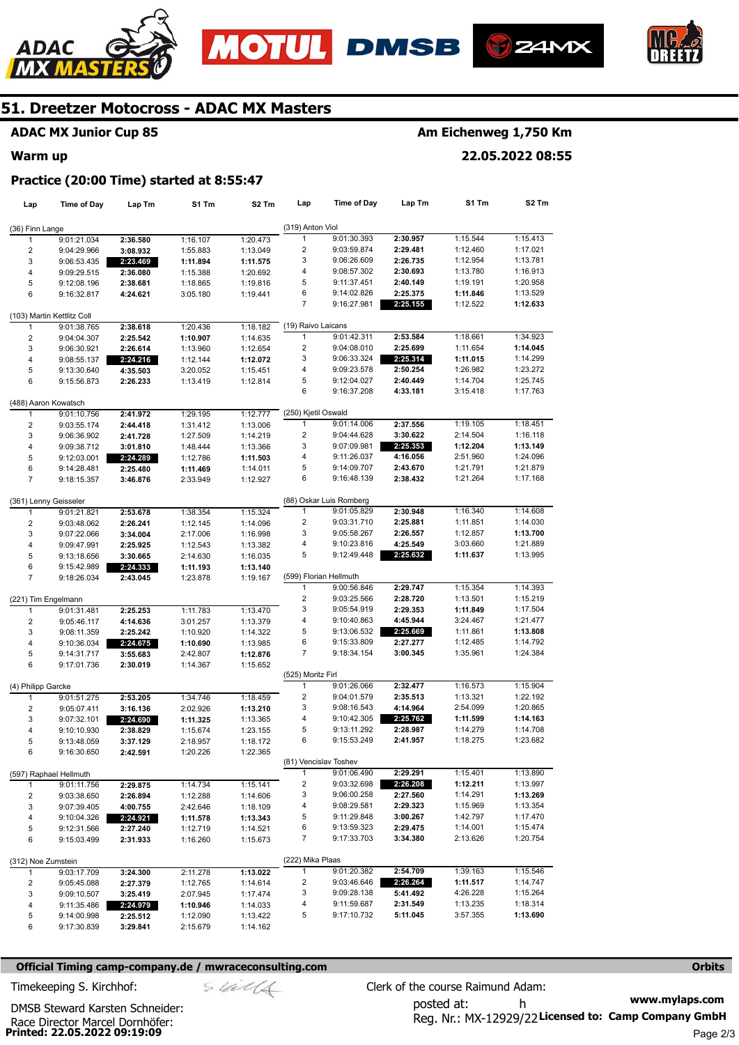# 51. Dreetzer Motocross - ADAC MX Masters

**ADAC MX Junior Cup 85** — **Am Eichenweg 1,750 Km**

**Warm up** — **22.05.2022 08:55**

**Practice (20:00 Time) started at 8:55:47**

| Lap | Time of Day | Lap Tm | S1 Tm | S2 Tm |
|---|---|---|---|---|
| **(36) Finn Lange** | | | | |
| 1 | 9:01:21.034 | 2:36.580 | 1:16.107 | 1:20.473 |
| 2 | 9:04:29.966 | 3:08.932 | 1:55.883 | 1:13.049 |
| 3 | 9:06:53.435 | **2:23.469** | **1:11.894** | **1:11.575** |
| 4 | 9:09:29.515 | 2:36.080 | 1:15.388 | 1:20.692 |
| 5 | 9:12:08.196 | 2:38.681 | 1:18.865 | 1:19.816 |
| 6 | 9:16:32.817 | 4:24.621 | 3:05.180 | 1:19.441 |
| **(103) Martin Kettlitz Coll** | | | | |
| 1 | 9:01:38.765 | 2:38.618 | 1:20.436 | 1:18.182 |
| 2 | 9:04:04.307 | 2:25.542 | **1:10.907** | 1:14.635 |
| 3 | 9:06:30.921 | 2:26.614 | 1:13.960 | 1:12.654 |
| 4 | 9:08:55.137 | **2:24.216** | 1:12.144 | **1:12.072** |
| 5 | 9:13:30.640 | 4:35.503 | 3:20.052 | 1:15.451 |
| 6 | 9:15:56.873 | 2:26.233 | 1:13.419 | 1:12.814 |
| **(488) Aaron Kowatsch** | | | | |
| 1 | 9:01:10.756 | 2:41.972 | 1:29.195 | 1:12.777 |
| 2 | 9:03:55.174 | 2:44.418 | 1:31.412 | 1:13.006 |
| 3 | 9:06:36.902 | 2:41.728 | 1:27.509 | 1:14.219 |
| 4 | 9:09:38.712 | 3:01.810 | 1:48.444 | 1:13.366 |
| 5 | 9:12:03.001 | **2:24.289** | 1:12.786 | **1:11.503** |
| 6 | 9:14:28.481 | 2:25.480 | **1:11.469** | 1:14.011 |
| 7 | 9:18:15.357 | 3:46.876 | 2:33.949 | 1:12.927 |
| **(361) Lenny Geisseler** | | | | |
| 1 | 9:01:21.821 | 2:53.678 | 1:38.354 | 1:15.324 |
| 2 | 9:03:48.062 | 2:26.241 | 1:12.145 | 1:14.096 |
| 3 | 9:07:22.066 | 3:34.004 | 2:17.006 | 1:16.998 |
| 4 | 9:09:47.991 | 2:25.925 | 1:12.543 | 1:13.382 |
| 5 | 9:13:18.656 | 3:30.665 | 2:14.630 | 1:16.035 |
| 6 | 9:15:42.989 | **2:24.333** | **1:11.193** | **1:13.140** |
| 7 | 9:18:26.034 | 2:43.045 | 1:23.878 | 1:19.167 |
| **(221) Tim Engelmann** | | | | |
| 1 | 9:01:31.481 | 2:25.253 | 1:11.783 | 1:13.470 |
| 2 | 9:05:46.117 | 4:14.636 | 3:01.257 | 1:13.379 |
| 3 | 9:08:11.359 | 2:25.242 | 1:10.920 | 1:14.322 |
| 4 | 9:10:36.034 | **2:24.675** | **1:10.690** | 1:13.985 |
| 5 | 9:14:31.717 | 3:55.683 | 2:42.807 | **1:12.876** |
| 6 | 9:17:01.736 | 2:30.019 | 1:14.367 | 1:15.652 |
| **(4) Philipp Garcke** | | | | |
| 1 | 9:01:51.275 | 2:53.205 | 1:34.746 | 1:18.459 |
| 2 | 9:05:07.411 | 3:16.136 | 2:02.926 | **1:13.210** |
| 3 | 9:07:32.101 | **2:24.690** | **1:11.325** | 1:13.365 |
| 4 | 9:10:10.930 | 2:38.829 | 1:15.674 | 1:23.155 |
| 5 | 9:13:48.059 | 3:37.129 | 2:18.957 | 1:18.172 |
| 6 | 9:16:30.650 | 2:42.591 | 1:20.226 | 1:22.365 |
| **(597) Raphael Hellmuth** | | | | |
| 1 | 9:01:11.756 | 2:29.875 | 1:14.734 | 1:15.141 |
| 2 | 9:03:38.650 | 2:26.894 | 1:12.288 | 1:14.606 |
| 3 | 9:07:39.405 | 4:00.755 | 2:42.646 | 1:18.109 |
| 4 | 9:10:04.326 | **2:24.921** | **1:11.578** | **1:13.343** |
| 5 | 9:12:31.566 | 2:27.240 | 1:12.719 | 1:14.521 |
| 6 | 9:15:03.499 | 2:31.933 | 1:16.260 | 1:15.673 |
| **(312) Noe Zumstein** | | | | |
| 1 | 9:03:17.709 | 3:24.300 | 2:11.278 | **1:13.022** |
| 2 | 9:05:45.088 | 2:27.379 | 1:12.765 | 1:14.614 |
| 3 | 9:09:10.507 | 3:25.419 | 2:07.945 | 1:17.474 |
| 4 | 9:11:35.486 | **2:24.979** | **1:10.946** | 1:14.033 |
| 5 | 9:14:00.998 | 2:25.512 | 1:12.090 | 1:13.422 |
| 6 | 9:17:30.839 | 3:29.841 | 2:15.679 | 1:14.162 |
| **(319) Anton Viol** | | | | |
| 1 | 9:01:30.393 | 2:30.957 | 1:15.544 | 1:15.413 |
| 2 | 9:03:59.874 | 2:29.481 | 1:12.460 | 1:17.021 |
| 3 | 9:06:26.609 | 2:26.735 | 1:12.954 | 1:13.781 |
| 4 | 9:08:57.302 | 2:30.693 | 1:13.780 | 1:16.913 |
| 5 | 9:11:37.451 | 2:40.149 | 1:19.191 | 1:20.958 |
| 6 | 9:14:02.826 | 2:25.375 | **1:11.846** | 1:13.529 |
| 7 | 9:16:27.981 | **2:25.155** | 1:12.522 | **1:12.633** |
| **(19) Raivo Laicans** | | | | |
| 1 | 9:01:42.311 | 2:53.584 | 1:18.661 | 1:34.923 |
| 2 | 9:04:08.010 | 2:25.699 | 1:11.654 | **1:14.045** |
| 3 | 9:06:33.324 | **2:25.314** | **1:11.015** | 1:14.299 |
| 4 | 9:09:23.578 | 2:50.254 | 1:26.982 | 1:23.272 |
| 5 | 9:12:04.027 | 2:40.449 | 1:14.704 | 1:25.745 |
| 6 | 9:16:37.208 | 4:33.181 | 3:15.418 | 1:17.763 |
| **(250) Kjetil Oswald** | | | | |
| 1 | 9:01:14.006 | 2:37.556 | 1:19.105 | 1:18.451 |
| 2 | 9:04:44.628 | 3:30.622 | 2:14.504 | 1:16.118 |
| 3 | 9:07:09.981 | **2:25.353** | **1:12.204** | **1:13.149** |
| 4 | 9:11:26.037 | 4:16.056 | 2:51.960 | 1:24.096 |
| 5 | 9:14:09.707 | 2:43.670 | 1:21.791 | 1:21.879 |
| 6 | 9:16:48.139 | 2:38.432 | 1:21.264 | 1:17.168 |
| **(88) Oskar Luis Romberg** | | | | |
| 1 | 9:01:05.829 | 2:30.948 | 1:16.340 | 1:14.608 |
| 2 | 9:03:31.710 | 2:25.881 | 1:11.851 | 1:14.030 |
| 3 | 9:05:58.267 | 2:26.557 | 1:12.857 | **1:13.700** |
| 4 | 9:10:23.816 | 4:25.549 | 3:03.660 | 1:21.889 |
| 5 | 9:12:49.448 | **2:25.632** | **1:11.637** | 1:13.995 |
| **(599) Florian Hellmuth** | | | | |
| 1 | 9:00:56.846 | 2:29.747 | 1:15.354 | 1:14.393 |
| 2 | 9:03:25.566 | 2:28.720 | 1:13.501 | 1:15.219 |
| 3 | 9:05:54.919 | 2:29.353 | **1:11.849** | 1:17.504 |
| 4 | 9:10:40.863 | 4:45.944 | 3:24.467 | 1:21.477 |
| 5 | 9:13:06.532 | **2:25.669** | 1:11.861 | **1:13.808** |
| 6 | 9:15:33.809 | 2:27.277 | 1:12.485 | 1:14.792 |
| 7 | 9:18:34.154 | 3:00.345 | 1:35.961 | 1:24.384 |
| **(525) Moritz Firl** | | | | |
| 1 | 9:01:26.066 | 2:32.477 | 1:16.573 | 1:15.904 |
| 2 | 9:04:01.579 | 2:35.513 | 1:13.321 | 1:22.192 |
| 3 | 9:08:16.543 | 4:14.964 | 2:54.099 | 1:20.865 |
| 4 | 9:10:42.305 | **2:25.762** | **1:11.599** | **1:14.163** |
| 5 | 9:13:11.292 | 2:28.987 | 1:14.279 | 1:14.708 |
| 6 | 9:15:53.249 | 2:41.957 | 1:18.275 | 1:23.682 |
| **(81) Vencislav Toshev** | | | | |
| 1 | 9:01:06.490 | 2:29.291 | 1:15.401 | 1:13.890 |
| 2 | 9:03:32.698 | **2:26.208** | **1:12.211** | 1:13.997 |
| 3 | 9:06:00.258 | 2:27.560 | 1:14.291 | **1:13.269** |
| 4 | 9:08:29.581 | 2:29.323 | 1:15.969 | 1:13.354 |
| 5 | 9:11:29.848 | 3:00.267 | 1:42.797 | 1:17.470 |
| 6 | 9:13:59.323 | 2:29.475 | 1:14.001 | 1:15.474 |
| 7 | 9:17:33.703 | 3:34.380 | 2:13.626 | 1:20.754 |
| **(222) Mika Plaas** | | | | |
| 1 | 9:01:20.382 | 2:54.709 | 1:39.163 | 1:15.546 |
| 2 | 9:03:46.646 | **2:26.264** | **1:11.517** | 1:14.747 |
| 3 | 9:09:28.138 | 5:41.492 | 4:26.228 | 1:15.264 |
| 4 | 9:11:59.687 | 2:31.549 | 1:13.235 | 1:18.314 |
| 5 | 9:17:10.732 | 5:11.045 | 3:57.355 | **1:13.690** |

**Official Timing camp-company.de / mwraceconsulting.com** — **Orbits**

Timekeeping S. Kirchhof:

DMSB Steward Karsten Schneider:

Race Director Marcel Dornhöfer:

Clerk of the course Raimund Adam:

posted at: h

Reg. Nr.: MX-12929/22

**www.mylaps.com**

**Licensed to: Camp Company GmbH**

**Printed: 22.05.2022 09:19:09**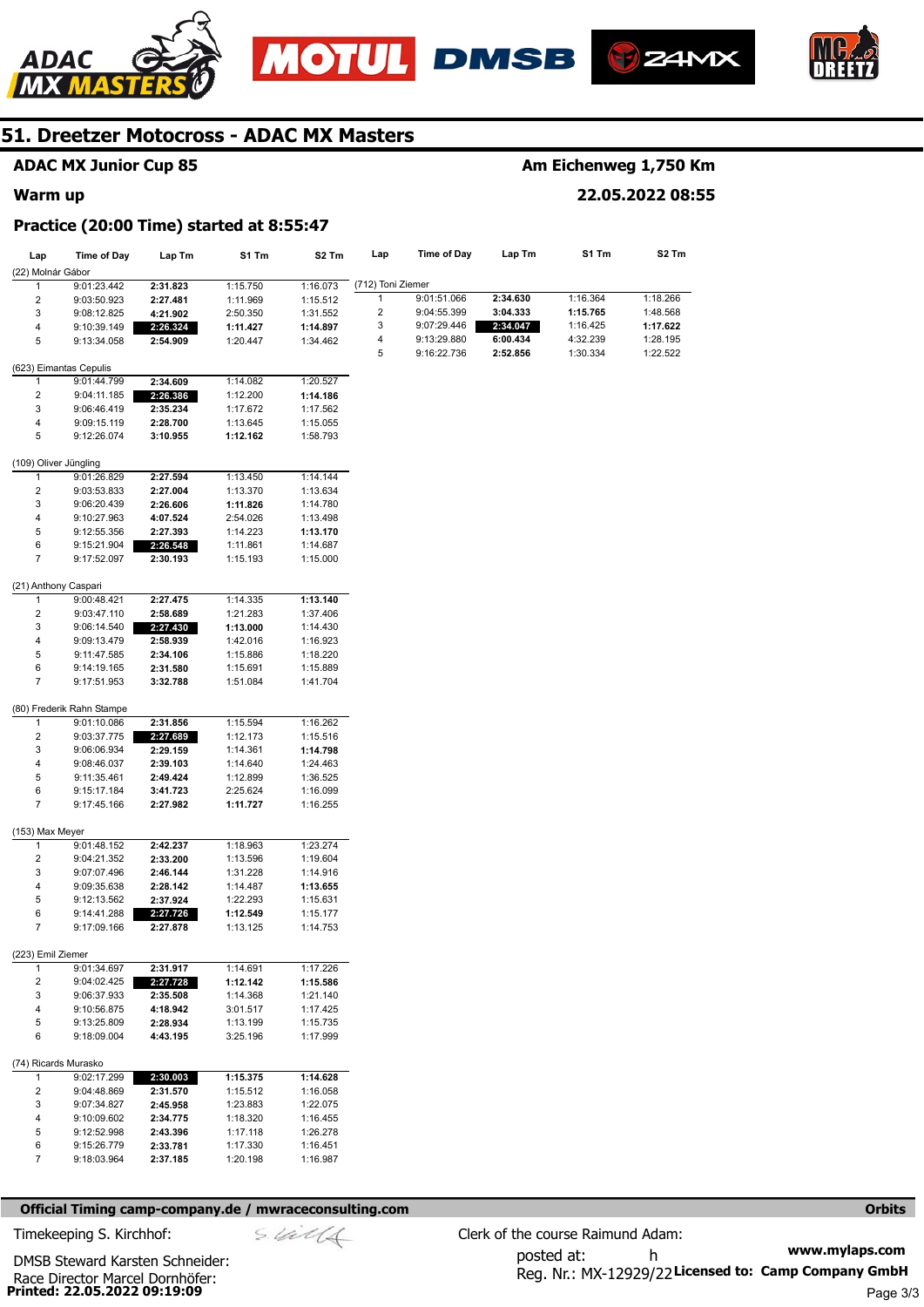# 51. Dreetzer Motocross - ADAC MX Masters

**ADAC MX Junior Cup 85** — **Am Eichenweg 1,750 Km**

**Warm up** — **22.05.2022 08:55**

### Practice (20:00 Time) started at 8:55:47

| Lap | Time of Day | Lap Tm | S1 Tm | S2 Tm |
|---|---|---|---|---|
| **(22) Molnár Gábor** | | | | |
| 1 | 9:01:23.442 | **2:31.823** | 1:15.750 | 1:16.073 |
| 2 | 9:03:50.923 | **2:27.481** | 1:11.969 | 1:15.512 |
| 3 | 9:08:12.825 | **4:21.902** | 2:50.350 | 1:31.552 |
| 4 | 9:10:39.149 | **2:26.324** | **1:11.427** | **1:14.897** |
| 5 | 9:13:34.058 | **2:54.909** | 1:20.447 | 1:34.462 |
| **(623) Eimantas Cepulis** | | | | |
| 1 | 9:01:44.799 | **2:34.609** | 1:14.082 | 1:20.527 |
| 2 | 9:04:11.185 | **2:26.386** | 1:12.200 | **1:14.186** |
| 3 | 9:06:46.419 | **2:35.234** | 1:17.672 | 1:17.562 |
| 4 | 9:09:15.119 | **2:28.700** | 1:13.645 | 1:15.055 |
| 5 | 9:12:26.074 | **3:10.955** | **1:12.162** | 1:58.793 |
| **(109) Oliver Jüngling** | | | | |
| 1 | 9:01:26.829 | **2:27.594** | 1:13.450 | 1:14.144 |
| 2 | 9:03:53.833 | **2:27.004** | 1:13.370 | 1:13.634 |
| 3 | 9:06:20.439 | **2:26.606** | **1:11.826** | 1:14.780 |
| 4 | 9:10:27.963 | **4:07.524** | 2:54.026 | 1:13.498 |
| 5 | 9:12:55.356 | **2:27.393** | 1:14.223 | **1:13.170** |
| 6 | 9:15:21.904 | **2:26.548** | 1:11.861 | 1:14.687 |
| 7 | 9:17:52.097 | **2:30.193** | 1:15.193 | 1:15.000 |
| **(21) Anthony Caspari** | | | | |
| 1 | 9:00:48.421 | **2:27.475** | 1:14.335 | **1:13.140** |
| 2 | 9:03:47.110 | **2:58.689** | 1:21.283 | 1:37.406 |
| 3 | 9:06:14.540 | **2:27.430** | **1:13.000** | 1:14.430 |
| 4 | 9:09:13.479 | **2:58.939** | 1:42.016 | 1:16.923 |
| 5 | 9:11:47.585 | **2:34.106** | 1:15.886 | 1:18.220 |
| 6 | 9:14:19.165 | **2:31.580** | 1:15.691 | 1:15.889 |
| 7 | 9:17:51.953 | **3:32.788** | 1:51.084 | 1:41.704 |
| **(80) Frederik Rahn Stampe** | | | | |
| 1 | 9:01:10.086 | **2:31.856** | 1:15.594 | 1:16.262 |
| 2 | 9:03:37.775 | **2:27.689** | 1:12.173 | 1:15.516 |
| 3 | 9:06:06.934 | **2:29.159** | 1:14.361 | **1:14.798** |
| 4 | 9:08:46.037 | **2:39.103** | 1:14.640 | 1:24.463 |
| 5 | 9:11:35.461 | **2:49.424** | 1:12.899 | 1:36.525 |
| 6 | 9:15:17.184 | **3:41.723** | 2:25.624 | 1:16.099 |
| 7 | 9:17:45.166 | **2:27.982** | **1:11.727** | 1:16.255 |
| **(153) Max Meyer** | | | | |
| 1 | 9:01:48.152 | **2:42.237** | 1:18.963 | 1:23.274 |
| 2 | 9:04:21.352 | **2:33.200** | 1:13.596 | 1:19.604 |
| 3 | 9:07:07.496 | **2:46.144** | 1:31.228 | 1:14.916 |
| 4 | 9:09:35.638 | **2:28.142** | 1:14.487 | **1:13.655** |
| 5 | 9:12:13.562 | **2:37.924** | 1:22.293 | 1:15.631 |
| 6 | 9:14:41.288 | **2:27.726** | **1:12.549** | 1:15.177 |
| 7 | 9:17:09.166 | **2:27.878** | 1:13.125 | 1:14.753 |
| **(223) Emil Ziemer** | | | | |
| 1 | 9:01:34.697 | **2:31.917** | 1:14.691 | 1:17.226 |
| 2 | 9:04:02.425 | **2:27.728** | **1:12.142** | **1:15.586** |
| 3 | 9:06:37.933 | **2:35.508** | 1:14.368 | 1:21.140 |
| 4 | 9:10:56.875 | **4:18.942** | 3:01.517 | 1:17.425 |
| 5 | 9:13:25.809 | **2:28.934** | 1:13.199 | 1:15.735 |
| 6 | 9:18:09.004 | **4:43.195** | 3:25.196 | 1:17.999 |
| **(74) Ricards Murasko** | | | | |
| 1 | 9:02:17.299 | **2:30.003** | **1:15.375** | **1:14.628** |
| 2 | 9:04:48.869 | **2:31.570** | 1:15.512 | 1:16.058 |
| 3 | 9:07:34.827 | **2:45.958** | 1:23.883 | 1:22.075 |
| 4 | 9:10:09.602 | **2:34.775** | 1:18.320 | 1:16.455 |
| 5 | 9:12:52.998 | **2:43.396** | 1:17.118 | 1:26.278 |
| 6 | 9:15:26.779 | **2:33.781** | 1:17.330 | 1:16.451 |
| 7 | 9:18:03.964 | **2:37.185** | 1:20.198 | 1:16.987 |
| **(712) Toni Ziemer** | | | | |
| 1 | 9:01:51.066 | **2:34.630** | 1:16.364 | 1:18.266 |
| 2 | 9:04:55.399 | **3:04.333** | **1:15.765** | 1:48.568 |
| 3 | 9:07:29.446 | **2:34.047** | 1:16.425 | **1:17.622** |
| 4 | 9:13:29.880 | **6:00.434** | 4:32.239 | 1:28.195 |
| 5 | 9:16:22.736 | **2:52.856** | 1:30.334 | 1:22.522 |

**Official Timing camp-company.de / mwraceconsulting.com** — **Orbits**

Timekeeping S. Kirchhof:

DMSB Steward Karsten Schneider:

Race Director Marcel Dornhöfer:

Clerk of the course Raimund Adam:

posted at: h

Reg. Nr.: MX-12929/22

**www.mylaps.com**

**Licensed to: Camp Company GmbH**

**Printed: 22.05.2022 09:19:09**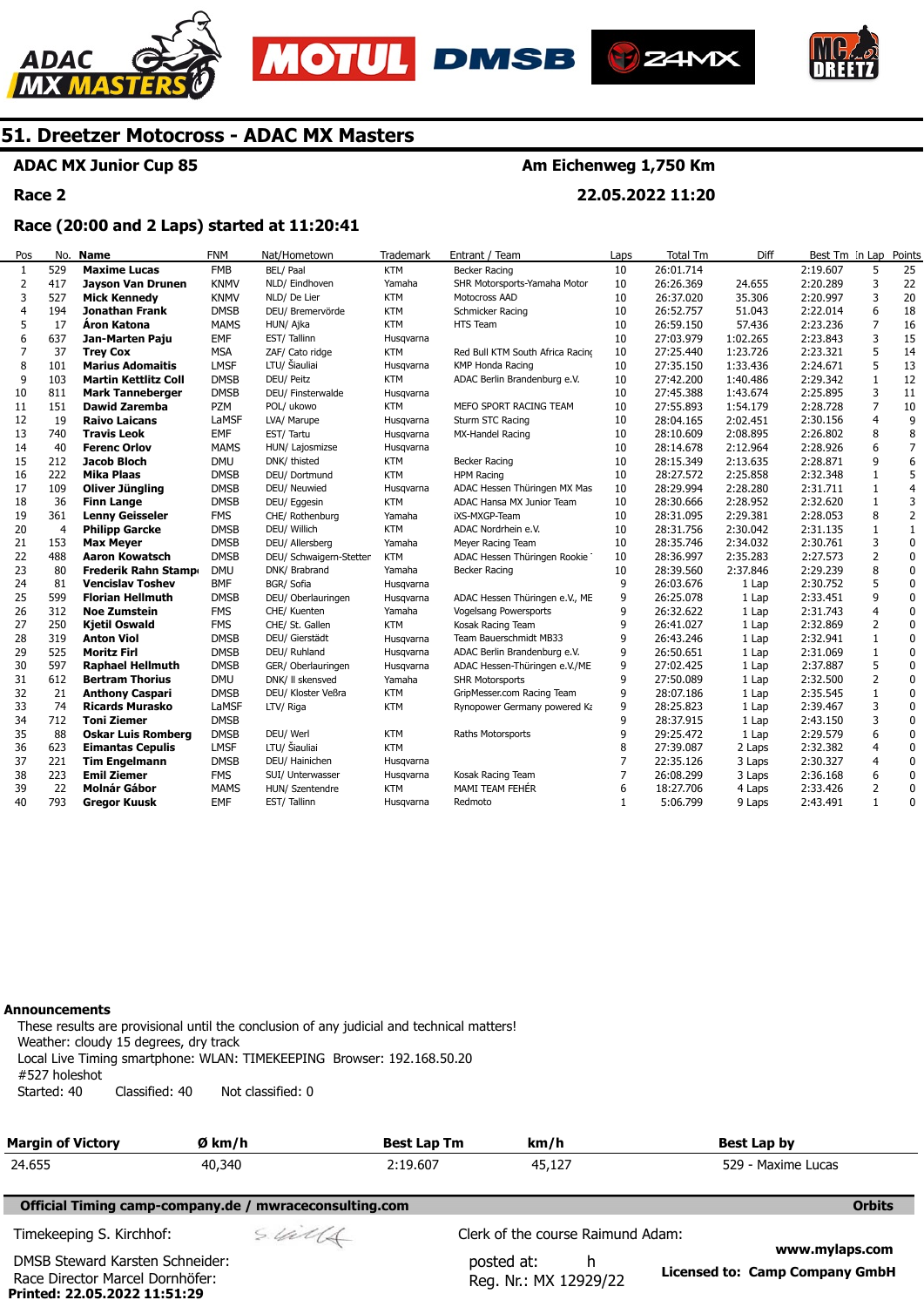# 51. Dreetzer Motocross - ADAC MX Masters

**ADAC MX Junior Cup 85** | **Am Eichenweg 1,750 Km**

**Race 2** | **22.05.2022 11:20**

**Race (20:00 and 2 Laps) started at 11:20:41**

| Pos | No. | Name | FNM | Nat/Hometown | Trademark | Entrant / Team | Laps | Total Tm | Diff | Best Tm | In Lap | Points |
|---|---|---|---|---|---|---|---|---|---|---|---|---|
| 1 | 529 | **Maxime Lucas** | FMB | BEL/ Paal | KTM | Becker Racing | 10 | 26:01.714 | | 2:19.607 | 5 | 25 |
| 2 | 417 | **Jayson Van Drunen** | KNMV | NLD/ Eindhoven | Yamaha | SHR Motorsports-Yamaha Motor | 10 | 26:26.369 | 24.655 | 2:20.289 | 3 | 22 |
| 3 | 527 | **Mick Kennedy** | KNMV | NLD/ De Lier | KTM | Motocross AAD | 10 | 26:37.020 | 35.306 | 2:20.997 | 3 | 20 |
| 4 | 194 | **Jonathan Frank** | DMSB | DEU/ Bremervörde | KTM | Schmicker Racing | 10 | 26:52.757 | 51.043 | 2:22.014 | 6 | 18 |
| 5 | 17 | **Áron Katona** | MAMS | HUN/ Ajka | KTM | HTS Team | 10 | 26:59.150 | 57.436 | 2:23.236 | 7 | 16 |
| 6 | 637 | **Jan-Marten Paju** | EMF | EST/ Tallinn | Husqvarna | | 10 | 27:03.979 | 1:02.265 | 2:23.843 | 3 | 15 |
| 7 | 37 | **Trey Cox** | MSA | ZAF/ Cato ridge | KTM | Red Bull KTM South Africa Racing | 10 | 27:25.440 | 1:23.726 | 2:23.321 | 5 | 14 |
| 8 | 101 | **Marius Adomaitis** | LMSF | LTU/ Šiauliai | Husqvarna | KMP Honda Racing | 10 | 27:35.150 | 1:33.436 | 2:24.671 | 5 | 13 |
| 9 | 103 | **Martin Kettlitz Coll** | DMSB | DEU/ Peitz | KTM | ADAC Berlin Brandenburg e.V. | 10 | 27:42.200 | 1:40.486 | 2:29.342 | 1 | 12 |
| 10 | 811 | **Mark Tanneberger** | DMSB | DEU/ Finsterwalde | Husqvarna | | 10 | 27:45.388 | 1:43.674 | 2:25.895 | 3 | 11 |
| 11 | 151 | **Dawid Zaremba** | PZM | POL/ ukowo | KTM | MEFO SPORT RACING TEAM | 10 | 27:55.893 | 1:54.179 | 2:28.728 | 7 | 10 |
| 12 | 19 | **Raivo Laicans** | LaMSF | LVA/ Marupe | Husqvarna | Sturm STC Racing | 10 | 28:04.165 | 2:02.451 | 2:30.156 | 4 | 9 |
| 13 | 740 | **Travis Leok** | EMF | EST/ Tartu | Husqvarna | MX-Handel Racing | 10 | 28:10.609 | 2:08.895 | 2:26.802 | 8 | 8 |
| 14 | 40 | **Ferenc Orlov** | MAMS | HUN/ Lajosmizse | Husqvarna | | 10 | 28:14.678 | 2:12.964 | 2:28.926 | 6 | 7 |
| 15 | 212 | **Jacob Bloch** | DMU | DNK/ thisted | KTM | Becker Racing | 10 | 28:15.349 | 2:13.635 | 2:28.871 | 9 | 6 |
| 16 | 222 | **Mika Plaas** | DMSB | DEU/ Dortmund | KTM | HPM Racing | 10 | 28:27.572 | 2:25.858 | 2:32.348 | 1 | 5 |
| 17 | 109 | **Oliver Jüngling** | DMSB | DEU/ Neuwied | Husqvarna | ADAC Hessen Thüringen MX Mas | 10 | 28:29.994 | 2:28.280 | 2:31.711 | 1 | 4 |
| 18 | 36 | **Finn Lange** | DMSB | DEU/ Eggesin | KTM | ADAC Hansa MX Junior Team | 10 | 28:30.666 | 2:28.952 | 2:32.620 | 1 | 3 |
| 19 | 361 | **Lenny Geisseler** | FMS | CHE/ Rothenburg | Yamaha | iXS-MXGP-Team | 10 | 28:31.095 | 2:29.381 | 2:28.053 | 8 | 2 |
| 20 | 4 | **Philipp Garcke** | DMSB | DEU/ Willich | KTM | ADAC Nordrhein e.V. | 10 | 28:31.756 | 2:30.042 | 2:31.135 | 1 | 1 |
| 21 | 153 | **Max Meyer** | DMSB | DEU/ Allersberg | Yamaha | Meyer Racing Team | 10 | 28:35.746 | 2:34.032 | 2:30.761 | 3 | 0 |
| 22 | 488 | **Aaron Kowatsch** | DMSB | DEU/ Schwaigern-Stetter | KTM | ADAC Hessen Thüringen Rookie | 10 | 28:36.997 | 2:35.283 | 2:27.573 | 2 | 0 |
| 23 | 80 | **Frederik Rahn Stamp** | DMU | DNK/ Brabrand | Yamaha | Becker Racing | 10 | 28:39.560 | 2:37.846 | 2:29.239 | 8 | 0 |
| 24 | 81 | **Vencislav Toshev** | BMF | BGR/ Sofia | Husqvarna | | 9 | 26:03.676 | 1 Lap | 2:30.752 | 5 | 0 |
| 25 | 599 | **Florian Hellmuth** | DMSB | DEU/ Oberlauringen | Husqvarna | ADAC Hessen Thüringen e.V., ME | 9 | 26:25.078 | 1 Lap | 2:33.451 | 9 | 0 |
| 26 | 312 | **Noe Zumstein** | FMS | CHE/ Kuenten | Yamaha | Vogelsang Powersports | 9 | 26:32.622 | 1 Lap | 2:31.743 | 4 | 0 |
| 27 | 250 | **Kjetil Oswald** | FMS | CHE/ St. Gallen | KTM | Kosak Racing Team | 9 | 26:41.027 | 1 Lap | 2:32.869 | 2 | 0 |
| 28 | 319 | **Anton Viol** | DMSB | DEU/ Gierstädt | Husqvarna | Team Bauerschmidt MB33 | 9 | 26:43.246 | 1 Lap | 2:32.941 | 1 | 0 |
| 29 | 525 | **Moritz Firl** | DMSB | DEU/ Ruhland | Husqvarna | ADAC Berlin Brandenburg e.V. | 9 | 26:50.651 | 1 Lap | 2:31.069 | 1 | 0 |
| 30 | 597 | **Raphael Hellmuth** | DMSB | GER/ Oberlauringen | Husqvarna | ADAC Hessen-Thüringen e.V./ME | 9 | 27:02.425 | 1 Lap | 2:37.887 | 5 | 0 |
| 31 | 612 | **Bertram Thorius** | DMU | DNK/ Il skensved | Yamaha | SHR Motorsports | 9 | 27:50.089 | 1 Lap | 2:32.500 | 2 | 0 |
| 32 | 21 | **Anthony Caspari** | DMSB | DEU/ Kloster Veßra | KTM | GripMesser.com Racing Team | 9 | 28:07.186 | 1 Lap | 2:35.545 | 1 | 0 |
| 33 | 74 | **Ricards Murasko** | LaMSF | LTV/ Riga | KTM | Rynopower Germany powered Ka | 9 | 28:25.823 | 1 Lap | 2:39.467 | 3 | 0 |
| 34 | 712 | **Toni Ziemer** | DMSB | | | | 9 | 28:37.915 | 1 Lap | 2:43.150 | 3 | 0 |
| 35 | 88 | **Oskar Luis Romberg** | DMSB | DEU/ Werl | KTM | Raths Motorsports | 9 | 29:25.472 | 1 Lap | 2:29.579 | 6 | 0 |
| 36 | 623 | **Eimantas Cepulis** | LMSF | LTU/ Šiauliai | KTM | | 8 | 27:39.087 | 2 Laps | 2:32.382 | 4 | 0 |
| 37 | 221 | **Tim Engelmann** | DMSB | DEU/ Hainichen | Husqvarna | | 7 | 22:35.126 | 3 Laps | 2:30.327 | 4 | 0 |
| 38 | 223 | **Emil Ziemer** | FMS | SUI/ Unterwasser | Husqvarna | Kosak Racing Team | 7 | 26:08.299 | 3 Laps | 2:36.168 | 6 | 0 |
| 39 | 22 | **Molnár Gábor** | MAMS | HUN/ Szentendre | KTM | MAMI TEAM FEHÉR | 6 | 18:27.706 | 4 Laps | 2:33.426 | 2 | 0 |
| 40 | 793 | **Gregor Kuusk** | EMF | EST/ Tallinn | Husqvarna | Redmoto | 1 | 5:06.799 | 9 Laps | 2:43.491 | 1 | 0 |

**Announcements**

These results are provisional until the conclusion of any judicial and technical matters!
Weather: cloudy 15 degrees, dry track
Local Live Timing smartphone: WLAN: TIMEKEEPING Browser: 192.168.50.20
#527 holeshot
Started: 40 Classified: 40 Not classified: 0

| Margin of Victory | Ø km/h | Best Lap Tm | km/h | Best Lap by |
|---|---|---|---|---|
| 24.655 | 40,340 | 2:19.607 | 45,127 | 529 - Maxime Lucas |

**Official Timing camp-company.de / mwraceconsulting.com** **Orbits**

Timekeeping S. Kirchhof:

Clerk of the course Raimund Adam:

DMSB Steward Karsten Schneider:

Race Director Marcel Dornhöfer:

posted at: h

Reg. Nr.: MX 12929/22

www.mylaps.com

**Licensed to: Camp Company GmbH**

**Printed: 22.05.2022 11:51:29**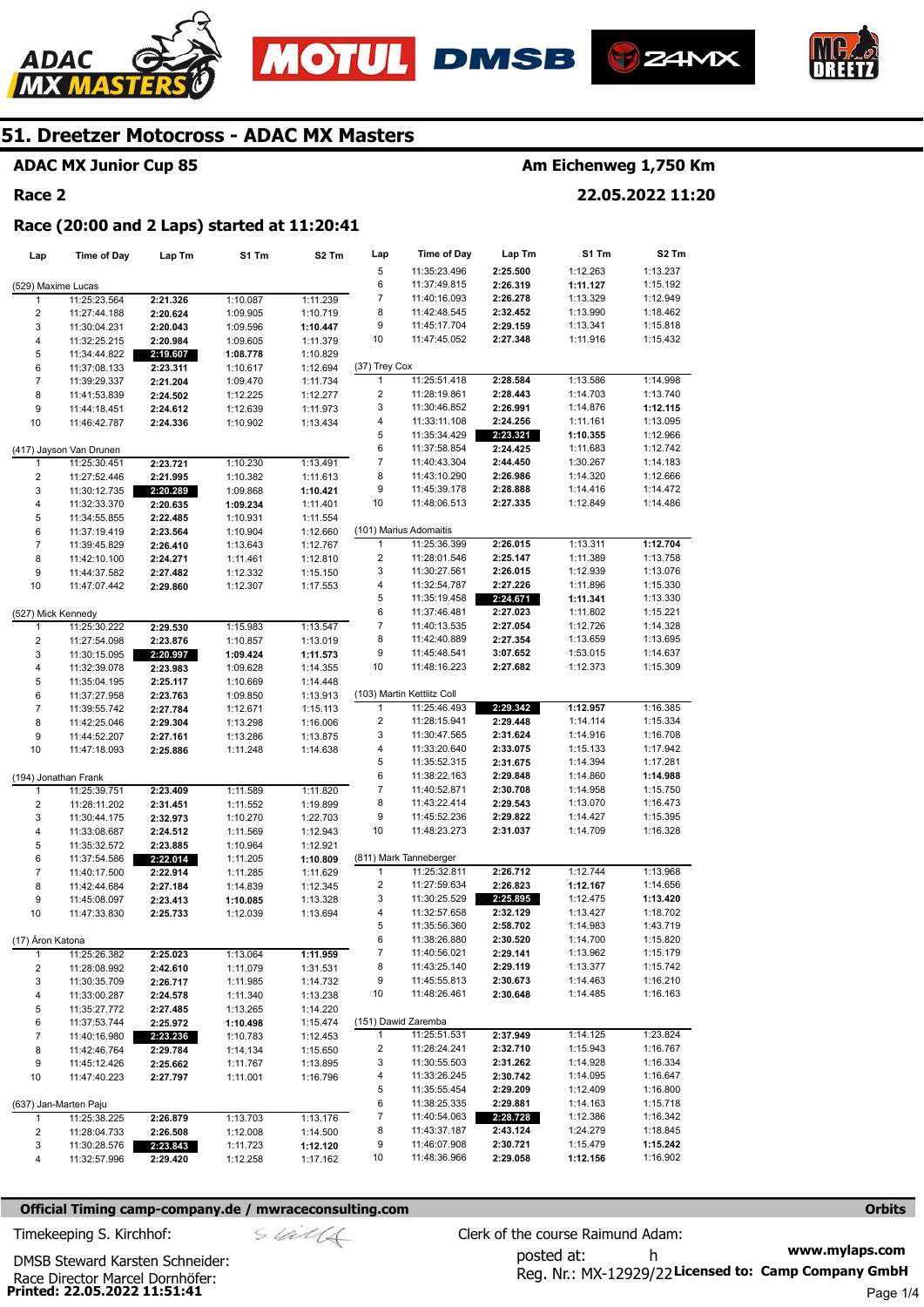# 51. Dreetzer Motocross - ADAC MX Masters

**ADAC MX Junior Cup 85** — **Am Eichenweg 1,750 Km**

**Race 2** — **22.05.2022 11:20**

**Race (20:00 and 2 Laps) started at 11:20:41**

| Lap | Time of Day | Lap Tm | S1 Tm | S2 Tm |
|---|---|---|---|---|
| **(529) Maxime Lucas** | | | | |
| 1 | 11:25:23.564 | **2:21.326** | 1:10.087 | 1:11.239 |
| 2 | 11:27:44.188 | **2:20.624** | 1:09.905 | 1:10.719 |
| 3 | 11:30:04.231 | **2:20.043** | 1:09.596 | **1:10.447** |
| 4 | 11:32:25.215 | **2:20.984** | 1:09.605 | 1:11.379 |
| 5 | 11:34:44.822 | **2:19.607** | **1:08.778** | 1:10.829 |
| 6 | 11:37:08.133 | **2:23.311** | 1:10.617 | 1:12.694 |
| 7 | 11:39:29.337 | **2:21.204** | 1:09.470 | 1:11.734 |
| 8 | 11:41:53.839 | **2:24.502** | 1:12.225 | 1:12.277 |
| 9 | 11:44:18.451 | **2:24.612** | 1:12.639 | 1:11.973 |
| 10 | 11:46:42.787 | **2:24.336** | 1:10.902 | 1:13.434 |
| **(417) Jayson Van Drunen** | | | | |
| 1 | 11:25:30.451 | **2:23.721** | 1:10.230 | 1:13.491 |
| 2 | 11:27:52.446 | **2:21.995** | 1:10.382 | 1:11.613 |
| 3 | 11:30:12.735 | **2:20.289** | 1:09.868 | **1:10.421** |
| 4 | 11:32:33.370 | **2:20.635** | **1:09.234** | 1:11.401 |
| 5 | 11:34:55.855 | **2:22.485** | 1:10.931 | 1:11.554 |
| 6 | 11:37:19.419 | **2:23.564** | 1:10.904 | 1:12.660 |
| 7 | 11:39:45.829 | **2:26.410** | 1:13.643 | 1:12.767 |
| 8 | 11:42:10.100 | **2:24.271** | 1:11.461 | 1:12.810 |
| 9 | 11:44:37.582 | **2:27.482** | 1:12.332 | 1:15.150 |
| 10 | 11:47:07.442 | **2:29.860** | 1:12.307 | 1:17.553 |
| **(527) Mick Kennedy** | | | | |
| 1 | 11:25:30.222 | **2:29.530** | 1:15.983 | 1:13.547 |
| 2 | 11:27:54.098 | **2:23.876** | 1:10.857 | 1:13.019 |
| 3 | 11:30:15.095 | **2:20.997** | **1:09.424** | **1:11.573** |
| 4 | 11:32:39.078 | **2:23.983** | 1:09.628 | 1:14.355 |
| 5 | 11:35:04.195 | **2:25.117** | 1:10.669 | 1:14.448 |
| 6 | 11:37:27.958 | **2:23.763** | 1:09.850 | 1:13.913 |
| 7 | 11:39:55.742 | **2:27.784** | 1:12.671 | 1:15.113 |
| 8 | 11:42:25.046 | **2:29.304** | 1:13.298 | 1:16.006 |
| 9 | 11:44:52.207 | **2:27.161** | 1:13.286 | 1:13.875 |
| 10 | 11:47:18.093 | **2:25.886** | 1:11.248 | 1:14.638 |
| **(194) Jonathan Frank** | | | | |
| 1 | 11:25:39.751 | **2:23.409** | 1:11.589 | 1:11.820 |
| 2 | 11:28:11.202 | **2:31.451** | 1:11.552 | 1:19.899 |
| 3 | 11:30:44.175 | **2:32.973** | 1:10.270 | 1:22.703 |
| 4 | 11:33:08.687 | **2:24.512** | 1:11.569 | 1:12.943 |
| 5 | 11:35:32.572 | **2:23.885** | 1:10.964 | 1:12.921 |
| 6 | 11:37:54.586 | **2:22.014** | 1:11.205 | **1:10.809** |
| 7 | 11:40:17.500 | **2:22.914** | 1:11.285 | 1:11.629 |
| 8 | 11:42:44.684 | **2:27.184** | 1:14.839 | 1:12.345 |
| 9 | 11:45:08.097 | **2:23.413** | **1:10.085** | 1:13.328 |
| 10 | 11:47:33.830 | **2:25.733** | 1:12.039 | 1:13.694 |
| **(17) Áron Katona** | | | | |
| 1 | 11:25:26.382 | **2:25.023** | 1:13.064 | **1:11.959** |
| 2 | 11:28:08.992 | **2:42.610** | 1:11.079 | 1:31.531 |
| 3 | 11:30:35.709 | **2:26.717** | 1:11.985 | 1:14.732 |
| 4 | 11:33:00.287 | **2:24.578** | 1:11.340 | 1:13.238 |
| 5 | 11:35:27.772 | **2:27.485** | 1:13.265 | 1:14.220 |
| 6 | 11:37:53.744 | **2:25.972** | **1:10.498** | 1:15.474 |
| 7 | 11:40:16.980 | **2:23.236** | 1:10.783 | 1:12.453 |
| 8 | 11:42:46.764 | **2:29.784** | 1:14.134 | 1:15.650 |
| 9 | 11:45:12.426 | **2:25.662** | 1:11.767 | 1:13.895 |
| 10 | 11:47:40.223 | **2:27.797** | 1:11.001 | 1:16.796 |
| **(637) Jan-Marten Paju** | | | | |
| 1 | 11:25:38.225 | **2:26.879** | 1:13.703 | 1:13.176 |
| 2 | 11:28:04.733 | **2:26.508** | 1:12.008 | 1:14.500 |
| 3 | 11:30:28.576 | **2:23.843** | 1:11.723 | **1:12.120** |
| 4 | 11:32:57.996 | **2:29.420** | 1:12.258 | 1:17.162 |
| 5 | 11:35:23.496 | **2:25.500** | 1:12.263 | 1:13.237 |
| 6 | 11:37:49.815 | **2:26.319** | **1:11.127** | 1:15.192 |
| 7 | 11:40:16.093 | **2:26.278** | 1:13.329 | 1:12.949 |
| 8 | 11:42:48.545 | **2:32.452** | 1:13.990 | 1:18.462 |
| 9 | 11:45:17.704 | **2:29.159** | 1:13.341 | 1:15.818 |
| 10 | 11:47:45.052 | **2:27.348** | 1:11.916 | 1:15.432 |
| **(37) Trey Cox** | | | | |
| 1 | 11:25:51.418 | **2:28.584** | 1:13.586 | 1:14.998 |
| 2 | 11:28:19.861 | **2:28.443** | 1:14.703 | 1:13.740 |
| 3 | 11:30:46.852 | **2:26.991** | 1:14.876 | **1:12.115** |
| 4 | 11:33:11.108 | **2:24.256** | 1:11.161 | 1:13.095 |
| 5 | 11:35:34.429 | **2:23.321** | **1:10.355** | 1:12.966 |
| 6 | 11:37:58.854 | **2:24.425** | 1:11.683 | 1:12.742 |
| 7 | 11:40:43.304 | **2:44.450** | 1:30.267 | 1:14.183 |
| 8 | 11:43:10.290 | **2:26.986** | 1:14.320 | 1:12.666 |
| 9 | 11:45:39.178 | **2:28.888** | 1:14.416 | 1:14.472 |
| 10 | 11:48:06.513 | **2:27.335** | 1:12.849 | 1:14.486 |
| **(101) Marius Adomaitis** | | | | |
| 1 | 11:25:36.399 | **2:26.015** | 1:13.311 | **1:12.704** |
| 2 | 11:28:01.546 | **2:25.147** | 1:11.389 | 1:13.758 |
| 3 | 11:30:27.561 | **2:26.015** | 1:12.939 | 1:13.076 |
| 4 | 11:32:54.787 | **2:27.226** | 1:11.896 | 1:15.330 |
| 5 | 11:35:19.458 | **2:24.671** | **1:11.341** | 1:13.330 |
| 6 | 11:37:46.481 | **2:27.023** | 1:11.802 | 1:15.221 |
| 7 | 11:40:13.535 | **2:27.054** | 1:12.726 | 1:14.328 |
| 8 | 11:42:40.889 | **2:27.354** | 1:13.659 | 1:13.695 |
| 9 | 11:45:48.541 | **3:07.652** | 1:53.015 | 1:14.637 |
| 10 | 11:48:16.223 | **2:27.682** | 1:12.373 | 1:15.309 |
| **(103) Martin Kettlitz Coll** | | | | |
| 1 | 11:25:46.493 | **2:29.342** | **1:12.957** | 1:16.385 |
| 2 | 11:28:15.941 | **2:29.448** | 1:14.114 | 1:15.334 |
| 3 | 11:30:47.565 | **2:31.624** | 1:14.916 | 1:16.708 |
| 4 | 11:33:20.640 | **2:33.075** | 1:15.133 | 1:17.942 |
| 5 | 11:35:52.315 | **2:31.675** | 1:14.394 | 1:17.281 |
| 6 | 11:38:22.163 | **2:29.848** | 1:14.860 | **1:14.988** |
| 7 | 11:40:52.871 | **2:30.708** | 1:14.958 | 1:15.750 |
| 8 | 11:43:22.414 | **2:29.543** | 1:13.070 | 1:16.473 |
| 9 | 11:45:52.236 | **2:29.822** | 1:14.427 | 1:15.395 |
| 10 | 11:48:23.273 | **2:31.037** | 1:14.709 | 1:16.328 |
| **(811) Mark Tanneberger** | | | | |
| 1 | 11:25:32.811 | **2:26.712** | 1:12.744 | 1:13.968 |
| 2 | 11:27:59.634 | **2:26.823** | **1:12.167** | 1:14.656 |
| 3 | 11:30:25.529 | **2:25.895** | 1:12.475 | **1:13.420** |
| 4 | 11:32:57.658 | **2:32.129** | 1:13.427 | 1:18.702 |
| 5 | 11:35:56.360 | **2:58.702** | 1:14.983 | 1:43.719 |
| 6 | 11:38:26.880 | **2:30.520** | 1:14.700 | 1:15.820 |
| 7 | 11:40:56.021 | **2:29.141** | 1:13.962 | 1:15.179 |
| 8 | 11:43:25.140 | **2:29.119** | 1:13.377 | 1:15.742 |
| 9 | 11:45:55.813 | **2:30.673** | 1:14.463 | 1:16.210 |
| 10 | 11:48:26.461 | **2:30.648** | 1:14.485 | 1:16.163 |
| **(151) Dawid Zaremba** | | | | |
| 1 | 11:25:51.531 | **2:37.949** | 1:14.125 | 1:23.824 |
| 2 | 11:28:24.241 | **2:32.710** | 1:15.943 | 1:16.767 |
| 3 | 11:30:55.503 | **2:31.262** | 1:14.928 | 1:16.334 |
| 4 | 11:33:26.245 | **2:30.742** | 1:14.095 | 1:16.647 |
| 5 | 11:35:55.454 | **2:29.209** | 1:12.409 | 1:16.800 |
| 6 | 11:38:25.335 | **2:29.881** | 1:14.163 | 1:15.718 |
| 7 | 11:40:54.063 | **2:28.728** | 1:12.386 | 1:16.342 |
| 8 | 11:43:37.187 | **2:43.124** | 1:24.279 | 1:18.845 |
| 9 | 11:46:07.908 | **2:30.721** | 1:15.479 | **1:15.242** |
| 10 | 11:48:36.966 | **2:29.058** | **1:12.156** | 1:16.902 |

**Official Timing camp-company.de / mwraceconsulting.com** — **Orbits**

Timekeeping S. Kirchhof:

DMSB Steward Karsten Schneider:

Race Director Marcel Dornhöfer:

Clerk of the course Raimund Adam:

posted at: h

Reg. Nr.: MX-12929/22

**www.mylaps.com**

**Licensed to: Camp Company GmbH**

**Printed: 22.05.2022 11:51:41**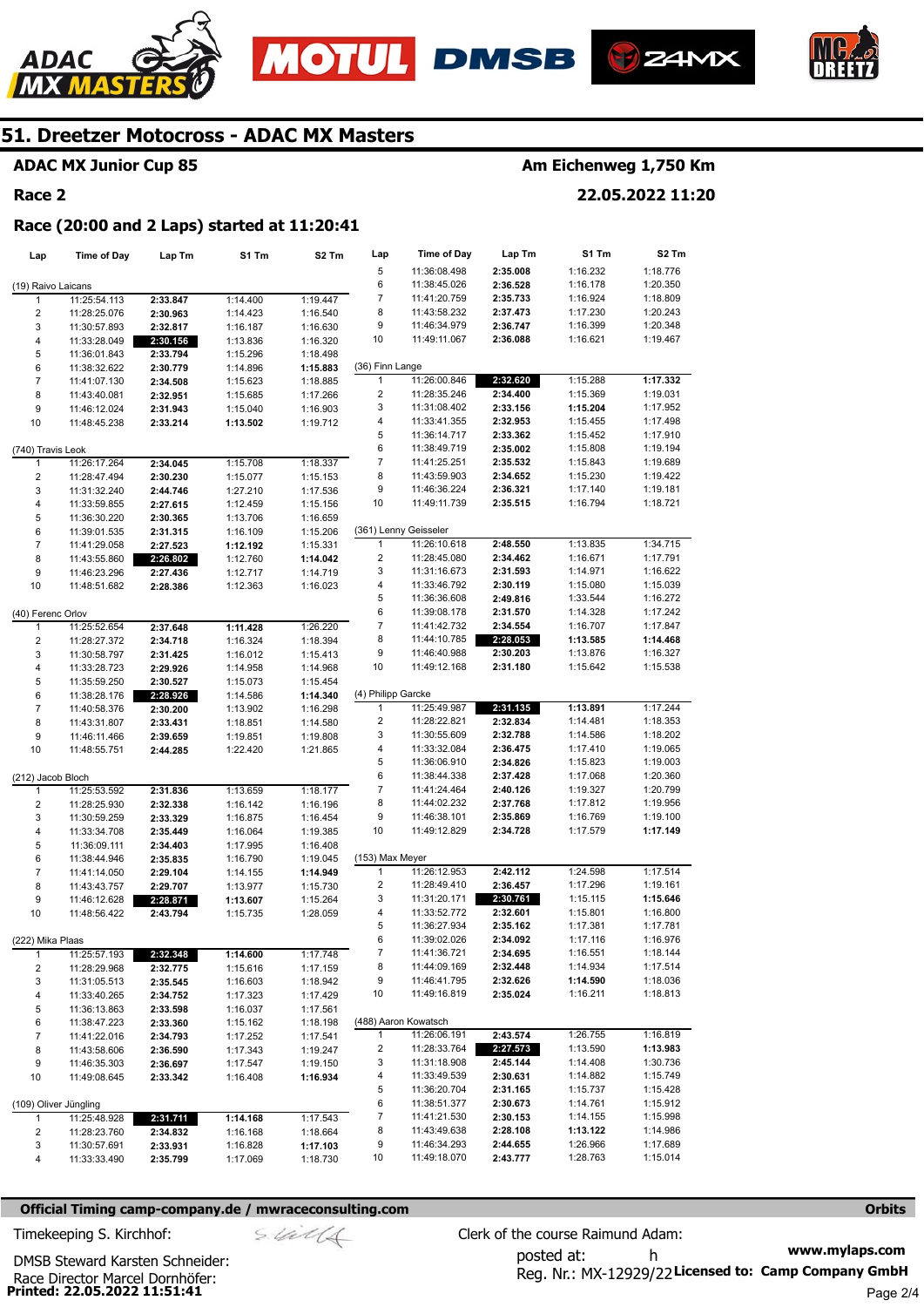# 51. Dreetzer Motocross - ADAC MX Masters

**ADAC MX Junior Cup 85** — **Am Eichenweg 1,750 Km**

**Race 2** — **22.05.2022 11:20**

**Race (20:00 and 2 Laps) started at 11:20:41**

| Lap | Time of Day | Lap Tm | S1 Tm | S2 Tm |
|---|---|---|---|---|
| **(19) Raivo Laicans** | | | | |
| 1 | 11:25:54.113 | 2:33.847 | 1:14.400 | 1:19.447 |
| 2 | 11:28:25.076 | 2:30.963 | 1:14.423 | 1:16.540 |
| 3 | 11:30:57.893 | 2:32.817 | 1:16.187 | 1:16.630 |
| 4 | 11:33:28.049 | 2:30.156 | 1:13.836 | 1:16.320 |
| 5 | 11:36:01.843 | 2:33.794 | 1:15.296 | 1:18.498 |
| 6 | 11:38:32.622 | 2:30.779 | 1:14.896 | 1:15.883 |
| 7 | 11:41:07.130 | 2:34.508 | 1:15.623 | 1:18.885 |
| 8 | 11:43:40.081 | 2:32.951 | 1:15.685 | 1:17.266 |
| 9 | 11:46:12.024 | 2:31.943 | 1:15.040 | 1:16.903 |
| 10 | 11:48:45.238 | 2:33.214 | 1:13.502 | 1:19.712 |
| **(740) Travis Leok** | | | | |
| 1 | 11:26:17.264 | 2:34.045 | 1:15.708 | 1:18.337 |
| 2 | 11:28:47.494 | 2:30.230 | 1:15.077 | 1:15.153 |
| 3 | 11:31:32.240 | 2:44.746 | 1:27.210 | 1:17.536 |
| 4 | 11:33:59.855 | 2:27.615 | 1:12.459 | 1:15.156 |
| 5 | 11:36:30.220 | 2:30.365 | 1:13.706 | 1:16.659 |
| 6 | 11:39:01.535 | 2:31.315 | 1:16.109 | 1:15.206 |
| 7 | 11:41:29.058 | 2:27.523 | 1:12.192 | 1:15.331 |
| 8 | 11:43:55.860 | 2:26.802 | 1:12.760 | 1:14.042 |
| 9 | 11:46:23.296 | 2:27.436 | 1:12.717 | 1:14.719 |
| 10 | 11:48:51.682 | 2:28.386 | 1:12.363 | 1:16.023 |
| **(40) Ferenc Orlov** | | | | |
| 1 | 11:25:52.654 | 2:37.648 | 1:11.428 | 1:26.220 |
| 2 | 11:28:27.372 | 2:34.718 | 1:16.324 | 1:18.394 |
| 3 | 11:30:58.797 | 2:31.425 | 1:16.012 | 1:15.413 |
| 4 | 11:33:28.723 | 2:29.926 | 1:14.958 | 1:14.968 |
| 5 | 11:35:59.250 | 2:30.527 | 1:15.073 | 1:15.454 |
| 6 | 11:38:28.176 | 2:28.926 | 1:14.586 | 1:14.340 |
| 7 | 11:40:58.376 | 2:30.200 | 1:13.902 | 1:16.298 |
| 8 | 11:43:31.807 | 2:33.431 | 1:18.851 | 1:14.580 |
| 9 | 11:46:11.466 | 2:39.659 | 1:19.851 | 1:19.808 |
| 10 | 11:48:55.751 | 2:44.285 | 1:22.420 | 1:21.865 |
| **(212) Jacob Bloch** | | | | |
| 1 | 11:25:53.592 | 2:31.836 | 1:13.659 | 1:18.177 |
| 2 | 11:28:25.930 | 2:32.338 | 1:16.142 | 1:16.196 |
| 3 | 11:30:59.259 | 2:33.329 | 1:16.875 | 1:16.454 |
| 4 | 11:33:34.708 | 2:35.449 | 1:16.064 | 1:19.385 |
| 5 | 11:36:09.111 | 2:34.403 | 1:17.995 | 1:16.408 |
| 6 | 11:38:44.946 | 2:35.835 | 1:16.790 | 1:19.045 |
| 7 | 11:41:14.050 | 2:29.104 | 1:14.155 | 1:14.949 |
| 8 | 11:43:43.757 | 2:29.707 | 1:13.977 | 1:15.730 |
| 9 | 11:46:12.628 | 2:28.871 | 1:13.607 | 1:15.264 |
| 10 | 11:48:56.422 | 2:43.794 | 1:15.735 | 1:28.059 |
| **(222) Mika Plaas** | | | | |
| 1 | 11:25:57.193 | 2:32.348 | 1:14.600 | 1:17.748 |
| 2 | 11:28:29.968 | 2:32.775 | 1:15.616 | 1:17.159 |
| 3 | 11:31:05.513 | 2:35.545 | 1:16.603 | 1:18.942 |
| 4 | 11:33:40.265 | 2:34.752 | 1:17.323 | 1:17.429 |
| 5 | 11:36:13.863 | 2:33.598 | 1:16.037 | 1:17.561 |
| 6 | 11:38:47.223 | 2:33.360 | 1:15.162 | 1:18.198 |
| 7 | 11:41:22.016 | 2:34.793 | 1:17.252 | 1:17.541 |
| 8 | 11:43:58.606 | 2:36.590 | 1:17.343 | 1:19.247 |
| 9 | 11:46:35.303 | 2:36.697 | 1:17.547 | 1:19.150 |
| 10 | 11:49:08.645 | 2:33.342 | 1:16.408 | 1:16.934 |
| **(109) Oliver Jüngling** | | | | |
| 1 | 11:25:48.928 | 2:31.711 | 1:14.168 | 1:17.543 |
| 2 | 11:28:23.760 | 2:34.832 | 1:16.168 | 1:18.664 |
| 3 | 11:30:57.691 | 2:33.931 | 1:16.828 | 1:17.103 |
| 4 | 11:33:33.490 | 2:35.799 | 1:17.069 | 1:18.730 |
| 5 | 11:36:08.498 | 2:35.008 | 1:16.232 | 1:18.776 |
| 6 | 11:38:45.026 | 2:36.528 | 1:16.178 | 1:20.350 |
| 7 | 11:41:20.759 | 2:35.733 | 1:16.924 | 1:18.809 |
| 8 | 11:43:58.232 | 2:37.473 | 1:17.230 | 1:20.243 |
| 9 | 11:46:34.979 | 2:36.747 | 1:16.399 | 1:20.348 |
| 10 | 11:49:11.067 | 2:36.088 | 1:16.621 | 1:19.467 |
| **(36) Finn Lange** | | | | |
| 1 | 11:26:00.846 | 2:32.620 | 1:15.288 | 1:17.332 |
| 2 | 11:28:35.246 | 2:34.400 | 1:15.369 | 1:19.031 |
| 3 | 11:31:08.402 | 2:33.156 | 1:15.204 | 1:17.952 |
| 4 | 11:33:41.355 | 2:32.953 | 1:15.455 | 1:17.498 |
| 5 | 11:36:14.717 | 2:33.362 | 1:15.452 | 1:17.910 |
| 6 | 11:38:49.719 | 2:35.002 | 1:15.808 | 1:19.194 |
| 7 | 11:41:25.251 | 2:35.532 | 1:15.843 | 1:19.689 |
| 8 | 11:43:59.903 | 2:34.652 | 1:15.230 | 1:19.422 |
| 9 | 11:46:36.224 | 2:36.321 | 1:17.140 | 1:19.181 |
| 10 | 11:49:11.739 | 2:35.515 | 1:16.794 | 1:18.721 |
| **(361) Lenny Geisseler** | | | | |
| 1 | 11:26:10.618 | 2:48.550 | 1:13.835 | 1:34.715 |
| 2 | 11:28:45.080 | 2:34.462 | 1:16.671 | 1:17.791 |
| 3 | 11:31:16.673 | 2:31.593 | 1:14.971 | 1:16.622 |
| 4 | 11:33:46.792 | 2:30.119 | 1:15.080 | 1:15.039 |
| 5 | 11:36:36.608 | 2:49.816 | 1:33.544 | 1:16.272 |
| 6 | 11:39:08.178 | 2:31.570 | 1:14.328 | 1:17.242 |
| 7 | 11:41:42.732 | 2:34.554 | 1:16.707 | 1:17.847 |
| 8 | 11:44:10.785 | 2:28.053 | 1:13.585 | 1:14.468 |
| 9 | 11:46:40.988 | 2:30.203 | 1:13.876 | 1:16.327 |
| 10 | 11:49:12.168 | 2:31.180 | 1:15.642 | 1:15.538 |
| **(4) Philipp Garcke** | | | | |
| 1 | 11:25:49.987 | 2:31.135 | 1:13.891 | 1:17.244 |
| 2 | 11:28:22.821 | 2:32.834 | 1:14.481 | 1:18.353 |
| 3 | 11:30:55.609 | 2:32.788 | 1:14.586 | 1:18.202 |
| 4 | 11:33:32.084 | 2:36.475 | 1:17.410 | 1:19.065 |
| 5 | 11:36:06.910 | 2:34.826 | 1:15.823 | 1:19.003 |
| 6 | 11:38:44.338 | 2:37.428 | 1:17.068 | 1:20.360 |
| 7 | 11:41:24.464 | 2:40.126 | 1:19.327 | 1:20.799 |
| 8 | 11:44:02.232 | 2:37.768 | 1:17.812 | 1:19.956 |
| 9 | 11:46:38.101 | 2:35.869 | 1:16.769 | 1:19.100 |
| 10 | 11:49:12.829 | 2:34.728 | 1:17.579 | 1:17.149 |
| **(153) Max Meyer** | | | | |
| 1 | 11:26:12.953 | 2:42.112 | 1:24.598 | 1:17.514 |
| 2 | 11:28:49.410 | 2:36.457 | 1:17.296 | 1:19.161 |
| 3 | 11:31:20.171 | 2:30.761 | 1:15.115 | 1:15.646 |
| 4 | 11:33:52.772 | 2:32.601 | 1:15.801 | 1:16.800 |
| 5 | 11:36:27.934 | 2:35.162 | 1:17.381 | 1:17.781 |
| 6 | 11:39:02.026 | 2:34.092 | 1:17.116 | 1:16.976 |
| 7 | 11:41:36.721 | 2:34.695 | 1:16.551 | 1:18.144 |
| 8 | 11:44:09.169 | 2:32.448 | 1:14.934 | 1:17.514 |
| 9 | 11:46:41.795 | 2:32.626 | 1:14.590 | 1:18.036 |
| 10 | 11:49:16.819 | 2:35.024 | 1:16.211 | 1:18.813 |
| **(488) Aaron Kowatsch** | | | | |
| 1 | 11:26:06.191 | 2:43.574 | 1:26.755 | 1:16.819 |
| 2 | 11:28:33.764 | 2:27.573 | 1:13.590 | 1:13.983 |
| 3 | 11:31:18.908 | 2:45.144 | 1:14.408 | 1:30.736 |
| 4 | 11:33:49.539 | 2:30.631 | 1:14.882 | 1:15.749 |
| 5 | 11:36:20.704 | 2:31.165 | 1:15.737 | 1:15.428 |
| 6 | 11:38:51.377 | 2:30.673 | 1:14.761 | 1:15.912 |
| 7 | 11:41:21.530 | 2:30.153 | 1:14.155 | 1:15.998 |
| 8 | 11:43:49.638 | 2:28.108 | 1:13.122 | 1:14.986 |
| 9 | 11:46:34.293 | 2:44.655 | 1:26.966 | 1:17.689 |
| 10 | 11:49:18.070 | 2:43.777 | 1:28.763 | 1:15.014 |

**Official Timing camp-company.de / mwraceconsulting.com** — **Orbits**

Timekeeping S. Kirchhof:

DMSB Steward Karsten Schneider:

Race Director Marcel Dornhöfer:

Clerk of the course Raimund Adam:

posted at: h

Reg. Nr.: MX-12929/22

**www.mylaps.com**

**Licensed to: Camp Company GmbH**

**Printed: 22.05.2022 11:51:41**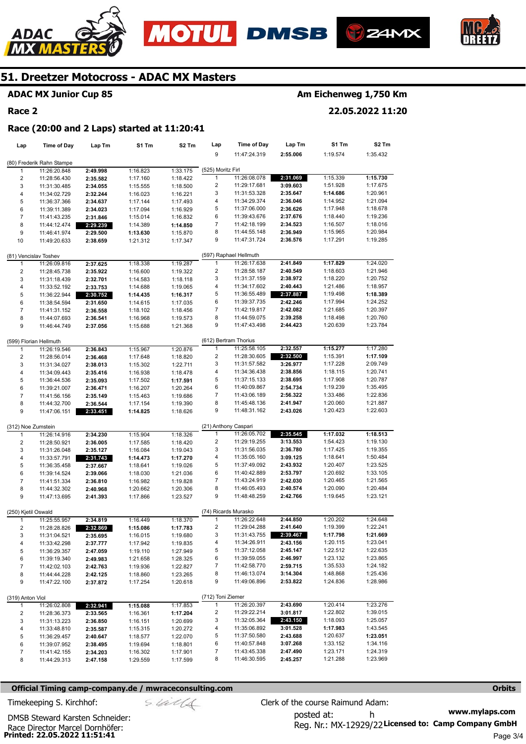# 51. Dreetzer Motocross - ADAC MX Masters

**ADAC MX Junior Cup 85** — **Am Eichenweg 1,750 Km**

**Race 2** — **22.05.2022 11:20**

**Race (20:00 and 2 Laps) started at 11:20:41**

| Lap | Time of Day | Lap Tm | S1 Tm | S2 Tm |
|---|---|---|---|---|
| **(80) Frederik Rahn Stampe** | | | | |
| 1 | 11:26:20.848 | **2:49.998** | 1:16.823 | 1:33.175 |
| 2 | 11:28:56.430 | **2:35.582** | 1:17.160 | 1:18.422 |
| 3 | 11:31:30.485 | **2:34.055** | 1:15.555 | 1:18.500 |
| 4 | 11:34:02.729 | **2:32.244** | 1:16.023 | 1:16.221 |
| 5 | 11:36:37.366 | **2:34.637** | 1:17.144 | 1:17.493 |
| 6 | 11:39:11.389 | **2:34.023** | 1:17.094 | 1:16.929 |
| 7 | 11:41:43.235 | **2:31.846** | 1:15.014 | 1:16.832 |
| 8 | 11:44:12.474 | **2:29.239** | 1:14.389 | **1:14.850** |
| 9 | 11:46:41.974 | **2:29.500** | **1:13.630** | 1:15.870 |
| 10 | 11:49:20.633 | **2:38.659** | 1:21.312 | 1:17.347 |
| **(81) Vencislav Toshev** | | | | |
| 1 | 11:26:09.816 | **2:37.625** | 1:18.338 | 1:19.287 |
| 2 | 11:28:45.738 | **2:35.922** | 1:16.600 | 1:19.322 |
| 3 | 11:31:18.439 | **2:32.701** | 1:14.583 | 1:18.118 |
| 4 | 11:33:52.192 | **2:33.753** | 1:14.688 | 1:19.065 |
| 5 | 11:36:22.944 | **2:30.752** | **1:14.435** | **1:16.317** |
| 6 | 11:38:54.594 | **2:31.650** | 1:14.615 | 1:17.035 |
| 7 | 11:41:31.152 | **2:36.558** | 1:18.102 | 1:18.456 |
| 8 | 11:44:07.693 | **2:36.541** | 1:16.968 | 1:19.573 |
| 9 | 11:46:44.749 | **2:37.056** | 1:15.688 | 1:21.368 |
| **(599) Florian Hellmuth** | | | | |
| 1 | 11:26:19.546 | **2:36.843** | 1:15.967 | 1:20.876 |
| 2 | 11:28:56.014 | **2:36.468** | 1:17.648 | 1:18.820 |
| 3 | 11:31:34.027 | **2:38.013** | 1:15.302 | 1:22.711 |
| 4 | 11:34:09.443 | **2:35.416** | 1:16.938 | 1:18.478 |
| 5 | 11:36:44.536 | **2:35.093** | 1:17.502 | **1:17.591** |
| 6 | 11:39:21.007 | **2:36.471** | 1:16.207 | 1:20.264 |
| 7 | 11:41:56.156 | **2:35.149** | 1:15.463 | 1:19.686 |
| 8 | 11:44:32.700 | **2:36.544** | 1:17.154 | 1:19.390 |
| 9 | 11:47:06.151 | **2:33.451** | **1:14.825** | 1:18.626 |
| **(312) Noe Zumstein** | | | | |
| 1 | 11:26:14.916 | **2:34.230** | 1:15.904 | 1:18.326 |
| 2 | 11:28:50.921 | **2:36.005** | 1:17.585 | 1:18.420 |
| 3 | 11:31:26.048 | **2:35.127** | 1:16.084 | 1:19.043 |
| 4 | 11:33:57.791 | **2:31.743** | **1:14.473** | **1:17.270** |
| 5 | 11:36:35.458 | **2:37.667** | 1:18.641 | 1:19.026 |
| 6 | 11:39:14.524 | **2:39.066** | 1:18.030 | 1:21.036 |
| 7 | 11:41:51.334 | **2:36.810** | 1:16.982 | 1:19.828 |
| 8 | 11:44:32.302 | **2:40.968** | 1:20.662 | 1:20.306 |
| 9 | 11:47:13.695 | **2:41.393** | 1:17.866 | 1:23.527 |
| **(250) Kjetil Oswald** | | | | |
| 1 | 11:25:55.957 | **2:34.819** | 1:16.449 | 1:18.370 |
| 2 | 11:28:28.826 | **2:32.869** | **1:15.086** | **1:17.783** |
| 3 | 11:31:04.521 | **2:35.695** | 1:16.015 | 1:19.680 |
| 4 | 11:33:42.298 | **2:37.777** | 1:17.942 | 1:19.835 |
| 5 | 11:36:29.357 | **2:47.059** | 1:19.110 | 1:27.949 |
| 6 | 11:39:19.340 | **2:49.983** | 1:21.658 | 1:28.325 |
| 7 | 11:42:02.103 | **2:42.763** | 1:19.936 | 1:22.827 |
| 8 | 11:44:44.228 | **2:42.125** | 1:18.860 | 1:23.265 |
| 9 | 11:47:22.100 | **2:37.872** | 1:17.254 | 1:20.618 |
| **(319) Anton Viol** | | | | |
| 1 | 11:26:02.808 | **2:32.941** | **1:15.088** | 1:17.853 |
| 2 | 11:28:36.373 | **2:33.565** | 1:16.361 | **1:17.204** |
| 3 | 11:31:13.223 | **2:36.850** | 1:16.151 | 1:20.699 |
| 4 | 11:33:48.810 | **2:35.587** | 1:15.315 | 1:20.272 |
| 5 | 11:36:29.457 | **2:40.647** | 1:18.577 | 1:22.070 |
| 6 | 11:39:07.952 | **2:38.495** | 1:19.694 | 1:18.801 |
| 7 | 11:41:42.155 | **2:34.203** | 1:16.302 | 1:17.901 |
| 8 | 11:44:29.313 | **2:47.158** | 1:29.559 | 1:17.599 |
| 9 | 11:47:24.319 | **2:55.006** | 1:19.574 | 1:35.432 |
| **(525) Moritz Firl** | | | | |
| 1 | 11:26:08.078 | **2:31.069** | 1:15.339 | **1:15.730** |
| 2 | 11:29:17.681 | **3:09.603** | 1:51.928 | 1:17.675 |
| 3 | 11:31:53.328 | **2:35.647** | **1:14.686** | 1:20.961 |
| 4 | 11:34:29.374 | **2:36.046** | 1:14.952 | 1:21.094 |
| 5 | 11:37:06.000 | **2:36.626** | 1:17.948 | 1:18.678 |
| 6 | 11:39:43.676 | **2:37.676** | 1:18.440 | 1:19.236 |
| 7 | 11:42:18.199 | **2:34.523** | 1:16.507 | 1:18.016 |
| 8 | 11:44:55.148 | **2:36.949** | 1:15.965 | 1:20.984 |
| 9 | 11:47:31.724 | **2:36.576** | 1:17.291 | 1:19.285 |
| **(597) Raphael Hellmuth** | | | | |
| 1 | 11:26:17.638 | **2:41.849** | **1:17.829** | 1:24.020 |
| 2 | 11:28:58.187 | **2:40.549** | 1:18.603 | 1:21.946 |
| 3 | 11:31:37.159 | **2:38.972** | 1:18.220 | 1:20.752 |
| 4 | 11:34:17.602 | **2:40.443** | 1:21.486 | 1:18.957 |
| 5 | 11:36:55.489 | **2:37.887** | 1:19.498 | **1:18.389** |
| 6 | 11:39:37.735 | **2:42.246** | 1:17.994 | 1:24.252 |
| 7 | 11:42:19.817 | **2:42.082** | 1:21.685 | 1:20.397 |
| 8 | 11:44:59.075 | **2:39.258** | 1:18.498 | 1:20.760 |
| 9 | 11:47:43.498 | **2:44.423** | 1:20.639 | 1:23.784 |
| **(612) Bertram Thorius** | | | | |
| 1 | 11:25:58.105 | **2:32.557** | **1:15.277** | 1:17.280 |
| 2 | 11:28:30.605 | **2:32.500** | 1:15.391 | **1:17.109** |
| 3 | 11:31:57.582 | **3:26.977** | 1:17.228 | 2:09.749 |
| 4 | 11:34:36.438 | **2:38.856** | 1:18.115 | 1:20.741 |
| 5 | 11:37:15.133 | **2:38.695** | 1:17.908 | 1:20.787 |
| 6 | 11:40:09.867 | **2:54.734** | 1:19.239 | 1:35.495 |
| 7 | 11:43:06.189 | **2:56.322** | 1:33.486 | 1:22.836 |
| 8 | 11:45:48.136 | **2:41.947** | 1:20.060 | 1:21.887 |
| 9 | 11:48:31.162 | **2:43.026** | 1:20.423 | 1:22.603 |
| **(21) Anthony Caspari** | | | | |
| 1 | 11:26:05.702 | **2:35.545** | **1:17.032** | **1:18.513** |
| 2 | 11:29:19.255 | **3:13.553** | 1:54.423 | 1:19.130 |
| 3 | 11:31:56.035 | **2:36.780** | 1:17.425 | 1:19.355 |
| 4 | 11:35:05.160 | **3:09.125** | 1:18.641 | 1:50.484 |
| 5 | 11:37:49.092 | **2:43.932** | 1:20.407 | 1:23.525 |
| 6 | 11:40:42.889 | **2:53.797** | 1:20.692 | 1:33.105 |
| 7 | 11:43:24.919 | **2:42.030** | 1:20.465 | 1:21.565 |
| 8 | 11:46:05.493 | **2:40.574** | 1:20.090 | 1:20.484 |
| 9 | 11:48:48.259 | **2:42.766** | 1:19.645 | 1:23.121 |
| **(74) Ricards Murasko** | | | | |
| 1 | 11:26:22.648 | **2:44.850** | 1:20.202 | 1:24.648 |
| 2 | 11:29:04.288 | **2:41.640** | 1:19.399 | 1:22.241 |
| 3 | 11:31:43.755 | **2:39.467** | **1:17.798** | **1:21.669** |
| 4 | 11:34:26.911 | **2:43.156** | 1:20.115 | 1:23.041 |
| 5 | 11:37:12.058 | **2:45.147** | 1:22.512 | 1:22.635 |
| 6 | 11:39:59.055 | **2:46.997** | 1:23.132 | 1:23.865 |
| 7 | 11:42:58.770 | **2:59.715** | 1:35.533 | 1:24.182 |
| 8 | 11:46:13.074 | **3:14.304** | 1:48.868 | 1:25.436 |
| 9 | 11:49:06.896 | **2:53.822** | 1:24.836 | 1:28.986 |
| **(712) Toni Ziemer** | | | | |
| 1 | 11:26:20.397 | **2:43.690** | 1:20.414 | 1:23.276 |
| 2 | 11:29:22.214 | **3:01.817** | 1:22.802 | 1:39.015 |
| 3 | 11:32:05.364 | **2:43.150** | 1:18.093 | 1:25.057 |
| 4 | 11:35:06.892 | **3:01.528** | **1:17.983** | 1:43.545 |
| 5 | 11:37:50.580 | **2:43.688** | 1:20.637 | **1:23.051** |
| 6 | 11:40:57.848 | **3:07.268** | 1:33.152 | 1:34.116 |
| 7 | 11:43:45.338 | **2:47.490** | 1:23.171 | 1:24.319 |
| 8 | 11:46:30.595 | **2:45.257** | 1:21.288 | 1:23.969 |

**Official Timing camp-company.de / mwraceconsulting.com** — **Orbits**

Timekeeping S. Kirchhof:

DMSB Steward Karsten Schneider:

Race Director Marcel Dornhöfer:

Clerk of the course Raimund Adam:

posted at: h

Reg. Nr.: MX-12929/22

www.mylaps.com

**Licensed to: Camp Company GmbH**

**Printed: 22.05.2022 11:51:41**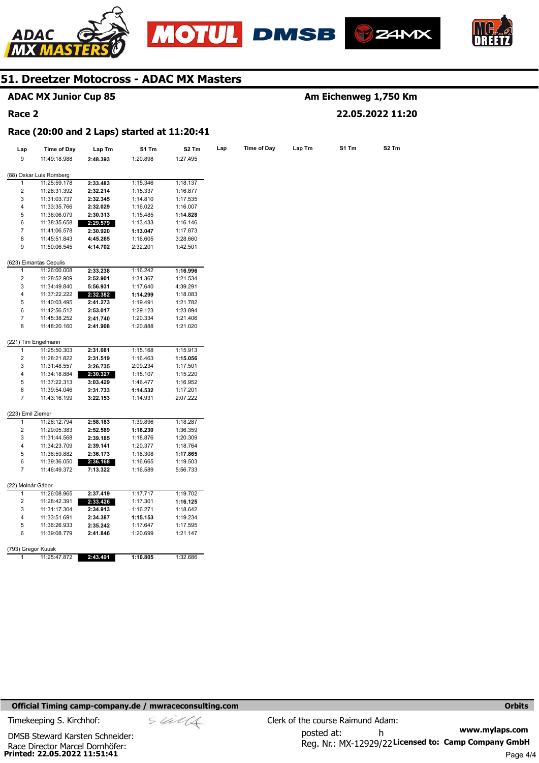## 51. Dreetzer Motocross - ADAC MX Masters

**ADAC MX Junior Cup 85** — **Am Eichenweg 1,750 Km**

**Race 2** — **22.05.2022 11:20**

**Race (20:00 and 2 Laps) started at 11:20:41**

| Lap | Time of Day | Lap Tm | S1 Tm | S2 Tm |
|---|---|---|---|---|
| 9 | 11:49:18.988 | 2:48.393 | 1:20.898 | 1:27.495 |
| **(88) Oskar Luis Romberg** | | | | |
| 1 | 11:25:59.178 | 2:33.483 | 1:15.346 | 1:18.137 |
| 2 | 11:28:31.392 | 2:32.214 | 1:15.337 | 1:16.877 |
| 3 | 11:31:03.737 | 2:32.345 | 1:14.810 | 1:17.535 |
| 4 | 11:33:35.766 | 2:32.029 | 1:16.022 | 1:16.007 |
| 5 | 11:36:06.079 | 2:30.313 | 1:15.485 | **1:14.828** |
| 6 | 11:38:35.658 | **2:29.579** | 1:13.433 | 1:16.146 |
| 7 | 11:41:06.578 | 2:30.920 | **1:13.047** | 1:17.873 |
| 8 | 11:45:51.843 | 4:45.265 | 1:16.605 | 3:28.660 |
| 9 | 11:50:06.545 | 4:14.702 | 2:32.201 | 1:42.501 |
| **(623) Eimantas Cepulis** | | | | |
| 1 | 11:26:00.008 | 2:33.238 | 1:16.242 | **1:16.996** |
| 2 | 11:28:52.909 | 2:52.901 | 1:31.367 | 1:21.534 |
| 3 | 11:34:49.840 | 5:56.931 | 1:17.640 | 4:39.291 |
| 4 | 11:37:22.222 | **2:32.382** | **1:14.299** | 1:18.083 |
| 5 | 11:40:03.495 | 2:41.273 | 1:19.491 | 1:21.782 |
| 6 | 11:42:56.512 | 2:53.017 | 1:29.123 | 1:23.894 |
| 7 | 11:45:38.252 | 2:41.740 | 1:20.334 | 1:21.406 |
| 8 | 11:48:20.160 | 2:41.908 | 1:20.888 | 1:21.020 |
| **(221) Tim Engelmann** | | | | |
| 1 | 11:25:50.303 | 2:31.081 | 1:15.168 | 1:15.913 |
| 2 | 11:28:21.822 | 2:31.519 | 1:16.463 | **1:15.056** |
| 3 | 11:31:48.557 | 3:26.735 | 2:09.234 | 1:17.501 |
| 4 | 11:34:18.884 | **2:30.327** | 1:15.107 | 1:15.220 |
| 5 | 11:37:22.313 | 3:03.429 | 1:46.477 | 1:16.952 |
| 6 | 11:39:54.046 | 2:31.733 | **1:14.532** | 1:17.201 |
| 7 | 11:43:16.199 | 3:22.153 | 1:14.931 | 2:07.222 |
| **(223) Emil Ziemer** | | | | |
| 1 | 11:26:12.794 | 2:58.183 | 1:39.896 | 1:18.287 |
| 2 | 11:29:05.383 | 2:52.589 | **1:16.230** | 1:36.359 |
| 3 | 11:31:44.568 | 2:39.185 | 1:18.876 | 1:20.309 |
| 4 | 11:34:23.709 | 2:39.141 | 1:20.377 | 1:18.764 |
| 5 | 11:36:59.882 | 2:36.173 | 1:18.308 | **1:17.865** |
| 6 | 11:39:36.050 | **2:36.168** | 1:16.665 | 1:19.503 |
| 7 | 11:46:49.372 | 7:13.322 | 1:16.589 | 5:56.733 |
| **(22) Molnár Gábor** | | | | |
| 1 | 11:26:08.965 | 2:37.419 | 1:17.717 | 1:19.702 |
| 2 | 11:28:42.391 | **2:33.426** | 1:17.301 | **1:16.125** |
| 3 | 11:31:17.304 | 2:34.913 | 1:16.271 | 1:18.642 |
| 4 | 11:33:51.691 | 2:34.387 | **1:15.153** | 1:19.234 |
| 5 | 11:36:26.933 | 2:35.242 | 1:17.647 | 1:17.595 |
| 6 | 11:39:08.779 | 2:41.846 | 1:20.699 | 1:21.147 |
| **(793) Gregor Kuusk** | | | | |
| 1 | 11:25:47.872 | **2:43.491** | **1:10.805** | 1:32.686 |

**Official Timing camp-company.de / mwraceconsulting.com** — **Orbits**

Timekeeping S. Kirchhof:

DMSB Steward Karsten Schneider:

Race Director Marcel Dornhöfer:

Clerk of the course Raimund Adam:

posted at: h

Reg. Nr.: MX-12929/22

**www.mylaps.com**

**Licensed to: Camp Company GmbH**

**Printed: 22.05.2022 11:51:41**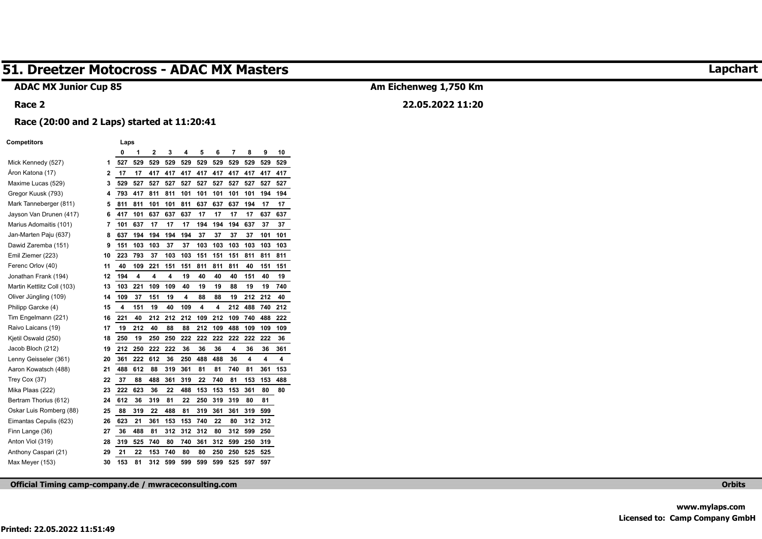# 51. Dreetzer Motocross - ADAC MX Masters

**Lapchart**

**ADAC MX Junior Cup 85**

**Am Eichenweg 1,750 Km**

**Race 2**

**22.05.2022 11:20**

**Race (20:00 and 2 Laps) started at 11:20:41**

| Competitors | | 0 | 1 | 2 | 3 | 4 | 5 | 6 | 7 | 8 | 9 | 10 |
|---|---|---|---|---|---|---|---|---|---|---|---|---|
| Mick Kennedy (527) | 1 | 527 | 529 | 529 | 529 | 529 | 529 | 529 | 529 | 529 | 529 | 529 |
| Áron Katona (17) | 2 | 17 | 17 | 417 | 417 | 417 | 417 | 417 | 417 | 417 | 417 | 417 |
| Maxime Lucas (529) | 3 | 529 | 527 | 527 | 527 | 527 | 527 | 527 | 527 | 527 | 527 | 527 |
| Gregor Kuusk (793) | 4 | 793 | 417 | 811 | 811 | 101 | 101 | 101 | 101 | 101 | 194 | 194 |
| Mark Tanneberger (811) | 5 | 811 | 811 | 101 | 101 | 811 | 637 | 637 | 637 | 194 | 17 | 17 |
| Jayson Van Drunen (417) | 6 | 417 | 101 | 637 | 637 | 637 | 17 | 17 | 17 | 17 | 637 | 637 |
| Marius Adomaitis (101) | 7 | 101 | 637 | 17 | 17 | 17 | 194 | 194 | 194 | 637 | 37 | 37 |
| Jan-Marten Paju (637) | 8 | 637 | 194 | 194 | 194 | 194 | 37 | 37 | 37 | 37 | 101 | 101 |
| Dawid Zaremba (151) | 9 | 151 | 103 | 103 | 37 | 37 | 103 | 103 | 103 | 103 | 103 | 103 |
| Emil Ziemer (223) | 10 | 223 | 793 | 37 | 103 | 103 | 151 | 151 | 151 | 811 | 811 | 811 |
| Ferenc Orlov (40) | 11 | 40 | 109 | 221 | 151 | 151 | 811 | 811 | 811 | 40 | 151 | 151 |
| Jonathan Frank (194) | 12 | 194 | 4 | 4 | 4 | 19 | 40 | 40 | 40 | 151 | 40 | 19 |
| Martin Kettlitz Coll (103) | 13 | 103 | 221 | 109 | 109 | 40 | 19 | 19 | 88 | 19 | 19 | 740 |
| Oliver Jüngling (109) | 14 | 109 | 37 | 151 | 19 | 4 | 88 | 88 | 19 | 212 | 212 | 40 |
| Philipp Garcke (4) | 15 | 4 | 151 | 19 | 40 | 109 | 4 | 4 | 212 | 488 | 740 | 212 |
| Tim Engelmann (221) | 16 | 221 | 40 | 212 | 212 | 212 | 109 | 212 | 109 | 740 | 488 | 222 |
| Raivo Laicans (19) | 17 | 19 | 212 | 40 | 88 | 88 | 212 | 109 | 488 | 109 | 109 | 109 |
| Kjetil Oswald (250) | 18 | 250 | 19 | 250 | 250 | 222 | 222 | 222 | 222 | 222 | 222 | 36 |
| Jacob Bloch (212) | 19 | 212 | 250 | 222 | 222 | 36 | 36 | 36 | 4 | 36 | 36 | 361 |
| Lenny Geisseler (361) | 20 | 361 | 222 | 612 | 36 | 250 | 488 | 488 | 36 | 4 | 4 | 4 |
| Aaron Kowatsch (488) | 21 | 488 | 612 | 88 | 319 | 361 | 81 | 81 | 740 | 81 | 361 | 153 |
| Trey Cox (37) | 22 | 37 | 88 | 488 | 361 | 319 | 22 | 740 | 81 | 153 | 153 | 488 |
| Mika Plaas (222) | 23 | 222 | 623 | 36 | 22 | 488 | 153 | 153 | 153 | 361 | 80 | 80 |
| Bertram Thorius (612) | 24 | 612 | 36 | 319 | 81 | 22 | 250 | 319 | 319 | 80 | 81 | |
| Oskar Luis Romberg (88) | 25 | 88 | 319 | 22 | 488 | 81 | 319 | 361 | 361 | 319 | 599 | |
| Eimantas Cepulis (623) | 26 | 623 | 21 | 361 | 153 | 153 | 740 | 22 | 80 | 312 | 312 | |
| Finn Lange (36) | 27 | 36 | 488 | 81 | 312 | 312 | 312 | 80 | 312 | 599 | 250 | |
| Anton Viol (319) | 28 | 319 | 525 | 740 | 80 | 740 | 361 | 312 | 599 | 250 | 319 | |
| Anthony Caspari (21) | 29 | 21 | 22 | 153 | 740 | 80 | 80 | 250 | 250 | 525 | 525 | |
| Max Meyer (153) | 30 | 153 | 81 | 312 | 599 | 599 | 599 | 599 | 525 | 597 | 597 | |

**Official Timing camp-company.de / mwraceconsulting.com**

**Orbits**

**www.mylaps.com**

**Licensed to: Camp Company GmbH**

**Printed: 22.05.2022 11:51:49**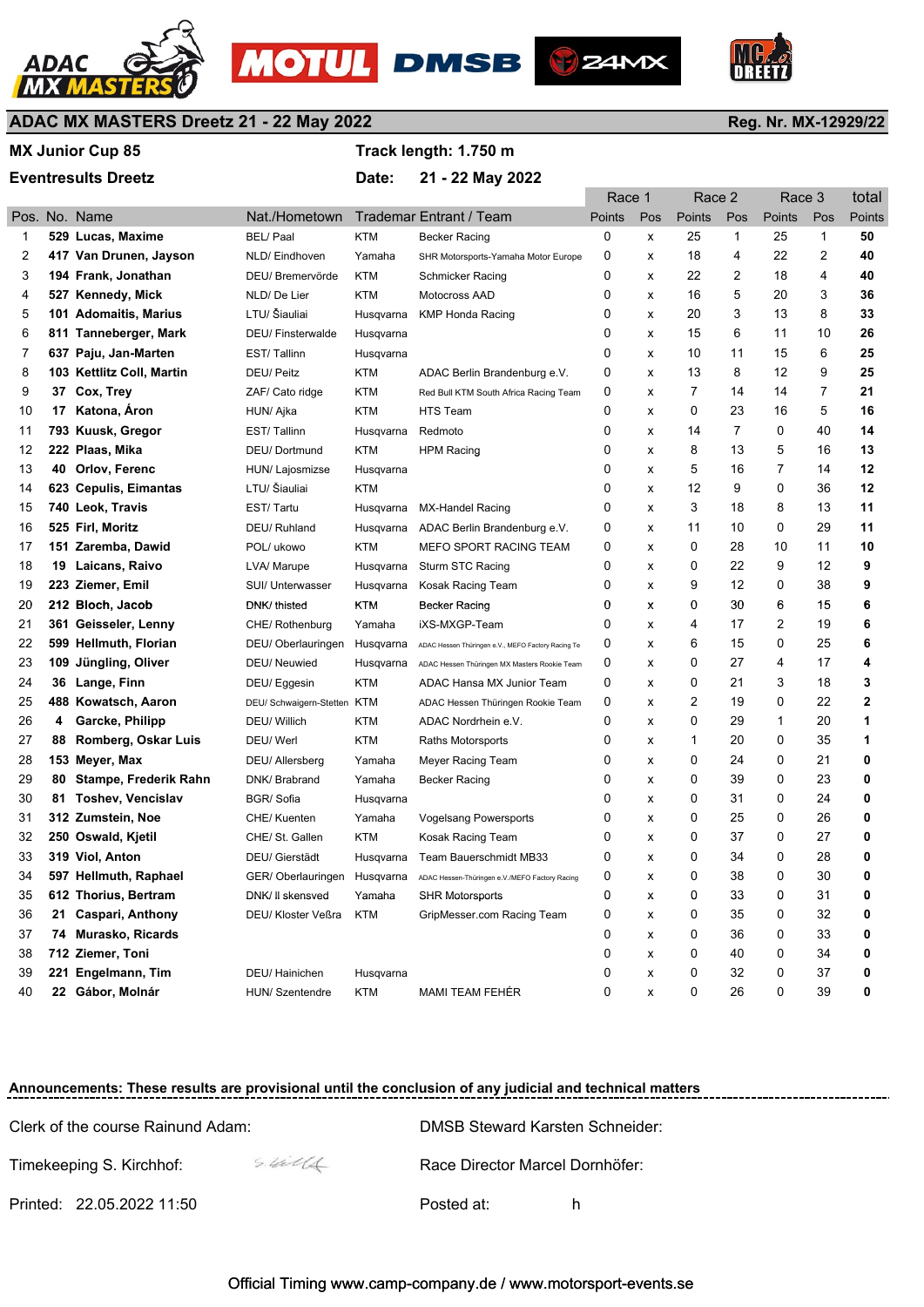## ADAC MX MASTERS Dreetz 21 - 22 May 2022

Reg. Nr. MX-12929/22

**MX Junior Cup 85** — Track length: 1.750 m

**Eventresults Dreetz** — Date: 21 - 22 May 2022

| | | | | | | Race 1 | | Race 2 | | Race 3 | | total |
|---|---|---|---|---|---|---|---|---|---|---|---|---|
| Pos. | No. | Name | Nat./Hometown | Trademar | Entrant / Team | Points | Pos | Points | Pos | Points | Pos | Points |
| 1 | 529 | Lucas, Maxime | BEL/ Paal | KTM | Becker Racing | 0 | x | 25 | 1 | 25 | 1 | **50** |
| 2 | 417 | Van Drunen, Jayson | NLD/ Eindhoven | Yamaha | SHR Motorsports-Yamaha Motor Europe | 0 | x | 18 | 4 | 22 | 2 | **40** |
| 3 | 194 | Frank, Jonathan | DEU/ Bremervörde | KTM | Schmicker Racing | 0 | x | 22 | 2 | 18 | 4 | **40** |
| 4 | 527 | Kennedy, Mick | NLD/ De Lier | KTM | Motocross AAD | 0 | x | 16 | 5 | 20 | 3 | **36** |
| 5 | 101 | Adomaitis, Marius | LTU/ Šiauliai | Husqvarna | KMP Honda Racing | 0 | x | 20 | 3 | 13 | 8 | **33** |
| 6 | 811 | Tanneberger, Mark | DEU/ Finsterwalde | Husqvarna | | 0 | x | 15 | 6 | 11 | 10 | **26** |
| 7 | 637 | Paju, Jan-Marten | EST/ Tallinn | Husqvarna | | 0 | x | 10 | 11 | 15 | 6 | **25** |
| 8 | 103 | Kettlitz Coll, Martin | DEU/ Peitz | KTM | ADAC Berlin Brandenburg e.V. | 0 | x | 13 | 8 | 12 | 9 | **25** |
| 9 | 37 | Cox, Trey | ZAF/ Cato ridge | KTM | Red Bull KTM South Africa Racing Team | 0 | x | 7 | 14 | 14 | 7 | **21** |
| 10 | 17 | Katona, Áron | HUN/ Ajka | KTM | HTS Team | 0 | x | 0 | 23 | 16 | 5 | **16** |
| 11 | 793 | Kuusk, Gregor | EST/ Tallinn | Husqvarna | Redmoto | 0 | x | 14 | 7 | 0 | 40 | **14** |
| 12 | 222 | Plaas, Mika | DEU/ Dortmund | KTM | HPM Racing | 0 | x | 8 | 13 | 5 | 16 | **13** |
| 13 | 40 | Orlov, Ferenc | HUN/ Lajosmizse | Husqvarna | | 0 | x | 5 | 16 | 7 | 14 | **12** |
| 14 | 623 | Cepulis, Eimantas | LTU/ Šiauliai | KTM | | 0 | x | 12 | 9 | 0 | 36 | **12** |
| 15 | 740 | Leok, Travis | EST/ Tartu | Husqvarna | MX-Handel Racing | 0 | x | 3 | 18 | 8 | 13 | **11** |
| 16 | 525 | Firl, Moritz | DEU/ Ruhland | Husqvarna | ADAC Berlin Brandenburg e.V. | 0 | x | 11 | 10 | 0 | 29 | **11** |
| 17 | 151 | Zaremba, Dawid | POL/ ukowo | KTM | MEFO SPORT RACING TEAM | 0 | x | 0 | 28 | 10 | 11 | **10** |
| 18 | 19 | Laicans, Raivo | LVA/ Marupe | Husqvarna | Sturm STC Racing | 0 | x | 0 | 22 | 9 | 12 | **9** |
| 19 | 223 | Ziemer, Emil | SUI/ Unterwasser | Husqvarna | Kosak Racing Team | 0 | x | 9 | 12 | 0 | 38 | **9** |
| 20 | 212 | Bloch, Jacob | DNK/ thisted | KTM | Becker Racing | 0 | x | 0 | 30 | 6 | 15 | **6** |
| 21 | 361 | Geisseler, Lenny | CHE/ Rothenburg | Yamaha | iXS-MXGP-Team | 0 | x | 4 | 17 | 2 | 19 | **6** |
| 22 | 599 | Hellmuth, Florian | DEU/ Oberlauringen | Husqvarna | ADAC Hessen Thüringen e.V., MEFO Factory Racing Te | 0 | x | 6 | 15 | 0 | 25 | **6** |
| 23 | 109 | Jüngling, Oliver | DEU/ Neuwied | Husqvarna | ADAC Hessen Thüringen MX Masters Rookie Team | 0 | x | 0 | 27 | 4 | 17 | **4** |
| 24 | 36 | Lange, Finn | DEU/ Eggesin | KTM | ADAC Hansa MX Junior Team | 0 | x | 0 | 21 | 3 | 18 | **3** |
| 25 | 488 | Kowatsch, Aaron | DEU/ Schwaigern-Stetten | KTM | ADAC Hessen Thüringen Rookie Team | 0 | x | 2 | 19 | 0 | 22 | **2** |
| 26 | 4 | Garcke, Philipp | DEU/ Willich | KTM | ADAC Nordrhein e.V. | 0 | x | 0 | 29 | 1 | 20 | **1** |
| 27 | 88 | Romberg, Oskar Luis | DEU/ Werl | KTM | Raths Motorsports | 0 | x | 1 | 20 | 0 | 35 | **1** |
| 28 | 153 | Meyer, Max | DEU/ Allersberg | Yamaha | Meyer Racing Team | 0 | x | 0 | 24 | 0 | 21 | **0** |
| 29 | 80 | Stampe, Frederik Rahn | DNK/ Brabrand | Yamaha | Becker Racing | 0 | x | 0 | 39 | 0 | 23 | **0** |
| 30 | 81 | Toshev, Vencislav | BGR/ Sofia | Husqvarna | | 0 | x | 0 | 31 | 0 | 24 | **0** |
| 31 | 312 | Zumstein, Noe | CHE/ Kuenten | Yamaha | Vogelsang Powersports | 0 | x | 0 | 25 | 0 | 26 | **0** |
| 32 | 250 | Oswald, Kjetil | CHE/ St. Gallen | KTM | Kosak Racing Team | 0 | x | 0 | 37 | 0 | 27 | **0** |
| 33 | 319 | Viol, Anton | DEU/ Gierstädt | Husqvarna | Team Bauerschmidt MB33 | 0 | x | 0 | 34 | 0 | 28 | **0** |
| 34 | 597 | Hellmuth, Raphael | GER/ Oberlauringen | Husqvarna | ADAC Hessen-Thüringen e.V./MEFO Factory Racing | 0 | x | 0 | 38 | 0 | 30 | **0** |
| 35 | 612 | Thorius, Bertram | DNK/ ll skensved | Yamaha | SHR Motorsports | 0 | x | 0 | 33 | 0 | 31 | **0** |
| 36 | 21 | Caspari, Anthony | DEU/ Kloster Veßra | KTM | GripMesser.com Racing Team | 0 | x | 0 | 35 | 0 | 32 | **0** |
| 37 | 74 | Murasko, Ricards | | | | 0 | x | 0 | 36 | 0 | 33 | **0** |
| 38 | 712 | Ziemer, Toni | | | | 0 | x | 0 | 40 | 0 | 34 | **0** |
| 39 | 221 | Engelmann, Tim | DEU/ Hainichen | Husqvarna | | 0 | x | 0 | 32 | 0 | 37 | **0** |
| 40 | 22 | Gábor, Molnár | HUN/ Szentendre | KTM | MAMI TEAM FEHÉR | 0 | x | 0 | 26 | 0 | 39 | **0** |

**Announcements: These results are provisional until the conclusion of any judicial and technical matters**

Clerk of the course Rainund Adam:

DMSB Steward Karsten Schneider:

Timekeeping S. Kirchhof:

Race Director Marcel Dornhöfer:

Printed: 22.05.2022 11:50

Posted at: h

Official Timing www.camp-company.de / www.motorsport-events.se